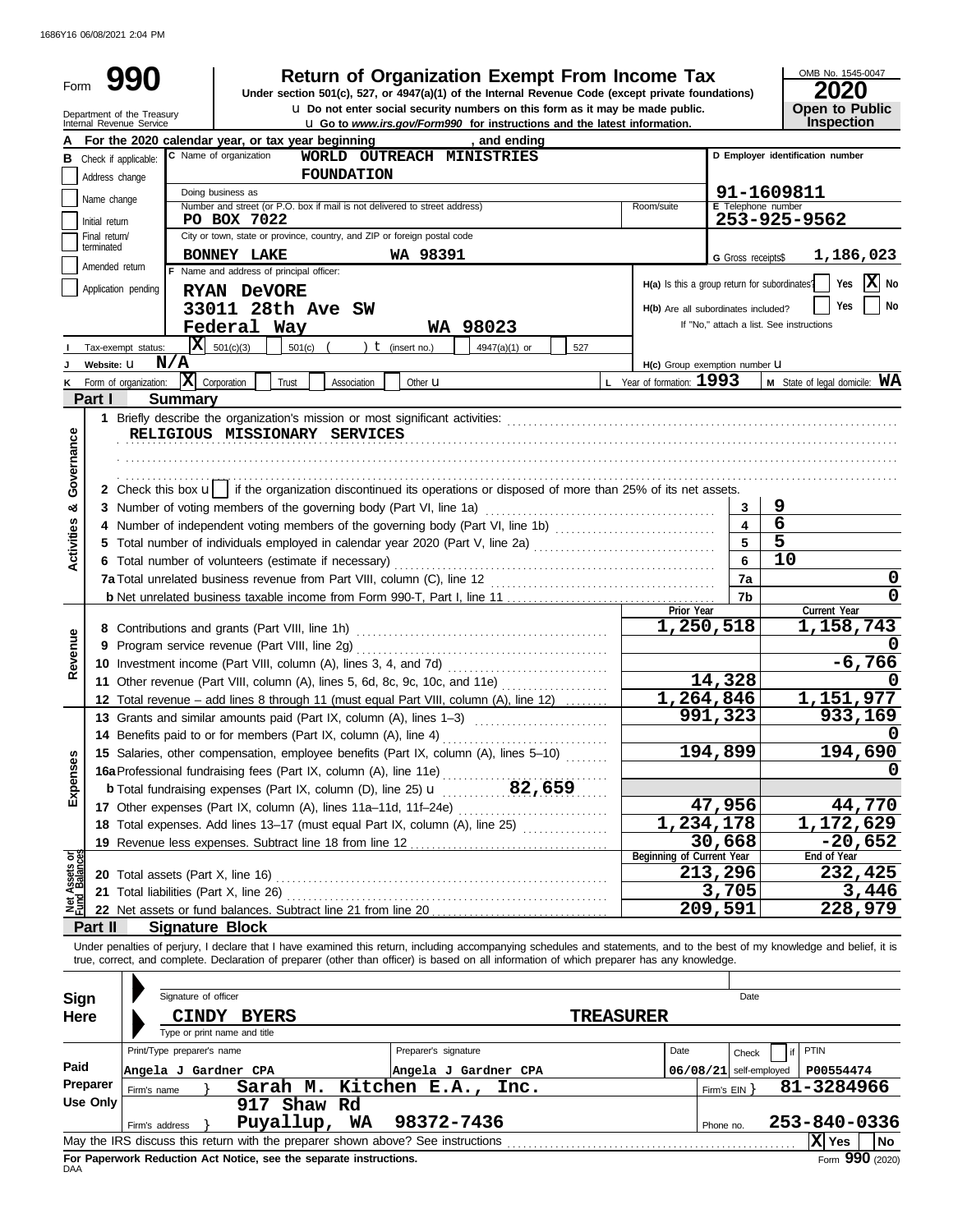1686Y16 06/08/2021 2:04 PM

# Form 990

## Return of Organization Exempt From Income Tax

Under section 501(c), 527, or 4947(a)(1) of the Internal Revenue Code (except private foundations)

u Do not enter social security numbers on this form as it may be made public.

u Go to *www.irs.gov/Form990* for instructions and the latest information.

Department of the Treasury
Internal Revenue Service

OMB No. 1545-0047

**2020**

**Open to Public Inspection**

**A** For the 2020 calendar year, or tax year beginning , and ending

**B** Check if applicable:
- Address change
- Name change
- Initial return
- Final return/terminated
- Amended return
- Application pending

**C** Name of organization: WORLD OUTREACH MINISTRIES FOUNDATION

Doing business as

Number and street (or P.O. box if mail is not delivered to street address): PO BOX 7022 | Room/suite

City or town, state or province, country, and ZIP or foreign postal code: BONNEY LAKE WA 98391

**D** Employer identification number: 91-1609811

**E** Telephone number: 253-925-9562

**G** Gross receipts$ 1,186,023

**F** Name and address of principal officer:
RYAN DeVORE
33011 28th Ave SW
Federal Way WA 98023

**H(a)** Is this a group return for subordinates? Yes [ ] No [X]

**H(b)** Are all subordinates included? Yes [ ] No [ ]
If "No," attach a list. See instructions

**I** Tax-exempt status: [X] 501(c)(3) [ ] 501(c) ( ) t (insert no.) [ ] 4947(a)(1) or [ ] 527

**J** Website: u N/A

**H(c)** Group exemption number u

**K** Form of organization: [X] Corporation [ ] Trust [ ] Association [ ] Other u

**L** Year of formation: 1993

**M** State of legal domicile: WA

## Part I Summary

**Activities & Governance**

1 Briefly describe the organization's mission or most significant activities:
RELIGIOUS MISSIONARY SERVICES

2 Check this box u [ ] if the organization discontinued its operations or disposed of more than 25% of its net assets.

| | | | |
|---|---|---|---|
| 3 | Number of voting members of the governing body (Part VI, line 1a) | 3 | 9 |
| 4 | Number of independent voting members of the governing body (Part VI, line 1b) | 4 | 6 |
| 5 | Total number of individuals employed in calendar year 2020 (Part V, line 2a) | 5 | 5 |
| 6 | Total number of volunteers (estimate if necessary) | 6 | 10 |
| 7a | Total unrelated business revenue from Part VIII, column (C), line 12 | 7a | 0 |
| b | Net unrelated business taxable income from Form 990-T, Part I, line 11 | 7b | 0 |

| | | Prior Year | Current Year |
|---|---|---|---|
| **Revenue** | | | |
| 8 | Contributions and grants (Part VIII, line 1h) | 1,250,518 | 1,158,743 |
| 9 | Program service revenue (Part VIII, line 2g) | | 0 |
| 10 | Investment income (Part VIII, column (A), lines 3, 4, and 7d) | | -6,766 |
| 11 | Other revenue (Part VIII, column (A), lines 5, 6d, 8c, 9c, 10c, and 11e) | 14,328 | 0 |
| 12 | Total revenue – add lines 8 through 11 (must equal Part VIII, column (A), line 12) | 1,264,846 | 1,151,977 |
| **Expenses** | | | |
| 13 | Grants and similar amounts paid (Part IX, column (A), lines 1–3) | 991,323 | 933,169 |
| 14 | Benefits paid to or for members (Part IX, column (A), line 4) | | 0 |
| 15 | Salaries, other compensation, employee benefits (Part IX, column (A), lines 5–10) | 194,899 | 194,690 |
| 16a | Professional fundraising fees (Part IX, column (A), line 11e) | | 0 |
| b | Total fundraising expenses (Part IX, column (D), line 25) u 82,659 | | |
| 17 | Other expenses (Part IX, column (A), lines 11a–11d, 11f–24e) | 47,956 | 44,770 |
| 18 | Total expenses. Add lines 13–17 (must equal Part IX, column (A), line 25) | 1,234,178 | 1,172,629 |
| 19 | Revenue less expenses. Subtract line 18 from line 12 | 30,668 | -20,652 |
| **Net Assets or Fund Balances** | | **Beginning of Current Year** | **End of Year** |
| 20 | Total assets (Part X, line 16) | 213,296 | 232,425 |
| 21 | Total liabilities (Part X, line 26) | 3,705 | 3,446 |
| 22 | Net assets or fund balances. Subtract line 21 from line 20 | 209,591 | 228,979 |

## Part II Signature Block

Under penalties of perjury, I declare that I have examined this return, including accompanying schedules and statements, and to the best of my knowledge and belief, it is true, correct, and complete. Declaration of preparer (other than officer) is based on all information of which preparer has any knowledge.

**Sign Here**

Signature of officer | Date

CINDY BYERS TREASURER
Type or print name and title

**Paid Preparer Use Only**

| Print/Type preparer's name | Preparer's signature | Date | Check if self-employed | PTIN |
|---|---|---|---|---|
| Angela J Gardner CPA | Angela J Gardner CPA | 06/08/21 | | P00554474 |

Firm's name } Sarah M. Kitchen E.A., Inc. | Firm's EIN } 81-3284966

Firm's address } 917 Shaw Rd, Puyallup, WA 98372-7436 | Phone no. 253-840-0336

May the IRS discuss this return with the preparer shown above? See instructions [X] Yes [ ] No

**For Paperwork Reduction Act Notice, see the separate instructions.**

DAA

Form **990** (2020)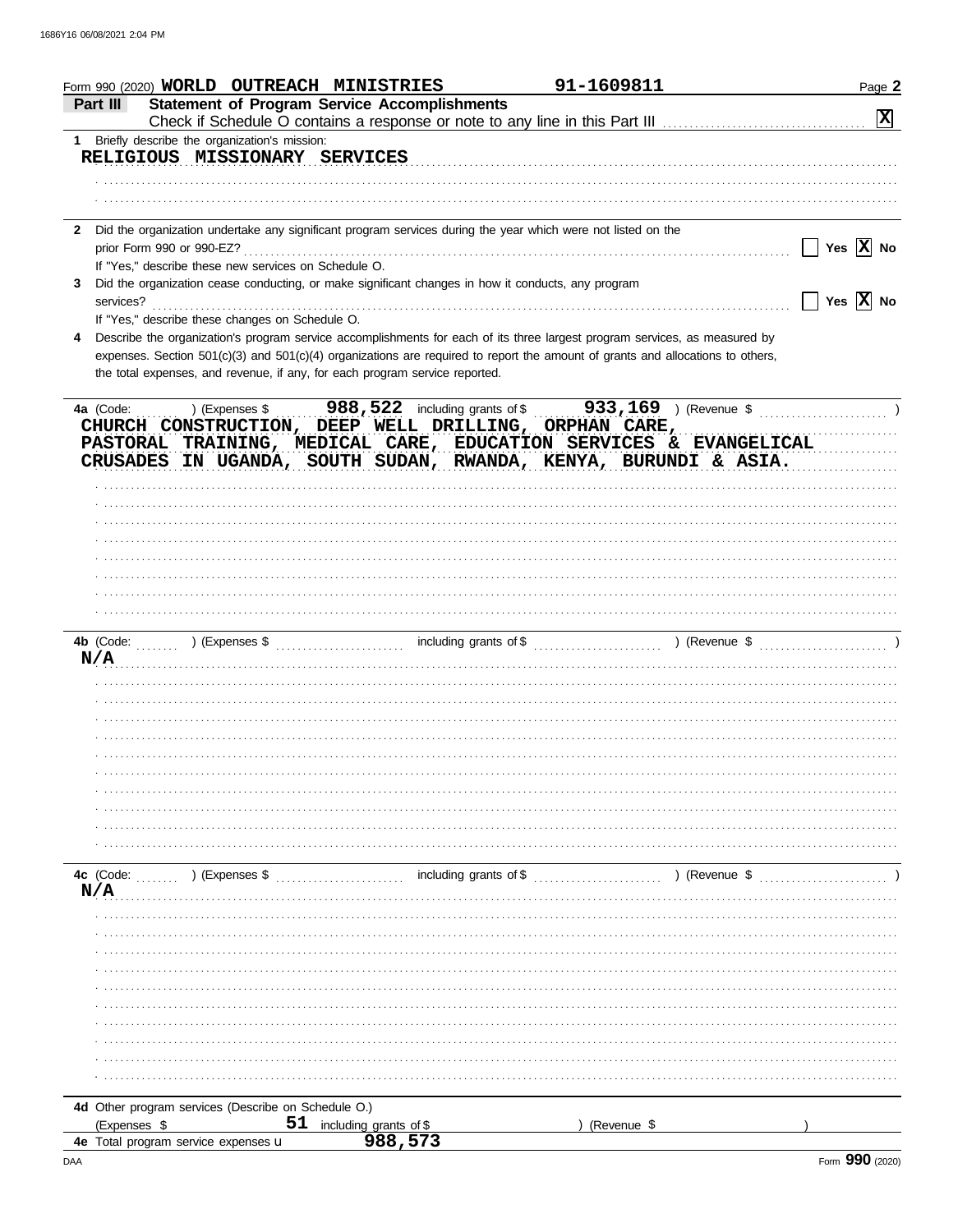Form 990 (2020) **WORLD OUTREACH MINISTRIES** **91-1609811** Page **2**

## Part III Statement of Program Service Accomplishments

Check if Schedule O contains a response or note to any line in this Part III ☒

**1** Briefly describe the organization's mission:

RELIGIOUS MISSIONARY SERVICES

**2** Did the organization undertake any significant program services during the year which were not listed on the prior Form 990 or 990-EZ? ☐ Yes ☒ No

If "Yes," describe these new services on Schedule O.

**3** Did the organization cease conducting, or make significant changes in how it conducts, any program services? ☐ Yes ☒ No

If "Yes," describe these changes on Schedule O.

**4** Describe the organization's program service accomplishments for each of its three largest program services, as measured by expenses. Section 501(c)(3) and 501(c)(4) organizations are required to report the amount of grants and allocations to others, the total expenses, and revenue, if any, for each program service reported.

**4a** (Code: ) (Expenses $ **988,522** including grants of $ **933,169** ) (Revenue $ )

CHURCH CONSTRUCTION, DEEP WELL DRILLING, ORPHAN CARE, PASTORAL TRAINING, MEDICAL CARE, EDUCATION SERVICES & EVANGELICAL CRUSADES IN UGANDA, SOUTH SUDAN, RWANDA, KENYA, BURUNDI & ASIA.

**4b** (Code: ) (Expenses $ including grants of $ ) (Revenue $ )

N/A

**4c** (Code: ) (Expenses $ including grants of $ ) (Revenue $ )

N/A

**4d** Other program services (Describe on Schedule O.)

(Expenses $ **51** including grants of $ ) (Revenue $ )

**4e** Total program service expenses **988,573**

Form **990** (2020)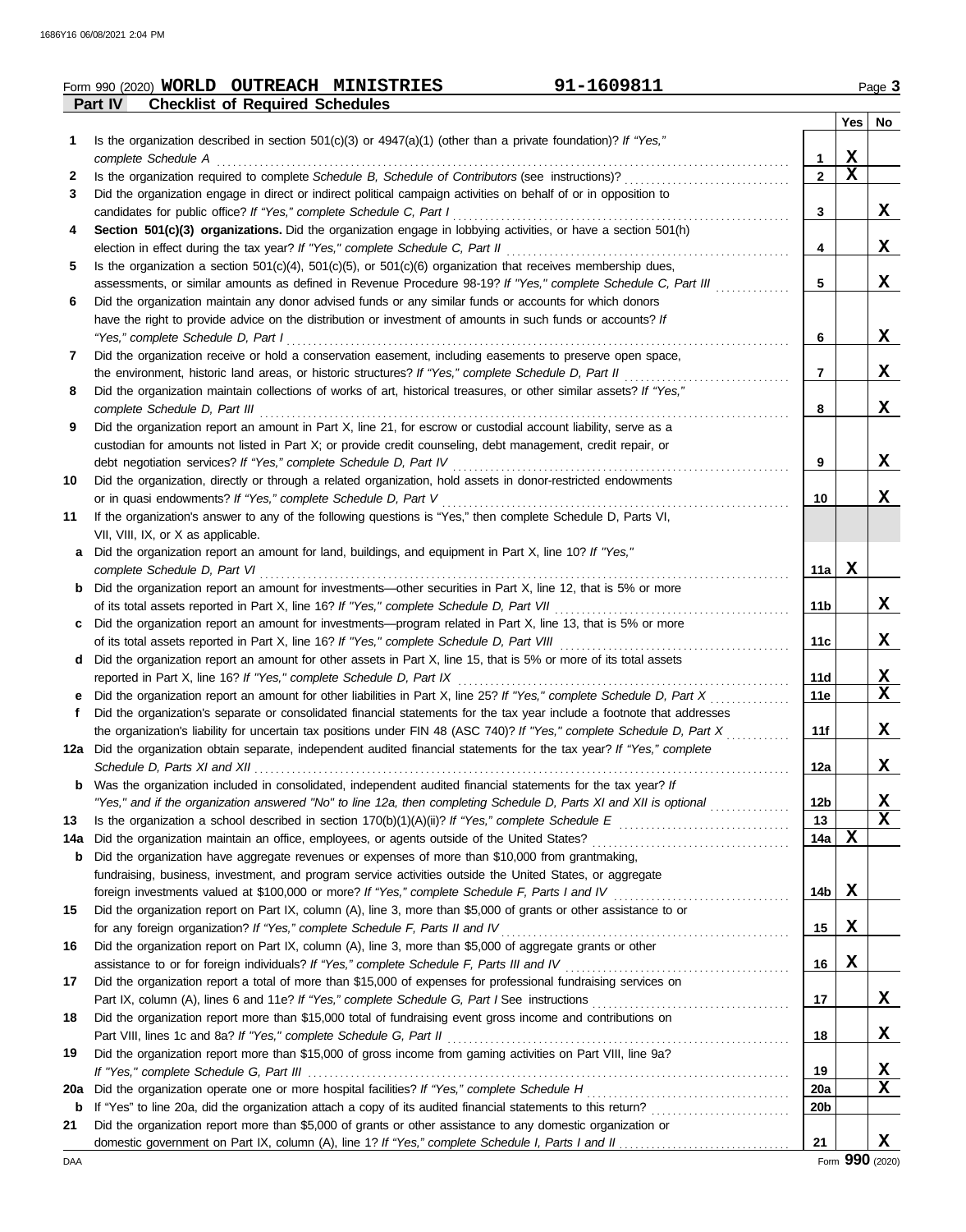Form 990 (2020) **WORLD OUTREACH MINISTRIES** **91-1609811**

## Part IV — Checklist of Required Schedules

| | | | Yes | No |
|---|---|---|---|---|
| **1** | Is the organization described in section 501(c)(3) or 4947(a)(1) (other than a private foundation)? *If "Yes," complete Schedule A* | 1 | X | |
| **2** | Is the organization required to complete *Schedule B, Schedule of Contributors* (see instructions)? | 2 | X | |
| **3** | Did the organization engage in direct or indirect political campaign activities on behalf of or in opposition to candidates for public office? *If "Yes," complete Schedule C, Part I* | 3 | | X |
| **4** | **Section 501(c)(3) organizations.** Did the organization engage in lobbying activities, or have a section 501(h) election in effect during the tax year? *If "Yes," complete Schedule C, Part II* | 4 | | X |
| **5** | Is the organization a section 501(c)(4), 501(c)(5), or 501(c)(6) organization that receives membership dues, assessments, or similar amounts as defined in Revenue Procedure 98-19? *If "Yes," complete Schedule C, Part III* | 5 | | X |
| **6** | Did the organization maintain any donor advised funds or any similar funds or accounts for which donors have the right to provide advice on the distribution or investment of amounts in such funds or accounts? *If "Yes," complete Schedule D, Part I* | 6 | | X |
| **7** | Did the organization receive or hold a conservation easement, including easements to preserve open space, the environment, historic land areas, or historic structures? *If "Yes," complete Schedule D, Part II* | 7 | | X |
| **8** | Did the organization maintain collections of works of art, historical treasures, or other similar assets? *If "Yes," complete Schedule D, Part III* | 8 | | X |
| **9** | Did the organization report an amount in Part X, line 21, for escrow or custodial account liability, serve as a custodian for amounts not listed in Part X; or provide credit counseling, debt management, credit repair, or debt negotiation services? *If "Yes," complete Schedule D, Part IV* | 9 | | X |
| **10** | Did the organization, directly or through a related organization, hold assets in donor-restricted endowments or in quasi endowments? *If "Yes," complete Schedule D, Part V* | 10 | | X |
| **11** | If the organization's answer to any of the following questions is "Yes," then complete Schedule D, Parts VI, VII, VIII, IX, or X as applicable. | | | |
| **a** | Did the organization report an amount for land, buildings, and equipment in Part X, line 10? *If "Yes," complete Schedule D, Part VI* | 11a | X | |
| **b** | Did the organization report an amount for investments—other securities in Part X, line 12, that is 5% or more of its total assets reported in Part X, line 16? *If "Yes," complete Schedule D, Part VII* | 11b | | X |
| **c** | Did the organization report an amount for investments—program related in Part X, line 13, that is 5% or more of its total assets reported in Part X, line 16? *If "Yes," complete Schedule D, Part VIII* | 11c | | X |
| **d** | Did the organization report an amount for other assets in Part X, line 15, that is 5% or more of its total assets reported in Part X, line 16? *If "Yes," complete Schedule D, Part IX* | 11d | | X |
| **e** | Did the organization report an amount for other liabilities in Part X, line 25? *If "Yes," complete Schedule D, Part X* | 11e | | X |
| **f** | Did the organization's separate or consolidated financial statements for the tax year include a footnote that addresses the organization's liability for uncertain tax positions under FIN 48 (ASC 740)? *If "Yes," complete Schedule D, Part X* | 11f | | X |
| **12a** | Did the organization obtain separate, independent audited financial statements for the tax year? *If "Yes," complete Schedule D, Parts XI and XII* | 12a | | X |
| **b** | Was the organization included in consolidated, independent audited financial statements for the tax year? *If "Yes," and if the organization answered "No" to line 12a, then completing Schedule D, Parts XI and XII is optional* | 12b | | X |
| **13** | Is the organization a school described in section 170(b)(1)(A)(ii)? *If "Yes," complete Schedule E* | 13 | | X |
| **14a** | Did the organization maintain an office, employees, or agents outside of the United States? | 14a | X | |
| **b** | Did the organization have aggregate revenues or expenses of more than $10,000 from grantmaking, fundraising, business, investment, and program service activities outside the United States, or aggregate foreign investments valued at $100,000 or more? *If "Yes," complete Schedule F, Parts I and IV* | 14b | X | |
| **15** | Did the organization report on Part IX, column (A), line 3, more than $5,000 of grants or other assistance to or for any foreign organization? *If "Yes," complete Schedule F, Parts II and IV* | 15 | X | |
| **16** | Did the organization report on Part IX, column (A), line 3, more than $5,000 of aggregate grants or other assistance to or for foreign individuals? *If "Yes," complete Schedule F, Parts III and IV* | 16 | X | |
| **17** | Did the organization report a total of more than $15,000 of expenses for professional fundraising services on Part IX, column (A), lines 6 and 11e? *If "Yes," complete Schedule G, Part I* See instructions | 17 | | X |
| **18** | Did the organization report more than $15,000 total of fundraising event gross income and contributions on Part VIII, lines 1c and 8a? *If "Yes," complete Schedule G, Part II* | 18 | | X |
| **19** | Did the organization report more than $15,000 of gross income from gaming activities on Part VIII, line 9a? *If "Yes," complete Schedule G, Part III* | 19 | | X |
| **20a** | Did the organization operate one or more hospital facilities? *If "Yes," complete Schedule H* | 20a | | X |
| **b** | If "Yes" to line 20a, did the organization attach a copy of its audited financial statements to this return? | 20b | | |
| **21** | Did the organization report more than $5,000 of grants or other assistance to any domestic organization or domestic government on Part IX, column (A), line 1? *If "Yes," complete Schedule I, Parts I and II* | 21 | | X |

Form **990** (2020)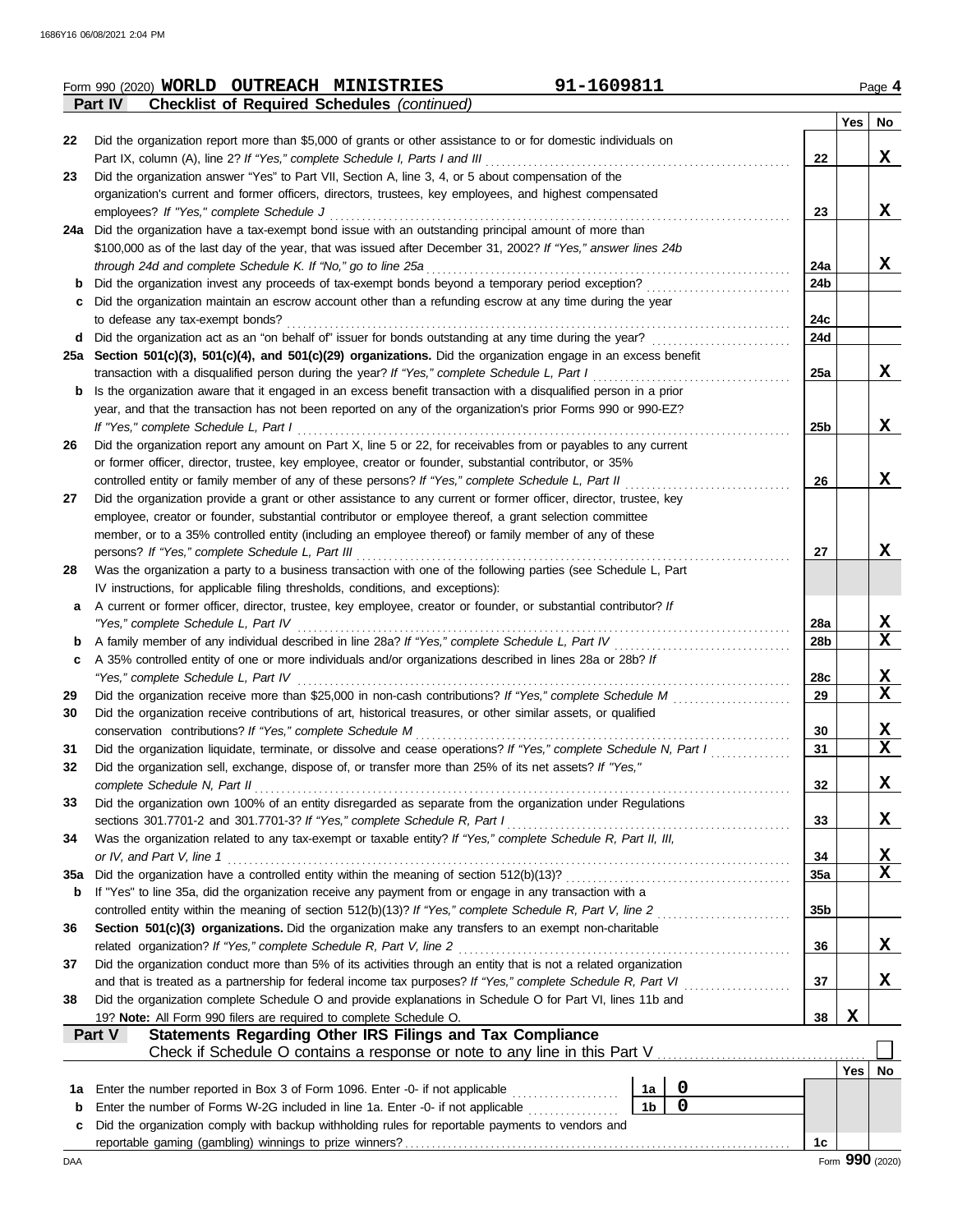Form 990 (2020) **WORLD OUTREACH MINISTRIES** 91-1609811 Page 4

**Part IV Checklist of Required Schedules** *(continued)*

| | | | Yes | No |
|---|---|---|---|---|
| 22 | Did the organization report more than $5,000 of grants or other assistance to or for domestic individuals on Part IX, column (A), line 2? *If "Yes," complete Schedule I, Parts I and III* | 22 | | X |
| 23 | Did the organization answer "Yes" to Part VII, Section A, line 3, 4, or 5 about compensation of the organization's current and former officers, directors, trustees, key employees, and highest compensated employees? *If "Yes," complete Schedule J* | 23 | | X |
| 24a | Did the organization have a tax-exempt bond issue with an outstanding principal amount of more than $100,000 as of the last day of the year, that was issued after December 31, 2002? *If "Yes," answer lines 24b through 24d and complete Schedule K. If "No," go to line 25a* | 24a | | X |
| b | Did the organization invest any proceeds of tax-exempt bonds beyond a temporary period exception? | 24b | | |
| c | Did the organization maintain an escrow account other than a refunding escrow at any time during the year to defease any tax-exempt bonds? | 24c | | |
| d | Did the organization act as an "on behalf of" issuer for bonds outstanding at any time during the year? | 24d | | |
| 25a | **Section 501(c)(3), 501(c)(4), and 501(c)(29) organizations.** Did the organization engage in an excess benefit transaction with a disqualified person during the year? *If "Yes," complete Schedule L, Part I* | 25a | | X |
| b | Is the organization aware that it engaged in an excess benefit transaction with a disqualified person in a prior year, and that the transaction has not been reported on any of the organization's prior Forms 990 or 990-EZ? *If "Yes," complete Schedule L, Part I* | 25b | | X |
| 26 | Did the organization report any amount on Part X, line 5 or 22, for receivables from or payables to any current or former officer, director, trustee, key employee, creator or founder, substantial contributor, or 35% controlled entity or family member of any of these persons? *If "Yes," complete Schedule L, Part II* | 26 | | X |
| 27 | Did the organization provide a grant or other assistance to any current or former officer, director, trustee, key employee, creator or founder, substantial contributor or employee thereof, a grant selection committee member, or to a 35% controlled entity (including an employee thereof) or family member of any of these persons? *If "Yes," complete Schedule L, Part III* | 27 | | X |
| 28 | Was the organization a party to a business transaction with one of the following parties (see Schedule L, Part IV instructions, for applicable filing thresholds, conditions, and exceptions): | | | |
| a | A current or former officer, director, trustee, key employee, creator or founder, or substantial contributor? *If "Yes," complete Schedule L, Part IV* | 28a | | X |
| b | A family member of any individual described in line 28a? *If "Yes," complete Schedule L, Part IV* | 28b | | X |
| c | A 35% controlled entity of one or more individuals and/or organizations described in lines 28a or 28b? *If "Yes," complete Schedule L, Part IV* | 28c | | X |
| 29 | Did the organization receive more than $25,000 in non-cash contributions? *If "Yes," complete Schedule M* | 29 | | X |
| 30 | Did the organization receive contributions of art, historical treasures, or other similar assets, or qualified conservation contributions? *If "Yes," complete Schedule M* | 30 | | X |
| 31 | Did the organization liquidate, terminate, or dissolve and cease operations? *If "Yes," complete Schedule N, Part I* | 31 | | X |
| 32 | Did the organization sell, exchange, dispose of, or transfer more than 25% of its net assets? *If "Yes," complete Schedule N, Part II* | 32 | | X |
| 33 | Did the organization own 100% of an entity disregarded as separate from the organization under Regulations sections 301.7701-2 and 301.7701-3? *If "Yes," complete Schedule R, Part I* | 33 | | X |
| 34 | Was the organization related to any tax-exempt or taxable entity? *If "Yes," complete Schedule R, Part II, III, or IV, and Part V, line 1* | 34 | | X |
| 35a | Did the organization have a controlled entity within the meaning of section 512(b)(13)? | 35a | | X |
| b | If "Yes" to line 35a, did the organization receive any payment from or engage in any transaction with a controlled entity within the meaning of section 512(b)(13)? *If "Yes," complete Schedule R, Part V, line 2* | 35b | | |
| 36 | **Section 501(c)(3) organizations.** Did the organization make any transfers to an exempt non-charitable related organization? *If "Yes," complete Schedule R, Part V, line 2* | 36 | | X |
| 37 | Did the organization conduct more than 5% of its activities through an entity that is not a related organization and that is treated as a partnership for federal income tax purposes? *If "Yes," complete Schedule R, Part VI* | 37 | | X |
| 38 | Did the organization complete Schedule O and provide explanations in Schedule O for Part VI, lines 11b and 19? **Note:** All Form 990 filers are required to complete Schedule O. | 38 | X | |

**Part V Statements Regarding Other IRS Filings and Tax Compliance**

Check if Schedule O contains a response or note to any line in this Part V ☐

| | | | | | Yes | No |
|---|---|---|---|---|---|---|
| 1a | Enter the number reported in Box 3 of Form 1096. Enter -0- if not applicable | 1a | 0 | | | |
| b | Enter the number of Forms W-2G included in line 1a. Enter -0- if not applicable | 1b | 0 | | | |
| c | Did the organization comply with backup withholding rules for reportable payments to vendors and reportable gaming (gambling) winnings to prize winners? | | | 1c | | |

Form **990** (2020)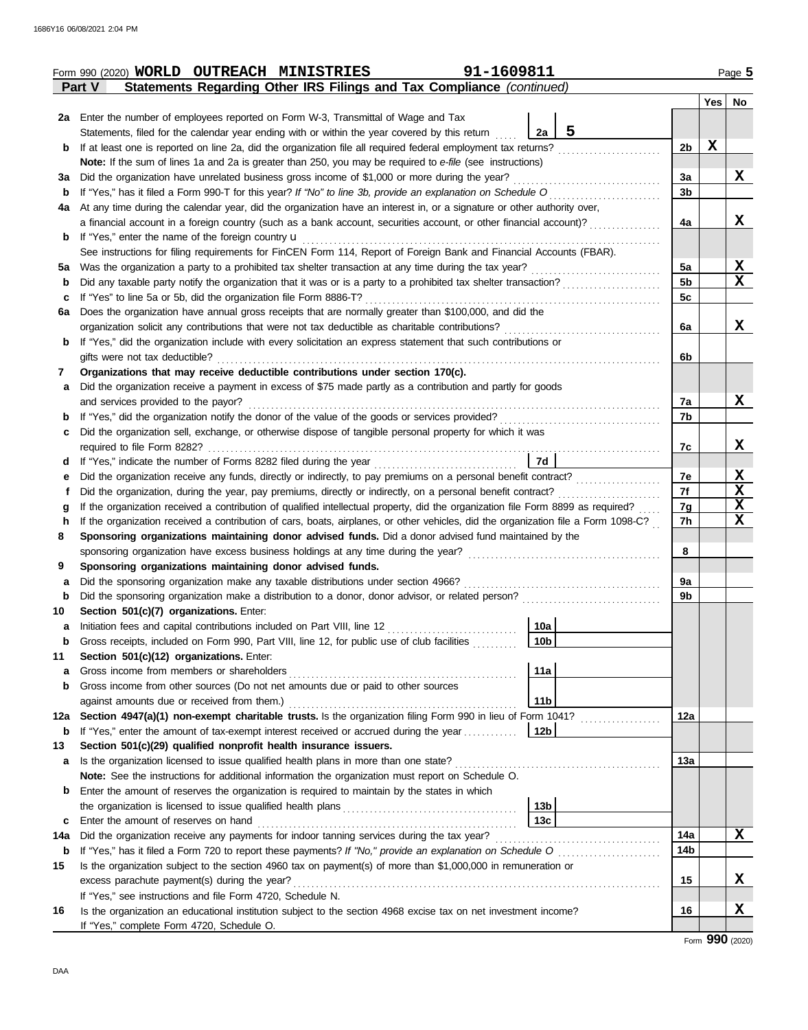Form 990 (2020) **WORLD OUTREACH MINISTRIES** 91-1609811 Page 5

**Part V Statements Regarding Other IRS Filings and Tax Compliance** *(continued)*

| | | | | Yes | No |
|---|---|---|---|---|---|
| **2a** | Enter the number of employees reported on Form W-3, Transmittal of Wage and Tax Statements, filed for the calendar year ending with or within the year covered by this return | 2a 5 | | | |
| **b** | If at least one is reported on line 2a, did the organization file all required federal employment tax returns? | | 2b | X | |
| | **Note:** If the sum of lines 1a and 2a is greater than 250, you may be required to *e-file* (see instructions) | | | | |
| **3a** | Did the organization have unrelated business gross income of $1,000 or more during the year? | | 3a | | X |
| **b** | If "Yes," has it filed a Form 990-T for this year? *If "No" to line 3b, provide an explanation on Schedule O* | | 3b | | |
| **4a** | At any time during the calendar year, did the organization have an interest in, or a signature or other authority over, a financial account in a foreign country (such as a bank account, securities account, or other financial account)? | | 4a | | X |
| **b** | If "Yes," enter the name of the foreign country u | | | | |
| | See instructions for filing requirements for FinCEN Form 114, Report of Foreign Bank and Financial Accounts (FBAR). | | | | |
| **5a** | Was the organization a party to a prohibited tax shelter transaction at any time during the tax year? | | 5a | | X |
| **b** | Did any taxable party notify the organization that it was or is a party to a prohibited tax shelter transaction? | | 5b | | X |
| **c** | If "Yes" to line 5a or 5b, did the organization file Form 8886-T? | | 5c | | |
| **6a** | Does the organization have annual gross receipts that are normally greater than $100,000, and did the organization solicit any contributions that were not tax deductible as charitable contributions? | | 6a | | X |
| **b** | If "Yes," did the organization include with every solicitation an express statement that such contributions or gifts were not tax deductible? | | 6b | | |
| **7** | **Organizations that may receive deductible contributions under section 170(c).** | | | | |
| **a** | Did the organization receive a payment in excess of $75 made partly as a contribution and partly for goods and services provided to the payor? | | 7a | | X |
| **b** | If "Yes," did the organization notify the donor of the value of the goods or services provided? | | 7b | | |
| **c** | Did the organization sell, exchange, or otherwise dispose of tangible personal property for which it was required to file Form 8282? | | 7c | | X |
| **d** | If "Yes," indicate the number of Forms 8282 filed during the year | 7d | | | |
| **e** | Did the organization receive any funds, directly or indirectly, to pay premiums on a personal benefit contract? | | 7e | | X |
| **f** | Did the organization, during the year, pay premiums, directly or indirectly, on a personal benefit contract? | | 7f | | X |
| **g** | If the organization received a contribution of qualified intellectual property, did the organization file Form 8899 as required? | | 7g | | X |
| **h** | If the organization received a contribution of cars, boats, airplanes, or other vehicles, did the organization file a Form 1098-C? | | 7h | | X |
| **8** | **Sponsoring organizations maintaining donor advised funds.** Did a donor advised fund maintained by the sponsoring organization have excess business holdings at any time during the year? | | 8 | | |
| **9** | **Sponsoring organizations maintaining donor advised funds.** | | | | |
| **a** | Did the sponsoring organization make any taxable distributions under section 4966? | | 9a | | |
| **b** | Did the sponsoring organization make a distribution to a donor, donor advisor, or related person? | | 9b | | |
| **10** | **Section 501(c)(7) organizations.** Enter: | | | | |
| **a** | Initiation fees and capital contributions included on Part VIII, line 12 | 10a | | | |
| **b** | Gross receipts, included on Form 990, Part VIII, line 12, for public use of club facilities | 10b | | | |
| **11** | **Section 501(c)(12) organizations.** Enter: | | | | |
| **a** | Gross income from members or shareholders | 11a | | | |
| **b** | Gross income from other sources (Do not net amounts due or paid to other sources against amounts due or received from them.) | 11b | | | |
| **12a** | **Section 4947(a)(1) non-exempt charitable trusts.** Is the organization filing Form 990 in lieu of Form 1041? | | 12a | | |
| **b** | If "Yes," enter the amount of tax-exempt interest received or accrued during the year | 12b | | | |
| **13** | **Section 501(c)(29) qualified nonprofit health insurance issuers.** | | | | |
| **a** | Is the organization licensed to issue qualified health plans in more than one state? | | 13a | | |
| | **Note:** See the instructions for additional information the organization must report on Schedule O. | | | | |
| **b** | Enter the amount of reserves the organization is required to maintain by the states in which the organization is licensed to issue qualified health plans | 13b | | | |
| **c** | Enter the amount of reserves on hand | 13c | | | |
| **14a** | Did the organization receive any payments for indoor tanning services during the tax year? | | 14a | | X |
| **b** | If "Yes," has it filed a Form 720 to report these payments? *If "No," provide an explanation on Schedule O* | | 14b | | |
| **15** | Is the organization subject to the section 4960 tax on payment(s) of more than $1,000,000 in remuneration or excess parachute payment(s) during the year? | | 15 | | X |
| | If "Yes," see instructions and file Form 4720, Schedule N. | | | | |
| **16** | Is the organization an educational institution subject to the section 4968 excise tax on net investment income? | | 16 | | X |
| | If "Yes," complete Form 4720, Schedule O. | | | | |

Form **990** (2020)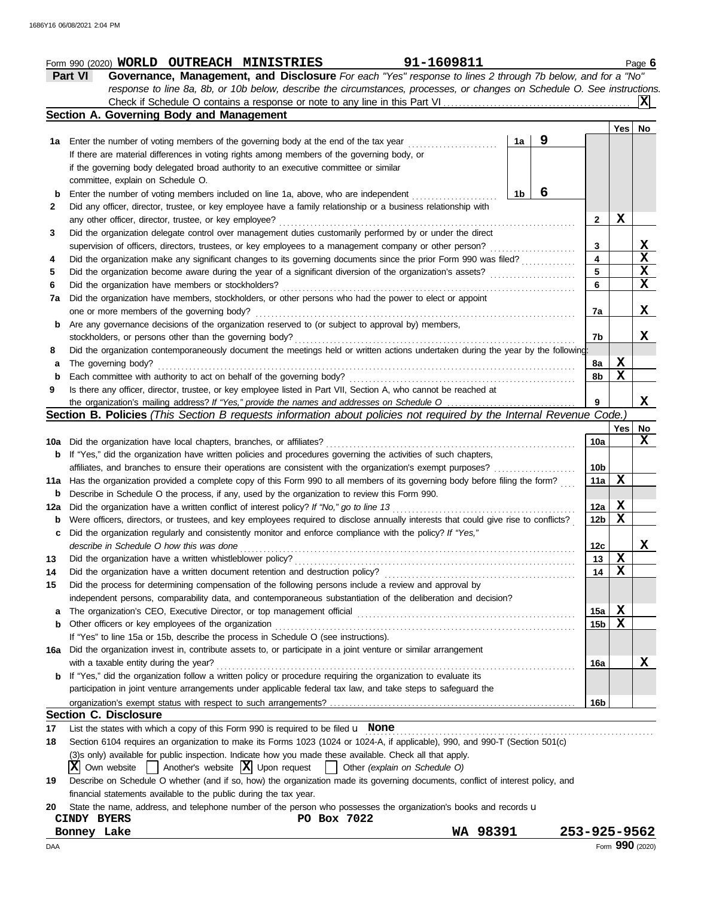Form 990 (2020) **WORLD OUTREACH MINISTRIES** **91-1609811** Page **6**

## Part VI Governance, Management, and Disclosure

*For each "Yes" response to lines 2 through 7b below, and for a "No" response to line 8a, 8b, or 10b below, describe the circumstances, processes, or changes on Schedule O. See instructions.*

Check if Schedule O contains a response or note to any line in this Part VI . . . . . [X]

### Section A. Governing Body and Management

| | | | | Yes | No |
|---|---|---|---|---|---|
| **1a** | Enter the number of voting members of the governing body at the end of the tax year . . . . . If there are material differences in voting rights among members of the governing body, or if the governing body delegated broad authority to an executive committee or similar committee, explain on Schedule O. | **1a** 9 | | | |
| **b** | Enter the number of voting members included on line 1a, above, who are independent . . . . . | **1b** 6 | | | |
| **2** | Did any officer, director, trustee, or key employee have a family relationship or a business relationship with any other officer, director, trustee, or key employee? | | **2** | X | |
| **3** | Did the organization delegate control over management duties customarily performed by or under the direct supervision of officers, directors, trustees, or key employees to a management company or other person? | | **3** | | X |
| **4** | Did the organization make any significant changes to its governing documents since the prior Form 990 was filed? | | **4** | | X |
| **5** | Did the organization become aware during the year of a significant diversion of the organization's assets? | | **5** | | X |
| **6** | Did the organization have members or stockholders? | | **6** | | X |
| **7a** | Did the organization have members, stockholders, or other persons who had the power to elect or appoint one or more members of the governing body? | | **7a** | | X |
| **b** | Are any governance decisions of the organization reserved to (or subject to approval by) members, stockholders, or persons other than the governing body? | | **7b** | | X |
| **8** | Did the organization contemporaneously document the meetings held or written actions undertaken during the year by the following: | | | | |
| **a** | The governing body? | | **8a** | X | |
| **b** | Each committee with authority to act on behalf of the governing body? | | **8b** | X | |
| **9** | Is there any officer, director, trustee, or key employee listed in Part VII, Section A, who cannot be reached at the organization's mailing address? *If "Yes," provide the names and addresses on Schedule O* | | **9** | | X |

### Section B. Policies *(This Section B requests information about policies not required by the Internal Revenue Code.)*

| | | | Yes | No |
|---|---|---|---|---|
| **10a** | Did the organization have local chapters, branches, or affiliates? | **10a** | | X |
| **b** | If "Yes," did the organization have written policies and procedures governing the activities of such chapters, affiliates, and branches to ensure their operations are consistent with the organization's exempt purposes? | **10b** | | |
| **11a** | Has the organization provided a complete copy of this Form 990 to all members of its governing body before filing the form? | **11a** | X | |
| **b** | Describe in Schedule O the process, if any, used by the organization to review this Form 990. | | | |
| **12a** | Did the organization have a written conflict of interest policy? *If "No," go to line 13* | **12a** | X | |
| **b** | Were officers, directors, or trustees, and key employees required to disclose annually interests that could give rise to conflicts? | **12b** | X | |
| **c** | Did the organization regularly and consistently monitor and enforce compliance with the policy? *If "Yes," describe in Schedule O how this was done* | **12c** | | X |
| **13** | Did the organization have a written whistleblower policy? | **13** | X | |
| **14** | Did the organization have a written document retention and destruction policy? | **14** | X | |
| **15** | Did the process for determining compensation of the following persons include a review and approval by independent persons, comparability data, and contemporaneous substantiation of the deliberation and decision? | | | |
| **a** | The organization's CEO, Executive Director, or top management official | **15a** | X | |
| **b** | Other officers or key employees of the organization | **15b** | X | |
| | If "Yes" to line 15a or 15b, describe the process in Schedule O (see instructions). | | | |
| **16a** | Did the organization invest in, contribute assets to, or participate in a joint venture or similar arrangement with a taxable entity during the year? | **16a** | | X |
| **b** | If "Yes," did the organization follow a written policy or procedure requiring the organization to evaluate its participation in joint venture arrangements under applicable federal tax law, and take steps to safeguard the organization's exempt status with respect to such arrangements? | **16b** | | |

### Section C. Disclosure

**17** List the states with which a copy of this Form 990 is required to be filed u **None**

**18** Section 6104 requires an organization to make its Forms 1023 (1024 or 1024-A, if applicable), 990, and 990-T (Section 501(c)(3)s only) available for public inspection. Indicate how you made these available. Check all that apply.

[X] Own website [ ] Another's website [X] Upon request [ ] Other *(explain on Schedule O)*

**19** Describe on Schedule O whether (and if so, how) the organization made its governing documents, conflict of interest policy, and financial statements available to the public during the tax year.

**20** State the name, address, and telephone number of the person who possesses the organization's books and records u

**CINDY BYERS** **PO Box 7022**
**Bonney Lake** **WA 98391** **253-925-9562**

DAA Form **990** (2020)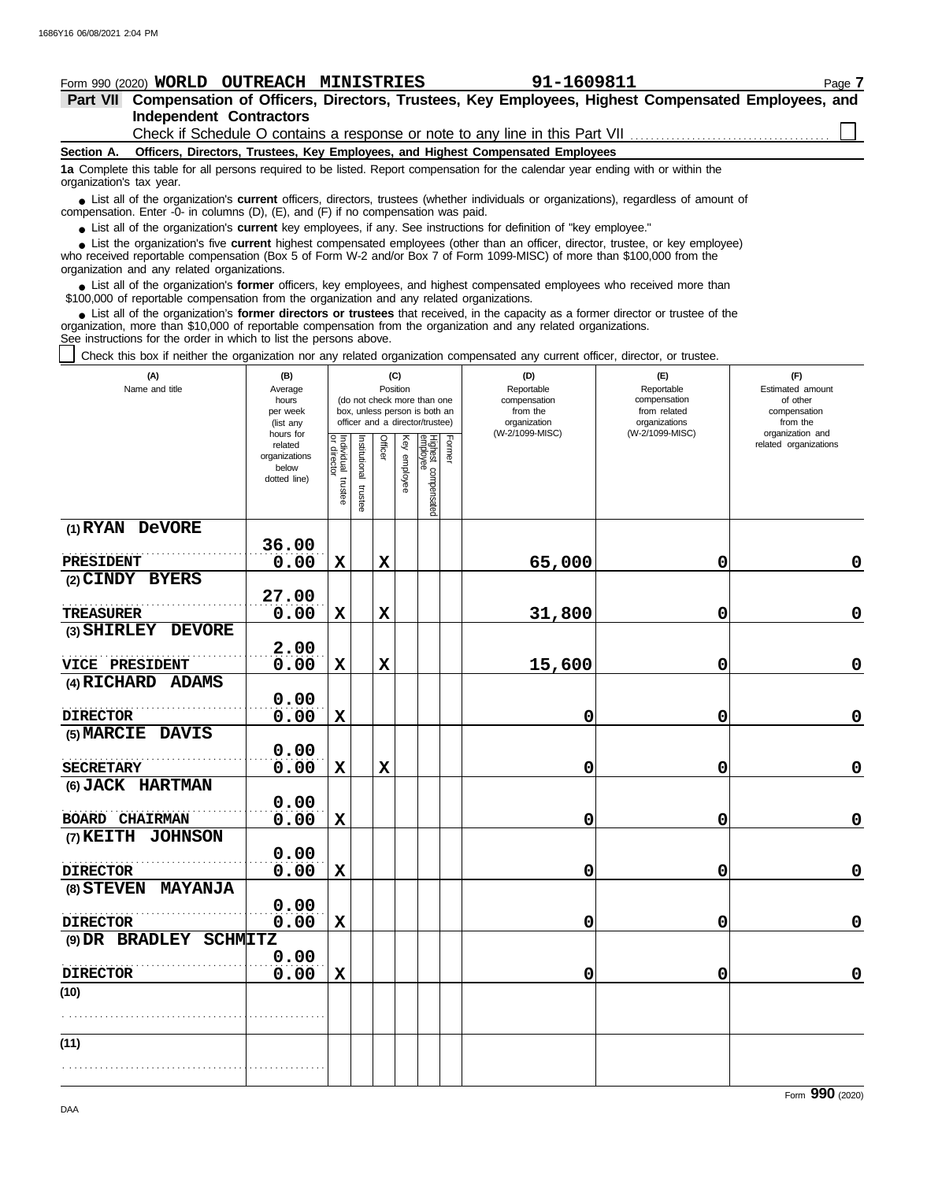Form 990 (2020) **WORLD OUTREACH MINISTRIES** **91-1609811** Page **7**

## Part VII Compensation of Officers, Directors, Trustees, Key Employees, Highest Compensated Employees, and Independent Contractors

Check if Schedule O contains a response or note to any line in this Part VII ☐

### Section A. Officers, Directors, Trustees, Key Employees, and Highest Compensated Employees

**1a** Complete this table for all persons required to be listed. Report compensation for the calendar year ending with or within the organization's tax year.

- List all of the organization's **current** officers, directors, trustees (whether individuals or organizations), regardless of amount of compensation. Enter -0- in columns (D), (E), and (F) if no compensation was paid.
- List all of the organization's **current** key employees, if any. See instructions for definition of "key employee."
- List the organization's five **current** highest compensated employees (other than an officer, director, trustee, or key employee) who received reportable compensation (Box 5 of Form W-2 and/or Box 7 of Form 1099-MISC) of more than $100,000 from the organization and any related organizations.
- List all of the organization's **former** officers, key employees, and highest compensated employees who received more than $100,000 of reportable compensation from the organization and any related organizations.
- List all of the organization's **former directors or trustees** that received, in the capacity as a former director or trustee of the organization, more than $10,000 of reportable compensation from the organization and any related organizations.

See instructions for the order in which to list the persons above.

☐ Check this box if neither the organization nor any related organization compensated any current officer, director, or trustee.

| (A) Name and title | (B) Average hours per week (list any hours for related organizations below dotted line) | (C) Position (do not check more than one box, unless person is both an officer and a director/trustee): Individual trustee or director | Institutional trustee | Officer | Key employee | Highest compensated employee | Former | (D) Reportable compensation from the organization (W-2/1099-MISC) | (E) Reportable compensation from related organizations (W-2/1099-MISC) | (F) Estimated amount of other compensation from the organization and related organizations |
|---|---|---|---|---|---|---|---|---|---|---|
| (1) RYAN DeVORE<br>PRESIDENT | 36.00<br>0.00 | X | | X | | | | 65,000 | 0 | 0 |
| (2) CINDY BYERS<br>TREASURER | 27.00<br>0.00 | X | | X | | | | 31,800 | 0 | 0 |
| (3) SHIRLEY DEVORE<br>VICE PRESIDENT | 2.00<br>0.00 | X | | X | | | | 15,600 | 0 | 0 |
| (4) RICHARD ADAMS<br>DIRECTOR | 0.00<br>0.00 | X | | | | | | 0 | 0 | 0 |
| (5) MARCIE DAVIS<br>SECRETARY | 0.00<br>0.00 | X | | X | | | | 0 | 0 | 0 |
| (6) JACK HARTMAN<br>BOARD CHAIRMAN | 0.00<br>0.00 | X | | | | | | 0 | 0 | 0 |
| (7) KEITH JOHNSON<br>DIRECTOR | 0.00<br>0.00 | X | | | | | | 0 | 0 | 0 |
| (8) STEVEN MAYANJA<br>DIRECTOR | 0.00<br>0.00 | X | | | | | | 0 | 0 | 0 |
| (9) DR BRADLEY SCHMITZ<br>DIRECTOR | 0.00<br>0.00 | X | | | | | | 0 | 0 | 0 |
| (10) | | | | | | | | | | |
| (11) | | | | | | | | | | |

Form **990** (2020)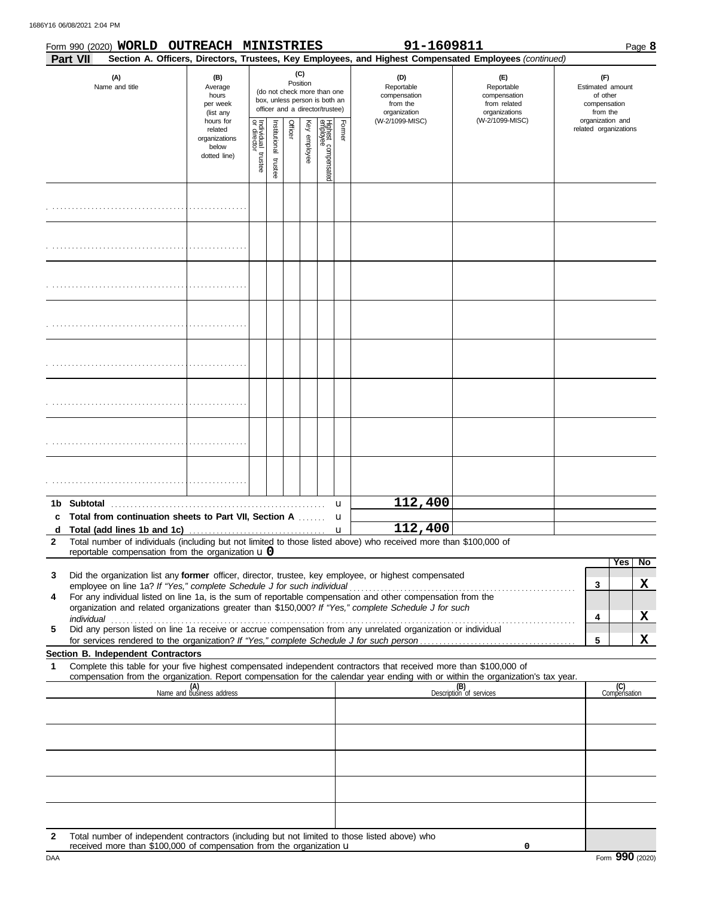Form 990 (2020) **WORLD OUTREACH MINISTRIES** **91-1609811** Page **8**

**Part VII** **Section A. Officers, Directors, Trustees, Key Employees, and Highest Compensated Employees** *(continued)*

| (A) Name and title | (B) Average hours per week (list any hours for related organizations below dotted line) | (C) Position (do not check more than one box, unless person is both an officer and a director/trustee) | | | | | | (D) Reportable compensation from the organization (W-2/1099-MISC) | (E) Reportable compensation from related organizations (W-2/1099-MISC) | (F) Estimated amount of other compensation from the organization and related organizations |
|---|---|---|---|---|---|---|---|---|---|---|
| | | Individual trustee or director | Institutional trustee | Officer | Key employee | Highest compensated employee | Former | | | |
| | | | | | | | | | | |
| | | | | | | | | | | |
| | | | | | | | | | | |
| | | | | | | | | | | |
| | | | | | | | | | | |
| | | | | | | | | | | |
| | | | | | | | | | | |
| | | | | | | | | | | |

| | | (D) | (E) | (F) |
|---|---|---|---|---|
| **1b** | **Subtotal** | 112,400 | | |
| **c** | **Total from continuation sheets to Part VII, Section A** | | | |
| **d** | **Total (add lines 1b and 1c)** | 112,400 | | |

**2** Total number of individuals (including but not limited to those listed above) who received more than $100,000 of reportable compensation from the organization u **0**

| | | | Yes | No |
|---|---|---|---|---|
| **3** | Did the organization list any **former** officer, director, trustee, key employee, or highest compensated employee on line 1a? *If "Yes," complete Schedule J for such individual* | 3 | | X |
| **4** | For any individual listed on line 1a, is the sum of reportable compensation and other compensation from the organization and related organizations greater than $150,000? *If "Yes," complete Schedule J for such individual* | 4 | | X |
| **5** | Did any person listed on line 1a receive or accrue compensation from any unrelated organization or individual for services rendered to the organization? *If "Yes," complete Schedule J for such person* | 5 | | X |

**Section B. Independent Contractors**

**1** Complete this table for your five highest compensated independent contractors that received more than $100,000 of compensation from the organization. Report compensation for the calendar year ending with or within the organization's tax year.

| (A) Name and business address | (B) Description of services | (C) Compensation |
|---|---|---|
| | | |
| | | |
| | | |
| | | |
| | | |

**2** Total number of independent contractors (including but not limited to those listed above) who received more than $100,000 of compensation from the organization u 0

Form **990** (2020)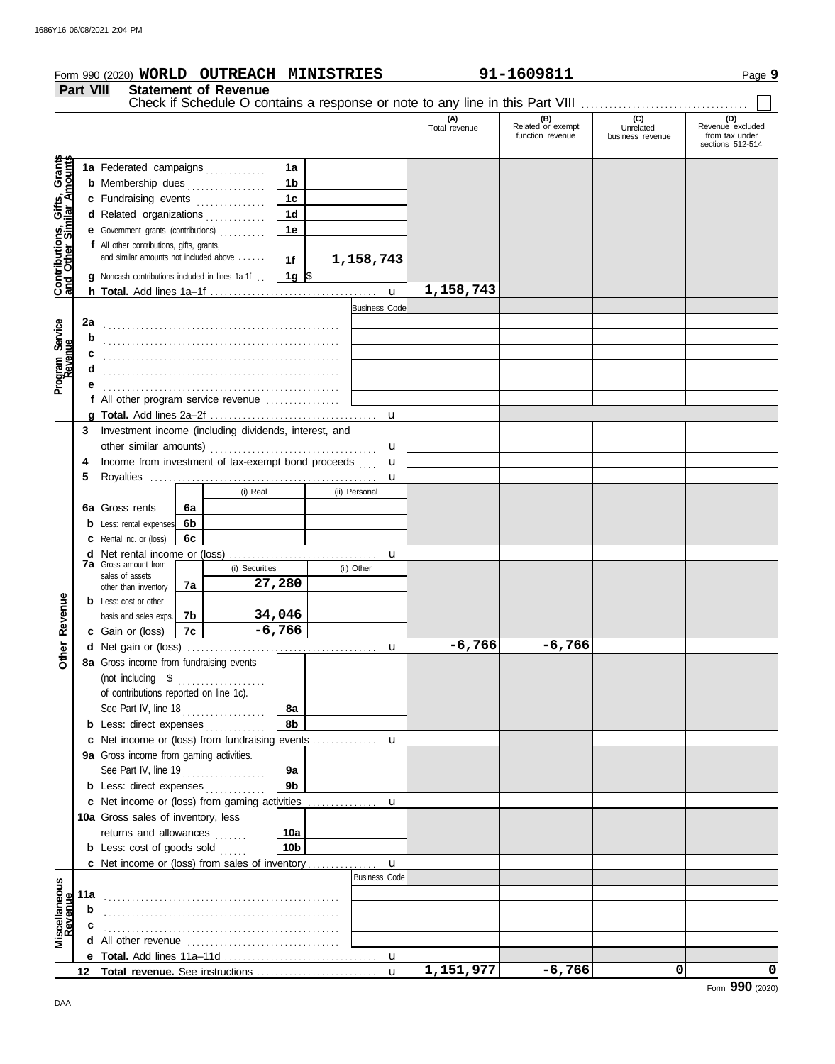Form 990 (2020) **WORLD OUTREACH MINISTRIES** **91-1609811** Page **9**

## Part VIII Statement of Revenue

Check if Schedule O contains a response or note to any line in this Part VIII ☐

| | | | (A) Total revenue | (B) Related or exempt function revenue | (C) Unrelated business revenue | (D) Revenue excluded from tax under sections 512-514 |
|---|---|---|---|---|---|---|
| **Contributions, Gifts, Grants and Other Similar Amounts** | 1a Federated campaigns | 1a | | | | |
| | b Membership dues | 1b | | | | |
| | c Fundraising events | 1c | | | | |
| | d Related organizations | 1d | | | | |
| | e Government grants (contributions) | 1e | | | | |
| | f All other contributions, gifts, grants, and similar amounts not included above | 1f 1,158,743 | | | | |
| | g Noncash contributions included in lines 1a-1f | 1g $ | | | | |
| | h **Total.** Add lines 1a–1f | | 1,158,743 | | | |
| **Program Service Revenue** | | Business Code | | | | |
| | 2a | | | | | |
| | b | | | | | |
| | c | | | | | |
| | d | | | | | |
| | e | | | | | |
| | f All other program service revenue | | | | | |
| | g **Total.** Add lines 2a–2f | | | | | |
| **Other Revenue** | 3 Investment income (including dividends, interest, and other similar amounts) | | | | | |
| | 4 Income from investment of tax-exempt bond proceeds | | | | | |
| | 5 Royalties | | | | | |
| | | (i) Real / (ii) Personal | | | | |
| | 6a Gross rents | 6a | | | | |
| | b Less: rental expenses | 6b | | | | |
| | c Rental inc. or (loss) | 6c | | | | |
| | d Net rental income or (loss) | | | | | |
| | | (i) Securities / (ii) Other | | | | |
| | 7a Gross amount from sales of assets other than inventory | 7a (i) 27,280 | | | | |
| | b Less: cost or other basis and sales exps. | 7b (i) 34,046 | | | | |
| | c Gain or (loss) | 7c (i) -6,766 | | | | |
| | d Net gain or (loss) | | -6,766 | -6,766 | | |
| | 8a Gross income from fundraising events (not including $ of contributions reported on line 1c). See Part IV, line 18 | 8a | | | | |
| | b Less: direct expenses | 8b | | | | |
| | c Net income or (loss) from fundraising events | | | | | |
| | 9a Gross income from gaming activities. See Part IV, line 19 | 9a | | | | |
| | b Less: direct expenses | 9b | | | | |
| | c Net income or (loss) from gaming activities | | | | | |
| | 10a Gross sales of inventory, less returns and allowances | 10a | | | | |
| | b Less: cost of goods sold | 10b | | | | |
| | c Net income or (loss) from sales of inventory | | | | | |
| **Miscellaneous Revenue** | | Business Code | | | | |
| | 11a | | | | | |
| | b | | | | | |
| | c | | | | | |
| | d All other revenue | | | | | |
| | e **Total.** Add lines 11a–11d | | | | | |
| | 12 **Total revenue.** See instructions | | 1,151,977 | -6,766 | 0 | 0 |

Form **990** (2020)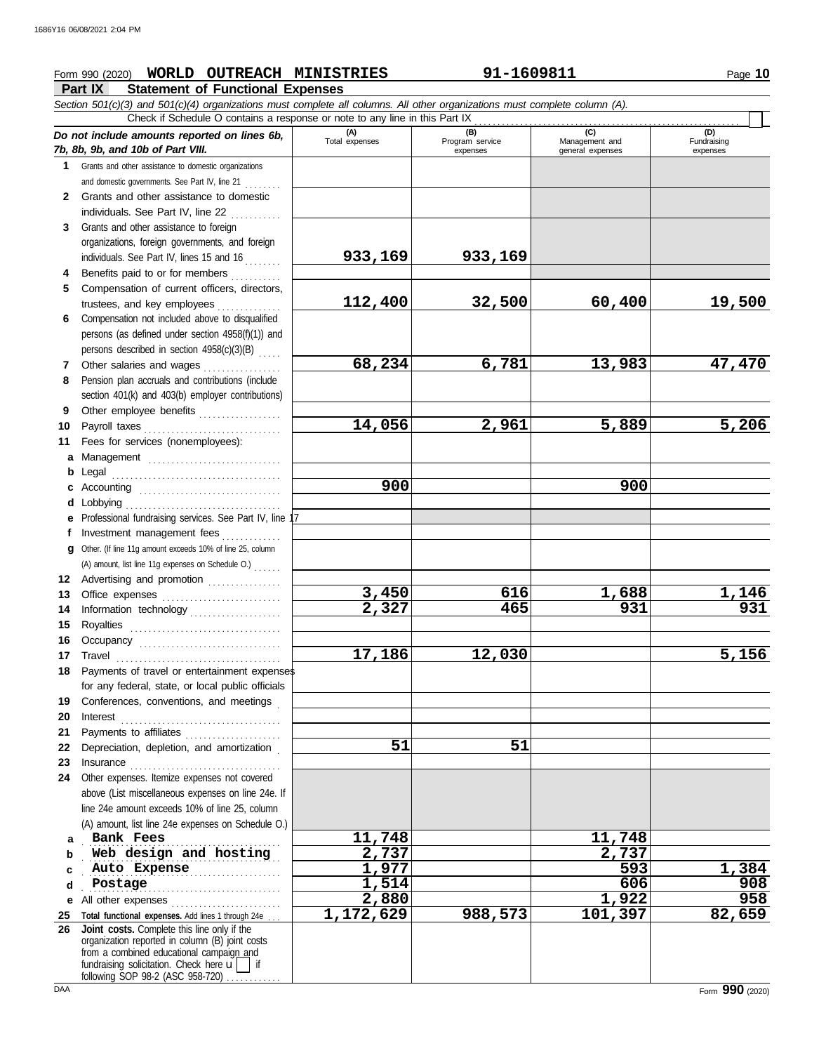Form 990 (2020) **WORLD OUTREACH MINISTRIES** **91-1609811** Page **10**

## Part IX Statement of Functional Expenses

*Section 501(c)(3) and 501(c)(4) organizations must complete all columns. All other organizations must complete column (A).*

Check if Schedule O contains a response or note to any line in this Part IX

| *Do not include amounts reported on lines 6b, 7b, 8b, 9b, and 10b of Part VIII.* | (A) Total expenses | (B) Program service expenses | (C) Management and general expenses | (D) Fundraising expenses |
|---|---|---|---|---|
| **1** Grants and other assistance to domestic organizations and domestic governments. See Part IV, line 21 | | | | |
| **2** Grants and other assistance to domestic individuals. See Part IV, line 22 | | | | |
| **3** Grants and other assistance to foreign organizations, foreign governments, and foreign individuals. See Part IV, lines 15 and 16 | 933,169 | 933,169 | | |
| **4** Benefits paid to or for members | | | | |
| **5** Compensation of current officers, directors, trustees, and key employees | 112,400 | 32,500 | 60,400 | 19,500 |
| **6** Compensation not included above to disqualified persons (as defined under section 4958(f)(1)) and persons described in section 4958(c)(3)(B) | | | | |
| **7** Other salaries and wages | 68,234 | 6,781 | 13,983 | 47,470 |
| **8** Pension plan accruals and contributions (include section 401(k) and 403(b) employer contributions) | | | | |
| **9** Other employee benefits | | | | |
| **10** Payroll taxes | 14,056 | 2,961 | 5,889 | 5,206 |
| **11** Fees for services (nonemployees): | | | | |
| **a** Management | | | | |
| **b** Legal | | | | |
| **c** Accounting | 900 | | 900 | |
| **d** Lobbying | | | | |
| **e** Professional fundraising services. See Part IV, line 17 | | | | |
| **f** Investment management fees | | | | |
| **g** Other. (If line 11g amount exceeds 10% of line 25, column (A) amount, list line 11g expenses on Schedule O.) | | | | |
| **12** Advertising and promotion | | | | |
| **13** Office expenses | 3,450 | 616 | 1,688 | 1,146 |
| **14** Information technology | 2,327 | 465 | 931 | 931 |
| **15** Royalties | | | | |
| **16** Occupancy | | | | |
| **17** Travel | 17,186 | 12,030 | | 5,156 |
| **18** Payments of travel or entertainment expenses for any federal, state, or local public officials | | | | |
| **19** Conferences, conventions, and meetings | | | | |
| **20** Interest | | | | |
| **21** Payments to affiliates | | | | |
| **22** Depreciation, depletion, and amortization | 51 | 51 | | |
| **23** Insurance | | | | |
| **24** Other expenses. Itemize expenses not covered above (List miscellaneous expenses on line 24e. If line 24e amount exceeds 10% of line 25, column (A) amount, list line 24e expenses on Schedule O.) | | | | |
| **a** Bank Fees | 11,748 | | 11,748 | |
| **b** Web design and hosting | 2,737 | | 2,737 | |
| **c** Auto Expense | 1,977 | | 593 | 1,384 |
| **d** Postage | 1,514 | | 606 | 908 |
| **e** All other expenses | 2,880 | | 1,922 | 958 |
| **25 Total functional expenses.** Add lines 1 through 24e | 1,172,629 | 988,573 | 101,397 | 82,659 |
| **26 Joint costs.** Complete this line only if the organization reported in column (B) joint costs from a combined educational campaign and fundraising solicitation. Check here ☐ if following SOP 98-2 (ASC 958-720) | | | | |

DAA Form **990** (2020)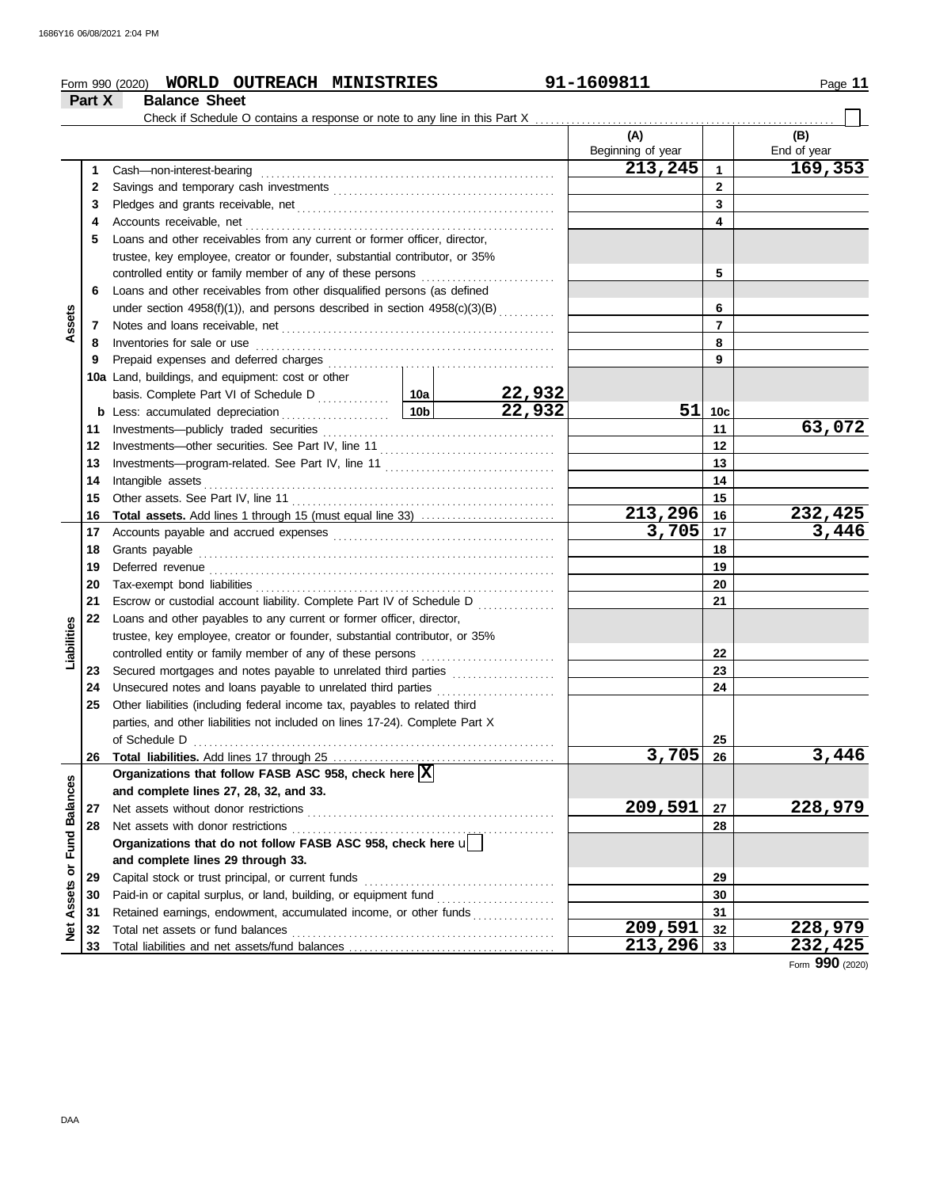Form 990 (2020) **WORLD OUTREACH MINISTRIES** 91-1609811

**Part X Balance Sheet**

Check if Schedule O contains a response or note to any line in this Part X ☐

| | | Description | | | (A) Beginning of year | | (B) End of year |
|---|---|---|---|---|---|---|---|
| Assets | 1 | Cash—non-interest-bearing | | | 213,245 | 1 | 169,353 |
| | 2 | Savings and temporary cash investments | | | | 2 | |
| | 3 | Pledges and grants receivable, net | | | | 3 | |
| | 4 | Accounts receivable, net | | | | 4 | |
| | 5 | Loans and other receivables from any current or former officer, director, trustee, key employee, creator or founder, substantial contributor, or 35% controlled entity or family member of any of these persons | | | | 5 | |
| | 6 | Loans and other receivables from other disqualified persons (as defined under section 4958(f)(1)), and persons described in section 4958(c)(3)(B) | | | | 6 | |
| | 7 | Notes and loans receivable, net | | | | 7 | |
| | 8 | Inventories for sale or use | | | | 8 | |
| | 9 | Prepaid expenses and deferred charges | | | | 9 | |
| | 10a | Land, buildings, and equipment: cost or other basis. Complete Part VI of Schedule D | 10a | 22,932 | | | |
| | b | Less: accumulated depreciation | 10b | 22,932 | 51 | 10c | |
| | 11 | Investments—publicly traded securities | | | | 11 | 63,072 |
| | 12 | Investments—other securities. See Part IV, line 11 | | | | 12 | |
| | 13 | Investments—program-related. See Part IV, line 11 | | | | 13 | |
| | 14 | Intangible assets | | | | 14 | |
| | 15 | Other assets. See Part IV, line 11 | | | | 15 | |
| | 16 | **Total assets.** Add lines 1 through 15 (must equal line 33) | | | 213,296 | 16 | 232,425 |
| Liabilities | 17 | Accounts payable and accrued expenses | | | 3,705 | 17 | 3,446 |
| | 18 | Grants payable | | | | 18 | |
| | 19 | Deferred revenue | | | | 19 | |
| | 20 | Tax-exempt bond liabilities | | | | 20 | |
| | 21 | Escrow or custodial account liability. Complete Part IV of Schedule D | | | | 21 | |
| | 22 | Loans and other payables to any current or former officer, director, trustee, key employee, creator or founder, substantial contributor, or 35% controlled entity or family member of any of these persons | | | | 22 | |
| | 23 | Secured mortgages and notes payable to unrelated third parties | | | | 23 | |
| | 24 | Unsecured notes and loans payable to unrelated third parties | | | | 24 | |
| | 25 | Other liabilities (including federal income tax, payables to related third parties, and other liabilities not included on lines 17-24). Complete Part X of Schedule D | | | | 25 | |
| | 26 | **Total liabilities.** Add lines 17 through 25 | | | 3,705 | 26 | 3,446 |
| Net Assets or Fund Balances | | **Organizations that follow FASB ASC 958, check here** ☒ **and complete lines 27, 28, 32, and 33.** | | | | | |
| | 27 | Net assets without donor restrictions | | | 209,591 | 27 | 228,979 |
| | 28 | Net assets with donor restrictions | | | | 28 | |
| | | **Organizations that do not follow FASB ASC 958, check here** ☐ **and complete lines 29 through 33.** | | | | | |
| | 29 | Capital stock or trust principal, or current funds | | | | 29 | |
| | 30 | Paid-in or capital surplus, or land, building, or equipment fund | | | | 30 | |
| | 31 | Retained earnings, endowment, accumulated income, or other funds | | | | 31 | |
| | 32 | Total net assets or fund balances | | | 209,591 | 32 | 228,979 |
| | 33 | Total liabilities and net assets/fund balances | | | 213,296 | 33 | 232,425 |

Form **990** (2020)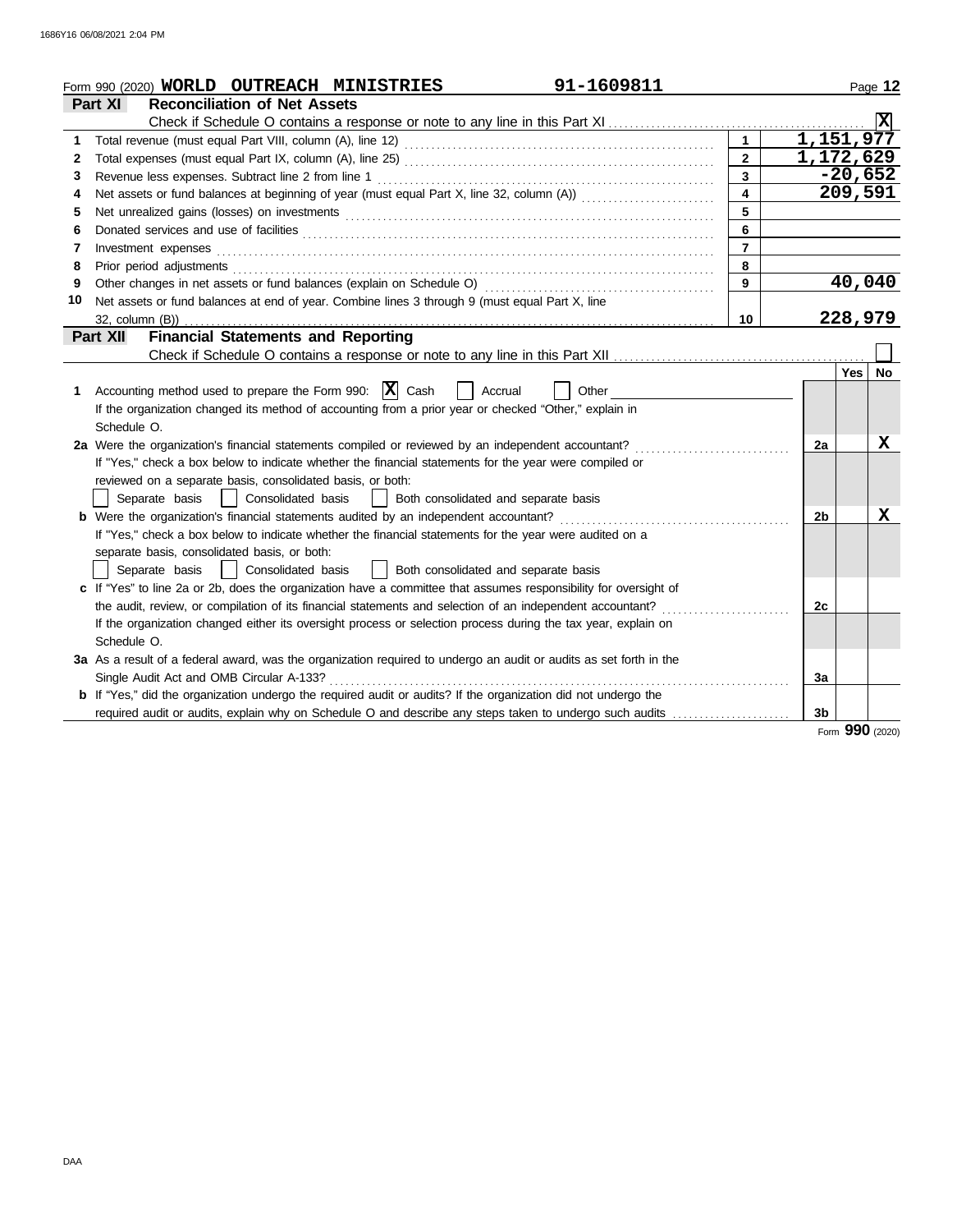Form 990 (2020) **WORLD OUTREACH MINISTRIES** 91-1609811 Page **12**

## Part XI Reconciliation of Net Assets

Check if Schedule O contains a response or note to any line in this Part XI .......... [X]

| | | | |
|---|---|---|---|
| 1 | Total revenue (must equal Part VIII, column (A), line 12) | 1 | 1,151,977 |
| 2 | Total expenses (must equal Part IX, column (A), line 25) | 2 | 1,172,629 |
| 3 | Revenue less expenses. Subtract line 2 from line 1 | 3 | -20,652 |
| 4 | Net assets or fund balances at beginning of year (must equal Part X, line 32, column (A)) | 4 | 209,591 |
| 5 | Net unrealized gains (losses) on investments | 5 | |
| 6 | Donated services and use of facilities | 6 | |
| 7 | Investment expenses | 7 | |
| 8 | Prior period adjustments | 8 | |
| 9 | Other changes in net assets or fund balances (explain on Schedule O) | 9 | 40,040 |
| 10 | Net assets or fund balances at end of year. Combine lines 3 through 9 (must equal Part X, line 32, column (B)) | 10 | 228,979 |

## Part XII Financial Statements and Reporting

Check if Schedule O contains a response or note to any line in this Part XII .......... [ ]

| | | | Yes | No |
|---|---|---|---|---|
| 1 | Accounting method used to prepare the Form 990: [X] Cash [ ] Accrual [ ] Other<br>If the organization changed its method of accounting from a prior year or checked "Other," explain in Schedule O. | | | |
| 2a | Were the organization's financial statements compiled or reviewed by an independent accountant?<br>If "Yes," check a box below to indicate whether the financial statements for the year were compiled or reviewed on a separate basis, consolidated basis, or both:<br>[ ] Separate basis [ ] Consolidated basis [ ] Both consolidated and separate basis | 2a | | X |
| b | Were the organization's financial statements audited by an independent accountant?<br>If "Yes," check a box below to indicate whether the financial statements for the year were audited on a separate basis, consolidated basis, or both:<br>[ ] Separate basis [ ] Consolidated basis [ ] Both consolidated and separate basis | 2b | | X |
| c | If "Yes" to line 2a or 2b, does the organization have a committee that assumes responsibility for oversight of the audit, review, or compilation of its financial statements and selection of an independent accountant?<br>If the organization changed either its oversight process or selection process during the tax year, explain on Schedule O. | 2c | | |
| 3a | As a result of a federal award, was the organization required to undergo an audit or audits as set forth in the Single Audit Act and OMB Circular A-133? | 3a | | |
| b | If "Yes," did the organization undergo the required audit or audits? If the organization did not undergo the required audit or audits, explain why on Schedule O and describe any steps taken to undergo such audits | 3b | | |

Form **990** (2020)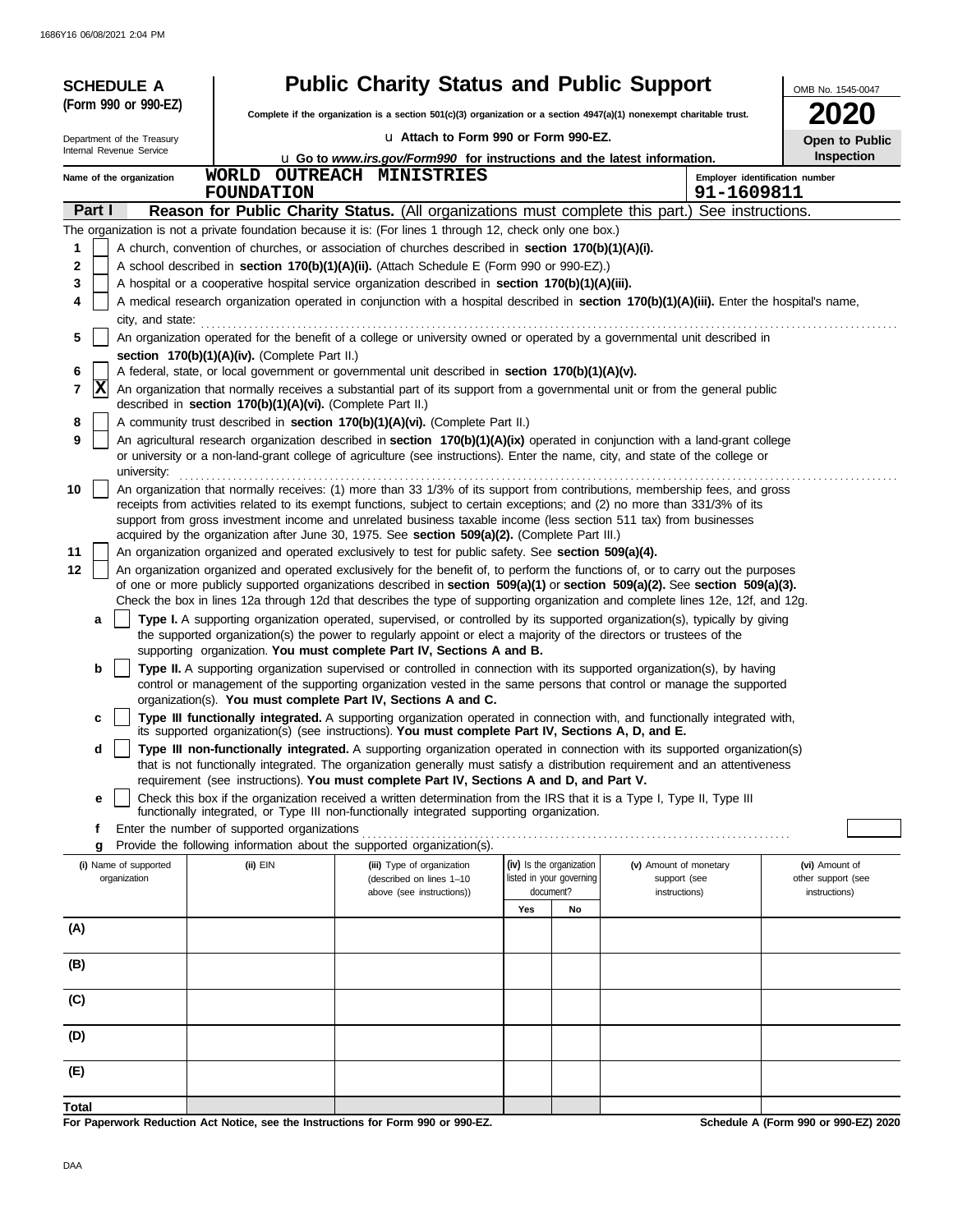**SCHEDULE A**
**(Form 990 or 990-EZ)**

Department of the Treasury
Internal Revenue Service

# Public Charity Status and Public Support

**Complete if the organization is a section 501(c)(3) organization or a section 4947(a)(1) nonexempt charitable trust.**

u Attach to Form 990 or Form 990-EZ.

u Go to *www.irs.gov/Form990* for instructions and the latest information.

OMB No. 1545-0047

**2020**

**Open to Public Inspection**

Name of the organization: WORLD OUTREACH MINISTRIES FOUNDATION

Employer identification number: 91-1609811

## Part I — Reason for Public Charity Status. (All organizations must complete this part.) See instructions.

The organization is not a private foundation because it is: (For lines 1 through 12, check only one box.)

1 [ ] A church, convention of churches, or association of churches described in **section 170(b)(1)(A)(i).**

2 [ ] A school described in **section 170(b)(1)(A)(ii).** (Attach Schedule E (Form 990 or 990-EZ).)

3 [ ] A hospital or a cooperative hospital service organization described in **section 170(b)(1)(A)(iii).**

4 [ ] A medical research organization operated in conjunction with a hospital described in **section 170(b)(1)(A)(iii).** Enter the hospital's name, city, and state: ..........

5 [ ] An organization operated for the benefit of a college or university owned or operated by a governmental unit described in **section 170(b)(1)(A)(iv).** (Complete Part II.)

6 [ ] A federal, state, or local government or governmental unit described in **section 170(b)(1)(A)(v).**

7 [X] An organization that normally receives a substantial part of its support from a governmental unit or from the general public described in **section 170(b)(1)(A)(vi).** (Complete Part II.)

8 [ ] A community trust described in **section 170(b)(1)(A)(vi).** (Complete Part II.)

9 [ ] An agricultural research organization described in **section 170(b)(1)(A)(ix)** operated in conjunction with a land-grant college or university or a non-land-grant college of agriculture (see instructions). Enter the name, city, and state of the college or university: ..........

10 [ ] An organization that normally receives: (1) more than 33 1/3% of its support from contributions, membership fees, and gross receipts from activities related to its exempt functions, subject to certain exceptions; and (2) no more than 331/3% of its support from gross investment income and unrelated business taxable income (less section 511 tax) from businesses acquired by the organization after June 30, 1975. See **section 509(a)(2).** (Complete Part III.)

11 [ ] An organization organized and operated exclusively to test for public safety. See **section 509(a)(4).**

12 [ ] An organization organized and operated exclusively for the benefit of, to perform the functions of, or to carry out the purposes of one or more publicly supported organizations described in **section 509(a)(1)** or **section 509(a)(2).** See **section 509(a)(3).** Check the box in lines 12a through 12d that describes the type of supporting organization and complete lines 12e, 12f, and 12g.

**a** [ ] **Type I.** A supporting organization operated, supervised, or controlled by its supported organization(s), typically by giving the supported organization(s) the power to regularly appoint or elect a majority of the directors or trustees of the supporting organization. **You must complete Part IV, Sections A and B.**

**b** [ ] **Type II.** A supporting organization supervised or controlled in connection with its supported organization(s), by having control or management of the supporting organization vested in the same persons that control or manage the supported organization(s). **You must complete Part IV, Sections A and C.**

**c** [ ] **Type III functionally integrated.** A supporting organization operated in connection with, and functionally integrated with, its supported organization(s) (see instructions). **You must complete Part IV, Sections A, D, and E.**

**d** [ ] **Type III non-functionally integrated.** A supporting organization operated in connection with its supported organization(s) that is not functionally integrated. The organization generally must satisfy a distribution requirement and an attentiveness requirement (see instructions). **You must complete Part IV, Sections A and D, and Part V.**

**e** [ ] Check this box if the organization received a written determination from the IRS that it is a Type I, Type II, Type III functionally integrated, or Type III non-functionally integrated supporting organization.

**f** Enter the number of supported organizations ..........

**g** Provide the following information about the supported organization(s).

| (i) Name of supported organization | (ii) EIN | (iii) Type of organization (described on lines 1–10 above (see instructions)) | (iv) Is the organization listed in your governing document? | | (v) Amount of monetary support (see instructions) | (vi) Amount of other support (see instructions) |
|---|---|---|---|---|---|---|
| | | | Yes | No | | |
| (A) | | | | | | |
| (B) | | | | | | |
| (C) | | | | | | |
| (D) | | | | | | |
| (E) | | | | | | |
| Total | | | | | | |

**For Paperwork Reduction Act Notice, see the Instructions for Form 990 or 990-EZ.**

**Schedule A (Form 990 or 990-EZ) 2020**

DAA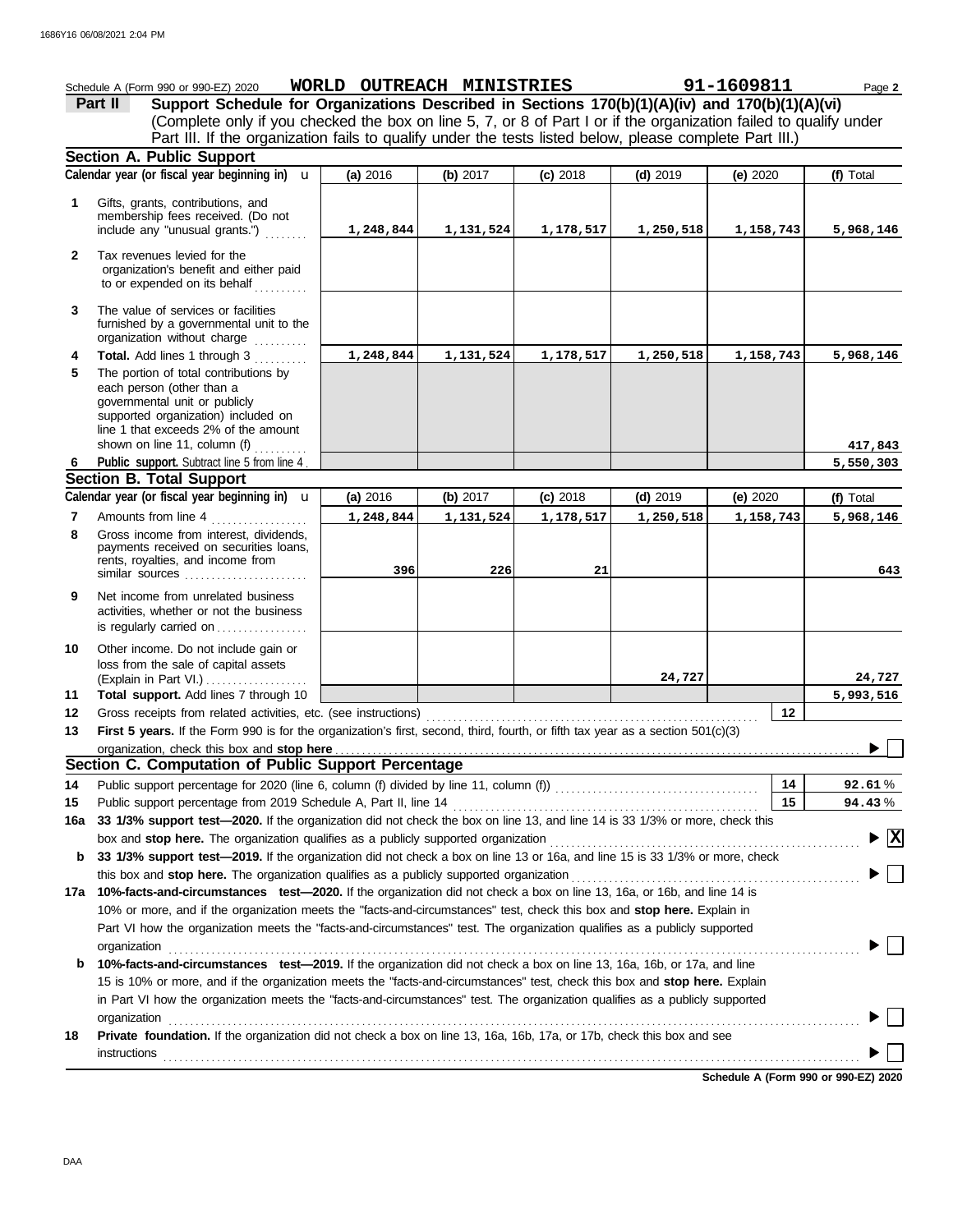Schedule A (Form 990 or 990-EZ) 2020 **WORLD OUTREACH MINISTRIES** **91-1609811**

**Part II** **Support Schedule for Organizations Described in Sections 170(b)(1)(A)(iv) and 170(b)(1)(A)(vi)**
(Complete only if you checked the box on line 5, 7, or 8 of Part I or if the organization failed to qualify under Part III. If the organization fails to qualify under the tests listed below, please complete Part III.)

## Section A. Public Support

| | Calendar year (or fiscal year beginning in) | (a) 2016 | (b) 2017 | (c) 2018 | (d) 2019 | (e) 2020 | (f) Total |
|---|---|---|---|---|---|---|---|
| 1 | Gifts, grants, contributions, and membership fees received. (Do not include any "unusual grants.") | 1,248,844 | 1,131,524 | 1,178,517 | 1,250,518 | 1,158,743 | 5,968,146 |
| 2 | Tax revenues levied for the organization's benefit and either paid to or expended on its behalf | | | | | | |
| 3 | The value of services or facilities furnished by a governmental unit to the organization without charge | | | | | | |
| 4 | **Total.** Add lines 1 through 3 | 1,248,844 | 1,131,524 | 1,178,517 | 1,250,518 | 1,158,743 | 5,968,146 |
| 5 | The portion of total contributions by each person (other than a governmental unit or publicly supported organization) included on line 1 that exceeds 2% of the amount shown on line 11, column (f) | | | | | | 417,843 |
| 6 | **Public support.** Subtract line 5 from line 4 | | | | | | 5,550,303 |

## Section B. Total Support

| | Calendar year (or fiscal year beginning in) | (a) 2016 | (b) 2017 | (c) 2018 | (d) 2019 | (e) 2020 | (f) Total |
|---|---|---|---|---|---|---|---|
| 7 | Amounts from line 4 | 1,248,844 | 1,131,524 | 1,178,517 | 1,250,518 | 1,158,743 | 5,968,146 |
| 8 | Gross income from interest, dividends, payments received on securities loans, rents, royalties, and income from similar sources | 396 | 226 | 21 | | | 643 |
| 9 | Net income from unrelated business activities, whether or not the business is regularly carried on | | | | | | |
| 10 | Other income. Do not include gain or loss from the sale of capital assets (Explain in Part VI.) | | | | 24,727 | | 24,727 |
| 11 | **Total support.** Add lines 7 through 10 | | | | | | 5,993,516 |

| | | | |
|---|---|---|---|
| 12 | Gross receipts from related activities, etc. (see instructions) | 12 | |
| 13 | **First 5 years.** If the Form 990 is for the organization's first, second, third, fourth, or fifth tax year as a section 501(c)(3) organization, check this box and **stop here** | | ☐ |

## Section C. Computation of Public Support Percentage

| | | | |
|---|---|---|---|
| 14 | Public support percentage for 2020 (line 6, column (f) divided by line 11, column (f)) | 14 | 92.61 % |
| 15 | Public support percentage from 2019 Schedule A, Part II, line 14 | 15 | 94.43 % |

**16a** **33 1/3% support test—2020.** If the organization did not check the box on line 13, and line 14 is 33 1/3% or more, check this box and **stop here.** The organization qualifies as a publicly supported organization ☒

**b** **33 1/3% support test—2019.** If the organization did not check a box on line 13 or 16a, and line 15 is 33 1/3% or more, check this box and **stop here.** The organization qualifies as a publicly supported organization ☐

**17a** **10%-facts-and-circumstances test—2020.** If the organization did not check a box on line 13, 16a, or 16b, and line 14 is 10% or more, and if the organization meets the "facts-and-circumstances" test, check this box and **stop here.** Explain in Part VI how the organization meets the "facts-and-circumstances" test. The organization qualifies as a publicly supported organization ☐

**b** **10%-facts-and-circumstances test—2019.** If the organization did not check a box on line 13, 16a, 16b, or 17a, and line 15 is 10% or more, and if the organization meets the "facts-and-circumstances" test, check this box and **stop here.** Explain in Part VI how the organization meets the "facts-and-circumstances" test. The organization qualifies as a publicly supported organization ☐

**18** **Private foundation.** If the organization did not check a box on line 13, 16a, 16b, 17a, or 17b, check this box and see instructions ☐

**Schedule A (Form 990 or 990-EZ) 2020**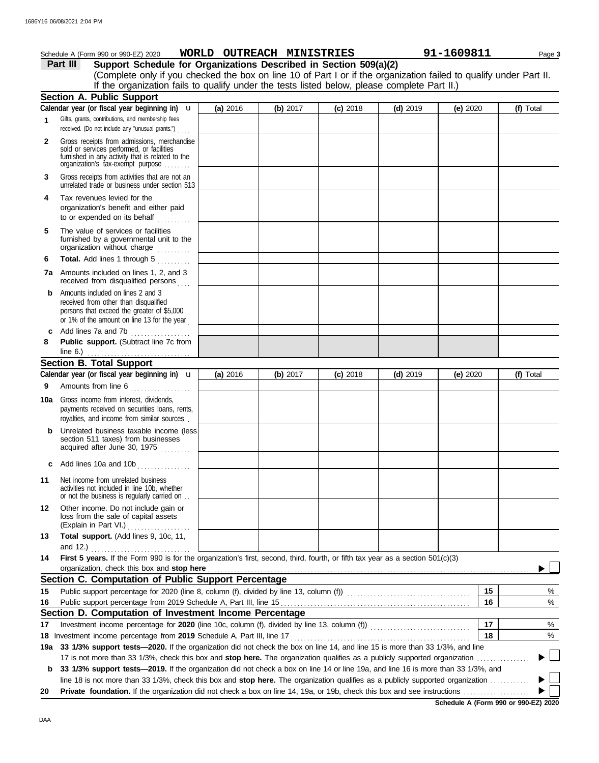Schedule A (Form 990 or 990-EZ) 2020 **WORLD OUTREACH MINISTRIES** **91-1609811** Page **3**

**Part III** **Support Schedule for Organizations Described in Section 509(a)(2)**

(Complete only if you checked the box on line 10 of Part I or if the organization failed to qualify under Part II. If the organization fails to qualify under the tests listed below, please complete Part II.)

## Section A. Public Support

| Calendar year (or fiscal year beginning in) u | (a) 2016 | (b) 2017 | (c) 2018 | (d) 2019 | (e) 2020 | (f) Total |
|---|---|---|---|---|---|---|
| **1** Gifts, grants, contributions, and membership fees received. (Do not include any "unusual grants.") | | | | | | |
| **2** Gross receipts from admissions, merchandise sold or services performed, or facilities furnished in any activity that is related to the organization's tax-exempt purpose | | | | | | |
| **3** Gross receipts from activities that are not an unrelated trade or business under section 513 | | | | | | |
| **4** Tax revenues levied for the organization's benefit and either paid to or expended on its behalf | | | | | | |
| **5** The value of services or facilities furnished by a governmental unit to the organization without charge | | | | | | |
| **6** **Total.** Add lines 1 through 5 | | | | | | |
| **7a** Amounts included on lines 1, 2, and 3 received from disqualified persons | | | | | | |
| **b** Amounts included on lines 2 and 3 received from other than disqualified persons that exceed the greater of $5,000 or 1% of the amount on line 13 for the year | | | | | | |
| **c** Add lines 7a and 7b | | | | | | |
| **8** **Public support.** (Subtract line 7c from line 6.) | | | | | | |

## Section B. Total Support

| Calendar year (or fiscal year beginning in) u | (a) 2016 | (b) 2017 | (c) 2018 | (d) 2019 | (e) 2020 | (f) Total |
|---|---|---|---|---|---|---|
| **9** Amounts from line 6 | | | | | | |
| **10a** Gross income from interest, dividends, payments received on securities loans, rents, royalties, and income from similar sources | | | | | | |
| **b** Unrelated business taxable income (less section 511 taxes) from businesses acquired after June 30, 1975 | | | | | | |
| **c** Add lines 10a and 10b | | | | | | |
| **11** Net income from unrelated business activities not included in line 10b, whether or not the business is regularly carried on | | | | | | |
| **12** Other income. Do not include gain or loss from the sale of capital assets (Explain in Part VI.) | | | | | | |
| **13** **Total support.** (Add lines 9, 10c, 11, and 12.) | | | | | | |

**14** **First 5 years.** If the Form 990 is for the organization's first, second, third, fourth, or fifth tax year as a section 501(c)(3) organization, check this box and **stop here** ▶ ☐

## Section C. Computation of Public Support Percentage

| | | | |
|---|---|---|---|
| **15** | Public support percentage for 2020 (line 8, column (f), divided by line 13, column (f)) | 15 | % |
| **16** | Public support percentage from 2019 Schedule A, Part III, line 15 | 16 | % |

## Section D. Computation of Investment Income Percentage

| | | | |
|---|---|---|---|
| **17** | Investment income percentage for **2020** (line 10c, column (f), divided by line 13, column (f)) | 17 | % |
| **18** | Investment income percentage from **2019** Schedule A, Part III, line 17 | 18 | % |

**19a** **33 1/3% support tests—2020.** If the organization did not check the box on line 14, and line 15 is more than 33 1/3%, and line 17 is not more than 33 1/3%, check this box and **stop here.** The organization qualifies as a publicly supported organization ▶ ☐

**b** **33 1/3% support tests—2019.** If the organization did not check a box on line 14 or line 19a, and line 16 is more than 33 1/3%, and line 18 is not more than 33 1/3%, check this box and **stop here.** The organization qualifies as a publicly supported organization ▶ ☐

**20** **Private foundation.** If the organization did not check a box on line 14, 19a, or 19b, check this box and see instructions ▶ ☐

**Schedule A (Form 990 or 990-EZ) 2020**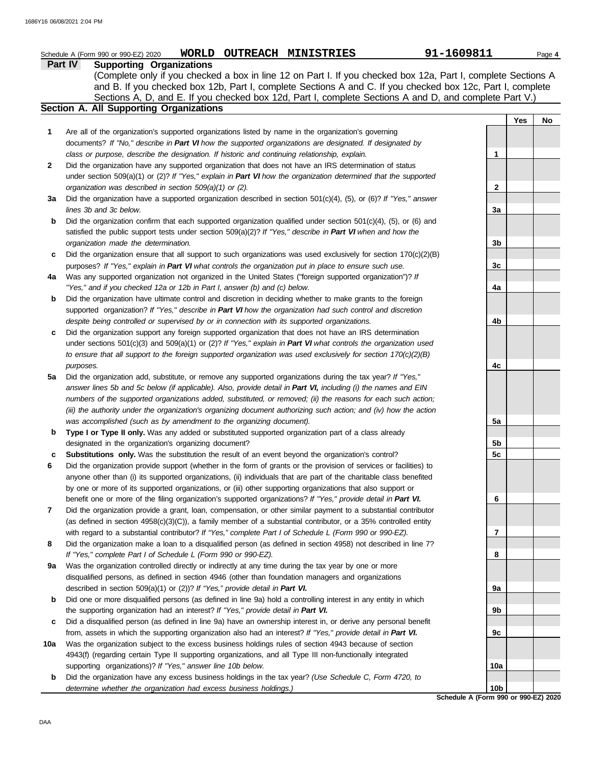Schedule A (Form 990 or 990-EZ) 2020 **WORLD OUTREACH MINISTRIES** **91-1609811**

## Part IV Supporting Organizations

(Complete only if you checked a box in line 12 on Part I. If you checked box 12a, Part I, complete Sections A and B. If you checked box 12b, Part I, complete Sections A and C. If you checked box 12c, Part I, complete Sections A, D, and E. If you checked box 12d, Part I, complete Sections A and D, and complete Part V.)

### Section A. All Supporting Organizations

| | | Line | Yes | No |
|---|---|---|---|---|
| **1** | Are all of the organization's supported organizations listed by name in the organization's governing documents? *If "No," describe in **Part VI** how the supported organizations are designated. If designated by class or purpose, describe the designation. If historic and continuing relationship, explain.* | 1 | | |
| **2** | Did the organization have any supported organization that does not have an IRS determination of status under section 509(a)(1) or (2)? *If "Yes," explain in **Part VI** how the organization determined that the supported organization was described in section 509(a)(1) or (2).* | 2 | | |
| **3a** | Did the organization have a supported organization described in section 501(c)(4), (5), or (6)? *If "Yes," answer lines 3b and 3c below.* | 3a | | |
| **b** | Did the organization confirm that each supported organization qualified under section 501(c)(4), (5), or (6) and satisfied the public support tests under section 509(a)(2)? *If "Yes," describe in **Part VI** when and how the organization made the determination.* | 3b | | |
| **c** | Did the organization ensure that all support to such organizations was used exclusively for section 170(c)(2)(B) purposes? *If "Yes," explain in **Part VI** what controls the organization put in place to ensure such use.* | 3c | | |
| **4a** | Was any supported organization not organized in the United States ("foreign supported organization")? *If "Yes," and if you checked 12a or 12b in Part I, answer (b) and (c) below.* | 4a | | |
| **b** | Did the organization have ultimate control and discretion in deciding whether to make grants to the foreign supported organization? *If "Yes," describe in **Part VI** how the organization had such control and discretion despite being controlled or supervised by or in connection with its supported organizations.* | 4b | | |
| **c** | Did the organization support any foreign supported organization that does not have an IRS determination under sections 501(c)(3) and 509(a)(1) or (2)? *If "Yes," explain in **Part VI** what controls the organization used to ensure that all support to the foreign supported organization was used exclusively for section 170(c)(2)(B) purposes.* | 4c | | |
| **5a** | Did the organization add, substitute, or remove any supported organizations during the tax year? *If "Yes," answer lines 5b and 5c below (if applicable). Also, provide detail in **Part VI,** including (i) the names and EIN numbers of the supported organizations added, substituted, or removed; (ii) the reasons for each such action; (iii) the authority under the organization's organizing document authorizing such action; and (iv) how the action was accomplished (such as by amendment to the organizing document).* | 5a | | |
| **b** | **Type I or Type II only.** Was any added or substituted supported organization part of a class already designated in the organization's organizing document? | 5b | | |
| **c** | **Substitutions only.** Was the substitution the result of an event beyond the organization's control? | 5c | | |
| **6** | Did the organization provide support (whether in the form of grants or the provision of services or facilities) to anyone other than (i) its supported organizations, (ii) individuals that are part of the charitable class benefited by one or more of its supported organizations, or (iii) other supporting organizations that also support or benefit one or more of the filing organization's supported organizations? *If "Yes," provide detail in **Part VI.*** | 6 | | |
| **7** | Did the organization provide a grant, loan, compensation, or other similar payment to a substantial contributor (as defined in section 4958(c)(3)(C)), a family member of a substantial contributor, or a 35% controlled entity with regard to a substantial contributor? *If "Yes," complete Part I of Schedule L (Form 990 or 990-EZ).* | 7 | | |
| **8** | Did the organization make a loan to a disqualified person (as defined in section 4958) not described in line 7? *If "Yes," complete Part I of Schedule L (Form 990 or 990-EZ).* | 8 | | |
| **9a** | Was the organization controlled directly or indirectly at any time during the tax year by one or more disqualified persons, as defined in section 4946 (other than foundation managers and organizations described in section 509(a)(1) or (2))? *If "Yes," provide detail in **Part VI.*** | 9a | | |
| **b** | Did one or more disqualified persons (as defined in line 9a) hold a controlling interest in any entity in which the supporting organization had an interest? *If "Yes," provide detail in **Part VI.*** | 9b | | |
| **c** | Did a disqualified person (as defined in line 9a) have an ownership interest in, or derive any personal benefit from, assets in which the supporting organization also had an interest? *If "Yes," provide detail in **Part VI.*** | 9c | | |
| **10a** | Was the organization subject to the excess business holdings rules of section 4943 because of section 4943(f) (regarding certain Type II supporting organizations, and all Type III non-functionally integrated supporting organizations)? *If "Yes," answer line 10b below.* | 10a | | |
| **b** | Did the organization have any excess business holdings in the tax year? *(Use Schedule C, Form 4720, to determine whether the organization had excess business holdings.)* | 10b | | |

**Schedule A (Form 990 or 990-EZ) 2020**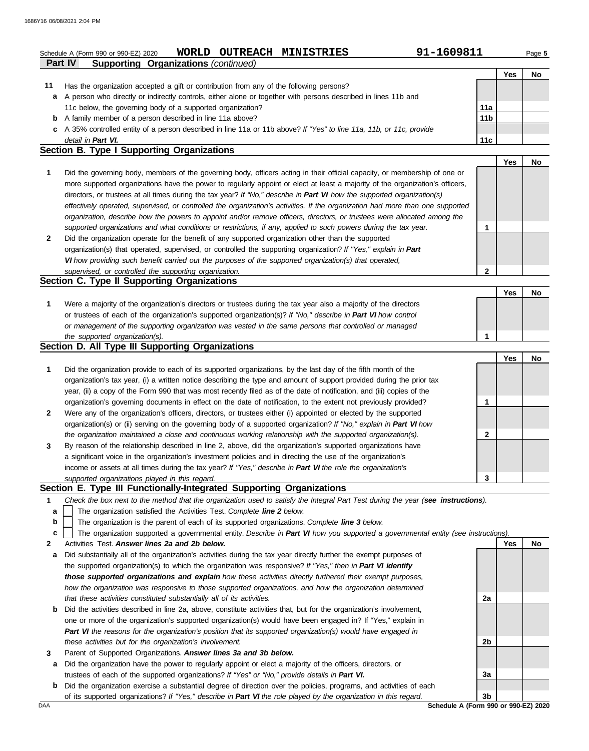Schedule A (Form 990 or 990-EZ) 2020 **WORLD OUTREACH MINISTRIES** 91-1609811 Page **5**

**Part IV Supporting Organizations** *(continued)*

| | | | Yes | No |
|---|---|---|---|---|
| **11** | Has the organization accepted a gift or contribution from any of the following persons? | | | |
| **a** | A person who directly or indirectly controls, either alone or together with persons described in lines 11b and 11c below, the governing body of a supported organization? | **11a** | | |
| **b** | A family member of a person described in line 11a above? | **11b** | | |
| **c** | A 35% controlled entity of a person described in line 11a or 11b above? *If "Yes" to line 11a, 11b, or 11c, provide detail in* ***Part VI.*** | **11c** | | |

## Section B. Type I Supporting Organizations

| | | | Yes | No |
|---|---|---|---|---|
| **1** | Did the governing body, members of the governing body, officers acting in their official capacity, or membership of one or more supported organizations have the power to regularly appoint or elect at least a majority of the organization's officers, directors, or trustees at all times during the tax year? *If "No," describe in* ***Part VI*** *how the supported organization(s) effectively operated, supervised, or controlled the organization's activities. If the organization had more than one supported organization, describe how the powers to appoint and/or remove officers, directors, or trustees were allocated among the supported organizations and what conditions or restrictions, if any, applied to such powers during the tax year.* | **1** | | |
| **2** | Did the organization operate for the benefit of any supported organization other than the supported organization(s) that operated, supervised, or controlled the supporting organization? *If "Yes," explain in* ***Part VI*** *how providing such benefit carried out the purposes of the supported organization(s) that operated, supervised, or controlled the supporting organization.* | **2** | | |

## Section C. Type II Supporting Organizations

| | | | Yes | No |
|---|---|---|---|---|
| **1** | Were a majority of the organization's directors or trustees during the tax year also a majority of the directors or trustees of each of the organization's supported organization(s)? *If "No," describe in* ***Part VI*** *how control or management of the supporting organization was vested in the same persons that controlled or managed the supported organization(s).* | **1** | | |

## Section D. All Type III Supporting Organizations

| | | | Yes | No |
|---|---|---|---|---|
| **1** | Did the organization provide to each of its supported organizations, by the last day of the fifth month of the organization's tax year, (i) a written notice describing the type and amount of support provided during the prior tax year, (ii) a copy of the Form 990 that was most recently filed as of the date of notification, and (iii) copies of the organization's governing documents in effect on the date of notification, to the extent not previously provided? | **1** | | |
| **2** | Were any of the organization's officers, directors, or trustees either (i) appointed or elected by the supported organization(s) or (ii) serving on the governing body of a supported organization? *If "No," explain in* ***Part VI*** *how the organization maintained a close and continuous working relationship with the supported organization(s).* | **2** | | |
| **3** | By reason of the relationship described in line 2, above, did the organization's supported organizations have a significant voice in the organization's investment policies and in directing the use of the organization's income or assets at all times during the tax year? *If "Yes," describe in* ***Part VI*** *the role the organization's supported organizations played in this regard.* | **3** | | |

## Section E. Type III Functionally-Integrated Supporting Organizations

**1** *Check the box next to the method that the organization used to satisfy the Integral Part Test during the year (****see instructions****).*

- **a** ☐ The organization satisfied the Activities Test. *Complete* ***line 2*** *below.*
- **b** ☐ The organization is the parent of each of its supported organizations. *Complete* ***line 3*** *below.*
- **c** ☐ The organization supported a governmental entity. *Describe in* ***Part VI*** *how you supported a governmental entity (see instructions).*

| | | | Yes | No |
|---|---|---|---|---|
| **2** | Activities Test. ***Answer lines 2a and 2b below.*** | | | |
| **a** | Did substantially all of the organization's activities during the tax year directly further the exempt purposes of the supported organization(s) to which the organization was responsive? *If "Yes," then in* ***Part VI identify those supported organizations and explain*** *how these activities directly furthered their exempt purposes, how the organization was responsive to those supported organizations, and how the organization determined that these activities constituted substantially all of its activities.* | **2a** | | |
| **b** | Did the activities described in line 2a, above, constitute activities that, but for the organization's involvement, one or more of the organization's supported organization(s) would have been engaged in? If "Yes," explain in ***Part VI*** *the reasons for the organization's position that its supported organization(s) would have engaged in these activities but for the organization's involvement.* | **2b** | | |
| **3** | Parent of Supported Organizations. ***Answer lines 3a and 3b below.*** | | | |
| **a** | Did the organization have the power to regularly appoint or elect a majority of the officers, directors, or trustees of each of the supported organizations? *If "Yes" or "No," provide details in* ***Part VI.*** | **3a** | | |
| **b** | Did the organization exercise a substantial degree of direction over the policies, programs, and activities of each of its supported organizations? *If "Yes," describe in* ***Part VI*** *the role played by the organization in this regard.* | **3b** | | |

**Schedule A (Form 990 or 990-EZ) 2020**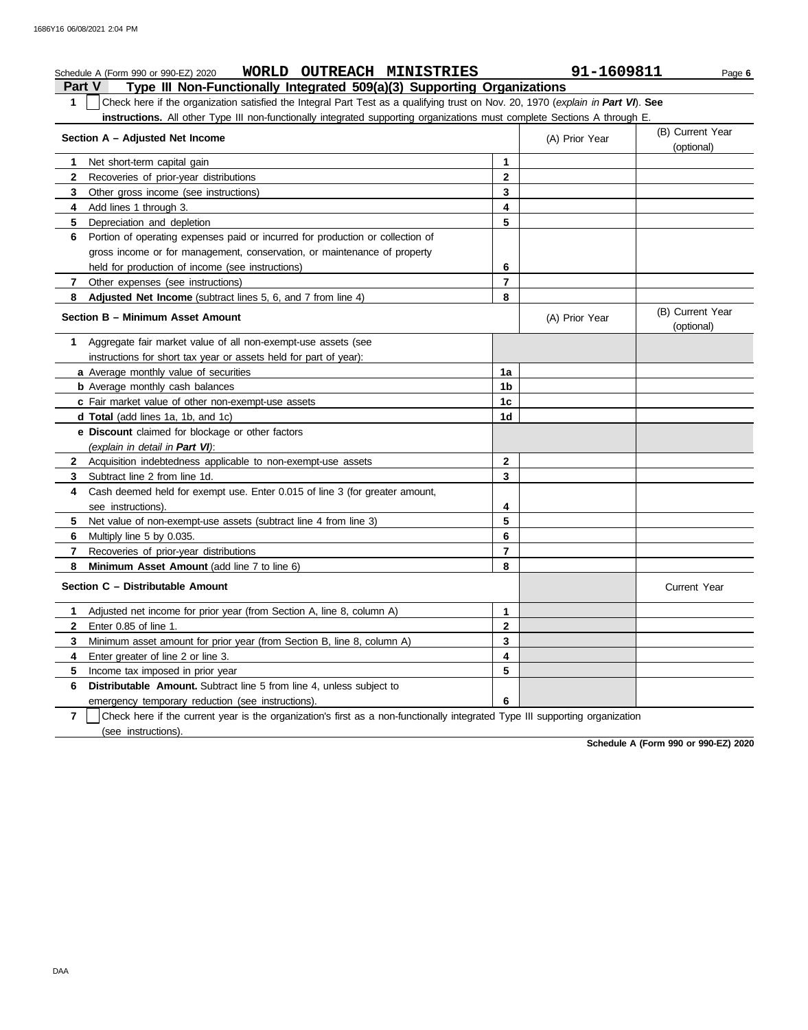Schedule A (Form 990 or 990-EZ) 2020 **WORLD OUTREACH MINISTRIES** **91-1609811** Page **6**

## Part V Type III Non-Functionally Integrated 509(a)(3) Supporting Organizations

**1** ☐ Check here if the organization satisfied the Integral Part Test as a qualifying trust on Nov. 20, 1970 (*explain in **Part VI***). **See instructions.** All other Type III non-functionally integrated supporting organizations must complete Sections A through E.

| Section A – Adjusted Net Income | | (A) Prior Year | (B) Current Year (optional) |
|---|---|---|---|
| **1** Net short-term capital gain | **1** | | |
| **2** Recoveries of prior-year distributions | **2** | | |
| **3** Other gross income (see instructions) | **3** | | |
| **4** Add lines 1 through 3. | **4** | | |
| **5** Depreciation and depletion | **5** | | |
| **6** Portion of operating expenses paid or incurred for production or collection of gross income or for management, conservation, or maintenance of property held for production of income (see instructions) | **6** | | |
| **7** Other expenses (see instructions) | **7** | | |
| **8** **Adjusted Net Income** (subtract lines 5, 6, and 7 from line 4) | **8** | | |

| Section B – Minimum Asset Amount | | (A) Prior Year | (B) Current Year (optional) |
|---|---|---|---|
| **1** Aggregate fair market value of all non-exempt-use assets (see instructions for short tax year or assets held for part of year): | | | |
| **a** Average monthly value of securities | **1a** | | |
| **b** Average monthly cash balances | **1b** | | |
| **c** Fair market value of other non-exempt-use assets | **1c** | | |
| **d** **Total** (add lines 1a, 1b, and 1c) | **1d** | | |
| **e** **Discount** claimed for blockage or other factors (*explain in detail in **Part VI***): | | | |
| **2** Acquisition indebtedness applicable to non-exempt-use assets | **2** | | |
| **3** Subtract line 2 from line 1d. | **3** | | |
| **4** Cash deemed held for exempt use. Enter 0.015 of line 3 (for greater amount, see instructions). | **4** | | |
| **5** Net value of non-exempt-use assets (subtract line 4 from line 3) | **5** | | |
| **6** Multiply line 5 by 0.035. | **6** | | |
| **7** Recoveries of prior-year distributions | **7** | | |
| **8** **Minimum Asset Amount** (add line 7 to line 6) | **8** | | |

| Section C – Distributable Amount | | | Current Year |
|---|---|---|---|
| **1** Adjusted net income for prior year (from Section A, line 8, column A) | **1** | | |
| **2** Enter 0.85 of line 1. | **2** | | |
| **3** Minimum asset amount for prior year (from Section B, line 8, column A) | **3** | | |
| **4** Enter greater of line 2 or line 3. | **4** | | |
| **5** Income tax imposed in prior year | **5** | | |
| **6** **Distributable Amount.** Subtract line 5 from line 4, unless subject to emergency temporary reduction (see instructions). | **6** | | |

**7** ☐ Check here if the current year is the organization's first as a non-functionally integrated Type III supporting organization (see instructions).

**Schedule A (Form 990 or 990-EZ) 2020**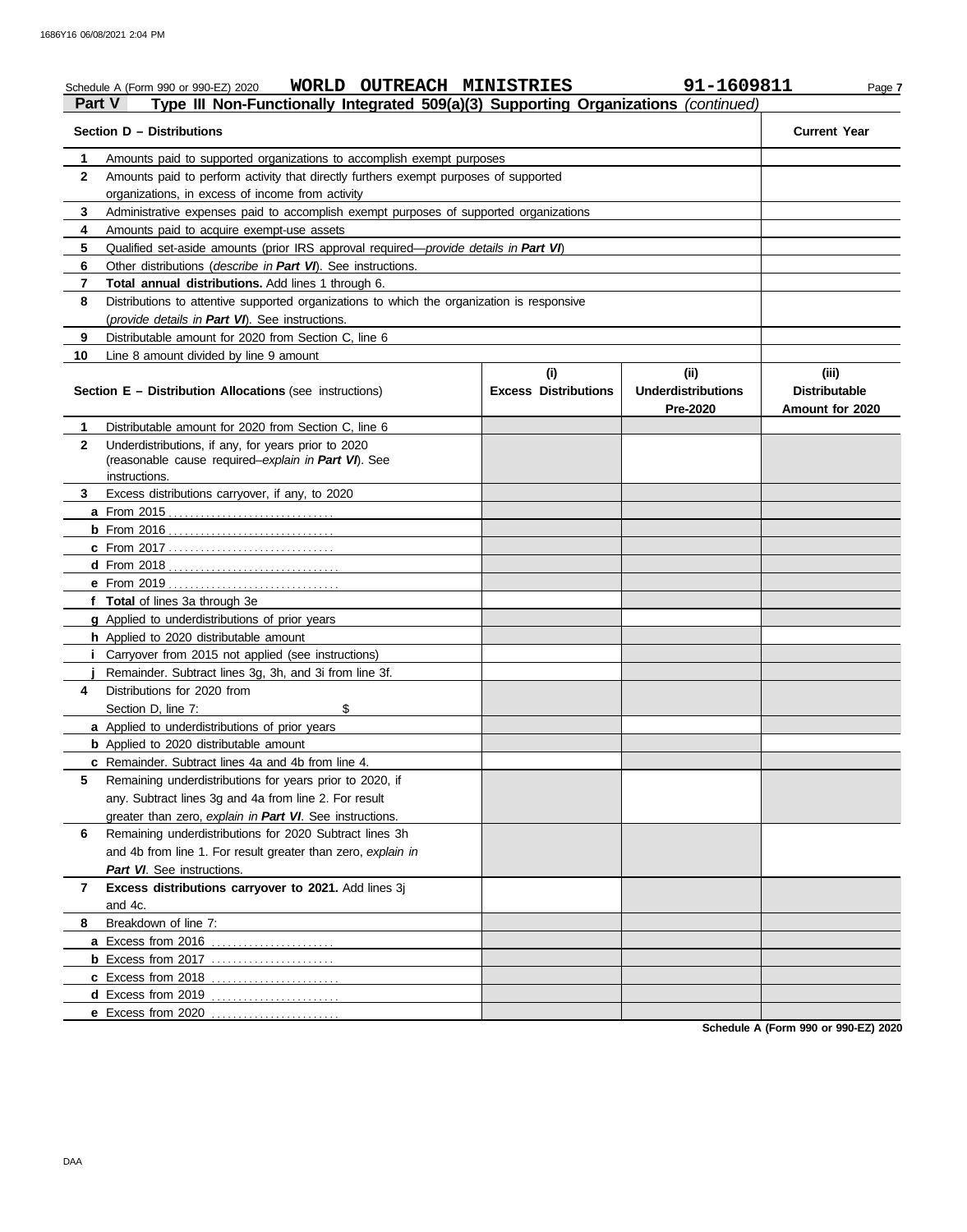Schedule A (Form 990 or 990-EZ) 2020 **WORLD OUTREACH MINISTRIES** **91-1609811** Page **7**

## Part V Type III Non-Functionally Integrated 509(a)(3) Supporting Organizations *(continued)*

| | **Section D – Distributions** | **Current Year** |
|---|---|---|
| **1** | Amounts paid to supported organizations to accomplish exempt purposes | |
| **2** | Amounts paid to perform activity that directly furthers exempt purposes of supported organizations, in excess of income from activity | |
| **3** | Administrative expenses paid to accomplish exempt purposes of supported organizations | |
| **4** | Amounts paid to acquire exempt-use assets | |
| **5** | Qualified set-aside amounts (prior IRS approval required—*provide details in* ***Part VI***) | |
| **6** | Other distributions (*describe in* ***Part VI***). See instructions. | |
| **7** | **Total annual distributions.** Add lines 1 through 6. | |
| **8** | Distributions to attentive supported organizations to which the organization is responsive (*provide details in* ***Part VI***). See instructions. | |
| **9** | Distributable amount for 2020 from Section C, line 6 | |
| **10** | Line 8 amount divided by line 9 amount | |

| | **Section E – Distribution Allocations** (see instructions) | **(i)** **Excess Distributions** | **(ii)** **Underdistributions Pre-2020** | **(iii)** **Distributable Amount for 2020** |
|---|---|---|---|---|
| **1** | Distributable amount for 2020 from Section C, line 6 | | | |
| **2** | Underdistributions, if any, for years prior to 2020 (reasonable cause required–*explain in* ***Part VI***). See instructions. | | | |
| **3** | Excess distributions carryover, if any, to 2020 | | | |
| | **a** From 2015 | | | |
| | **b** From 2016 | | | |
| | **c** From 2017 | | | |
| | **d** From 2018 | | | |
| | **e** From 2019 | | | |
| | **f Total** of lines 3a through 3e | | | |
| | **g** Applied to underdistributions of prior years | | | |
| | **h** Applied to 2020 distributable amount | | | |
| | **i** Carryover from 2015 not applied (see instructions) | | | |
| | **j** Remainder. Subtract lines 3g, 3h, and 3i from line 3f. | | | |
| **4** | Distributions for 2020 from Section D, line 7: $ | | | |
| | **a** Applied to underdistributions of prior years | | | |
| | **b** Applied to 2020 distributable amount | | | |
| | **c** Remainder. Subtract lines 4a and 4b from line 4. | | | |
| **5** | Remaining underdistributions for years prior to 2020, if any. Subtract lines 3g and 4a from line 2. For result greater than zero, *explain in* ***Part VI***. See instructions. | | | |
| **6** | Remaining underdistributions for 2020 Subtract lines 3h and 4b from line 1. For result greater than zero, *explain in* ***Part VI***. See instructions. | | | |
| **7** | **Excess distributions carryover to 2021.** Add lines 3j and 4c. | | | |
| **8** | Breakdown of line 7: | | | |
| | **a** Excess from 2016 | | | |
| | **b** Excess from 2017 | | | |
| | **c** Excess from 2018 | | | |
| | **d** Excess from 2019 | | | |
| | **e** Excess from 2020 | | | |

**Schedule A (Form 990 or 990-EZ) 2020**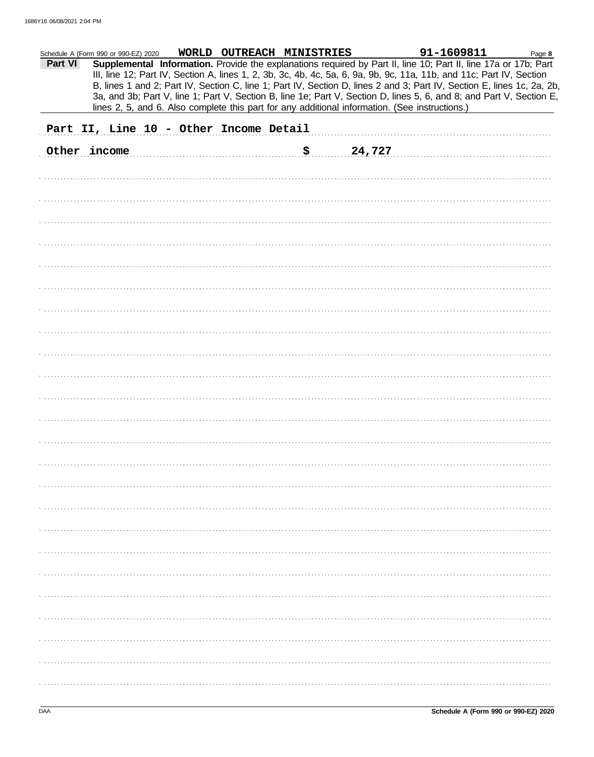Schedule A (Form 990 or 990-EZ) 2020 **WORLD OUTREACH MINISTRIES** **91-1609811** Page **8**

**Part VI** **Supplemental Information.** Provide the explanations required by Part II, line 10; Part II, line 17a or 17b; Part III, line 12; Part IV, Section A, lines 1, 2, 3b, 3c, 4b, 4c, 5a, 6, 9a, 9b, 9c, 11a, 11b, and 11c; Part IV, Section B, lines 1 and 2; Part IV, Section C, line 1; Part IV, Section D, lines 2 and 3; Part IV, Section E, lines 1c, 2a, 2b, 3a, and 3b; Part V, line 1; Part V, Section B, line 1e; Part V, Section D, lines 5, 6, and 8; and Part V, Section E, lines 2, 5, and 6. Also complete this part for any additional information. (See instructions.)

Part II, Line 10 - Other Income Detail

Other income $ 24,727

DAA

**Schedule A (Form 990 or 990-EZ) 2020**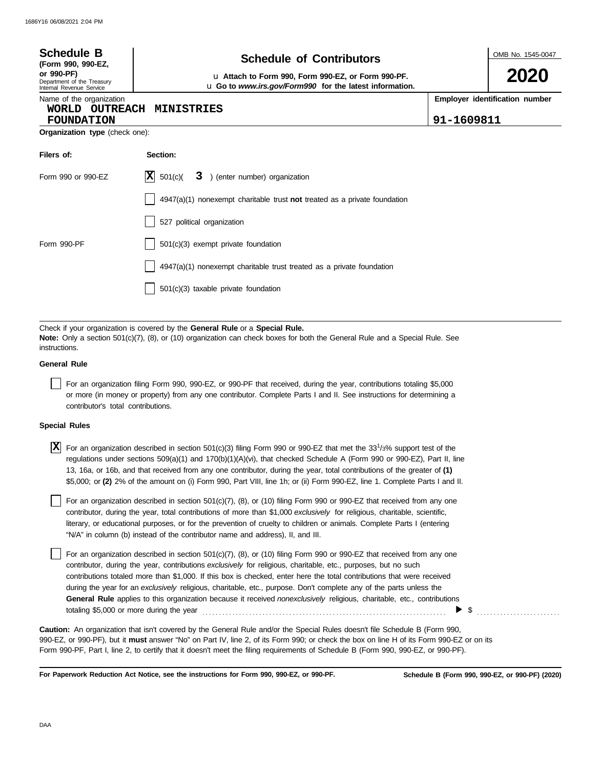**Schedule B**
**(Form 990, 990-EZ, or 990-PF)**
Department of the Treasury
Internal Revenue Service

# Schedule of Contributors

u **Attach to Form 990, Form 990-EZ, or Form 990-PF.**
u **Go to *www.irs.gov/Form990* for the latest information.**

OMB No. 1545-0047

**2020**

Name of the organization: **WORLD OUTREACH MINISTRIES FOUNDATION**

**Employer identification number:** **91-1609811**

**Organization type** (check one):

| Filers of: | Section: |
|---|---|
| Form 990 or 990-EZ | [X] 501(c)( **3** ) (enter number) organization |
| | [ ] 4947(a)(1) nonexempt charitable trust **not** treated as a private foundation |
| | [ ] 527 political organization |
| Form 990-PF | [ ] 501(c)(3) exempt private foundation |
| | [ ] 4947(a)(1) nonexempt charitable trust treated as a private foundation |
| | [ ] 501(c)(3) taxable private foundation |

Check if your organization is covered by the **General Rule** or a **Special Rule.**
**Note:** Only a section 501(c)(7), (8), or (10) organization can check boxes for both the General Rule and a Special Rule. See instructions.

**General Rule**

[ ] For an organization filing Form 990, 990-EZ, or 990-PF that received, during the year, contributions totaling $5,000 or more (in money or property) from any one contributor. Complete Parts I and II. See instructions for determining a contributor's total contributions.

**Special Rules**

[X] For an organization described in section 501(c)(3) filing Form 990 or 990-EZ that met the 33 1/3% support test of the regulations under sections 509(a)(1) and 170(b)(1)(A)(vi), that checked Schedule A (Form 990 or 990-EZ), Part II, line 13, 16a, or 16b, and that received from any one contributor, during the year, total contributions of the greater of **(1)** $5,000; or **(2)** 2% of the amount on (i) Form 990, Part VIII, line 1h; or (ii) Form 990-EZ, line 1. Complete Parts I and II.

[ ] For an organization described in section 501(c)(7), (8), or (10) filing Form 990 or 990-EZ that received from any one contributor, during the year, total contributions of more than $1,000 *exclusively* for religious, charitable, scientific, literary, or educational purposes, or for the prevention of cruelty to children or animals. Complete Parts I (entering "N/A" in column (b) instead of the contributor name and address), II, and III.

[ ] For an organization described in section 501(c)(7), (8), or (10) filing Form 990 or 990-EZ that received from any one contributor, during the year, contributions *exclusively* for religious, charitable, etc., purposes, but no such contributions totaled more than $1,000. If this box is checked, enter here the total contributions that were received during the year for an *exclusively* religious, charitable, etc., purpose. Don't complete any of the parts unless the **General Rule** applies to this organization because it received *nonexclusively* religious, charitable, etc., contributions totaling $5,000 or more during the year . . . . . . . . ▶ $ . . . . . . . . .

**Caution:** An organization that isn't covered by the General Rule and/or the Special Rules doesn't file Schedule B (Form 990, 990-EZ, or 990-PF), but it **must** answer "No" on Part IV, line 2, of its Form 990; or check the box on line H of its Form 990-EZ or on its Form 990-PF, Part I, line 2, to certify that it doesn't meet the filing requirements of Schedule B (Form 990, 990-EZ, or 990-PF).

**For Paperwork Reduction Act Notice, see the instructions for Form 990, 990-EZ, or 990-PF.** **Schedule B (Form 990, 990-EZ, or 990-PF) (2020)**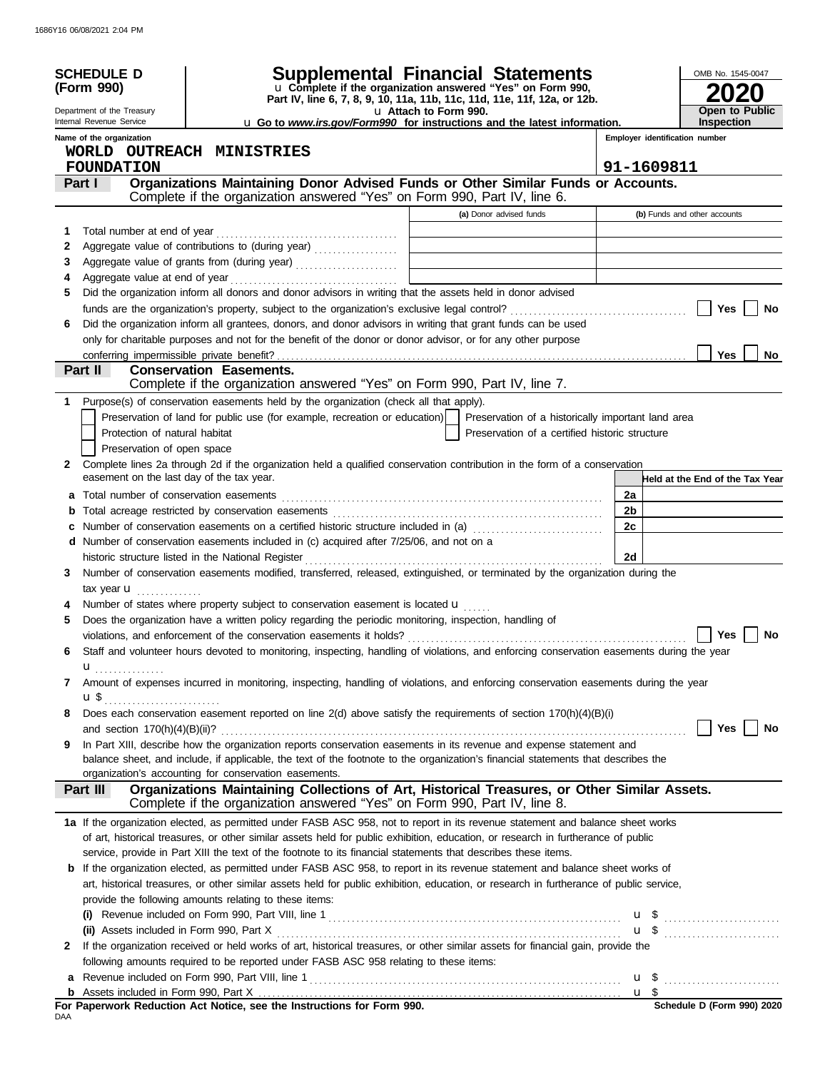**SCHEDULE D (Form 990)**

Department of the Treasury
Internal Revenue Service

# Supplemental Financial Statements

u Complete if the organization answered "Yes" on Form 990, Part IV, line 6, 7, 8, 9, 10, 11a, 11b, 11c, 11d, 11e, 11f, 12a, or 12b.
u Attach to Form 990.
u Go to *www.irs.gov/Form990* for instructions and the latest information.

OMB No. 1545-0047
**2020**
**Open to Public Inspection**

Name of the organization: WORLD OUTREACH MINISTRIES FOUNDATION

Employer identification number: 91-1609811

## Part I Organizations Maintaining Donor Advised Funds or Other Similar Funds or Accounts.

Complete if the organization answered "Yes" on Form 990, Part IV, line 6.

| | | (a) Donor advised funds | (b) Funds and other accounts |
|---|---|---|---|
| 1 | Total number at end of year | | |
| 2 | Aggregate value of contributions to (during year) | | |
| 3 | Aggregate value of grants from (during year) | | |
| 4 | Aggregate value at end of year | | |

5 Did the organization inform all donors and donor advisors in writing that the assets held in donor advised funds are the organization's property, subject to the organization's exclusive legal control? ☐ Yes ☐ No

6 Did the organization inform all grantees, donors, and donor advisors in writing that grant funds can be used only for charitable purposes and not for the benefit of the donor or donor advisor, or for any other purpose conferring impermissible private benefit? ☐ Yes ☐ No

## Part II Conservation Easements.

Complete if the organization answered "Yes" on Form 990, Part IV, line 7.

1 Purpose(s) of conservation easements held by the organization (check all that apply).

- ☐ Preservation of land for public use (for example, recreation or education)
- ☐ Protection of natural habitat
- ☐ Preservation of open space
- ☐ Preservation of a historically important land area
- ☐ Preservation of a certified historic structure

2 Complete lines 2a through 2d if the organization held a qualified conservation contribution in the form of a conservation easement on the last day of the tax year.

| | | | Held at the End of the Tax Year |
|---|---|---|---|
| a | Total number of conservation easements | 2a | |
| b | Total acreage restricted by conservation easements | 2b | |
| c | Number of conservation easements on a certified historic structure included in (a) | 2c | |
| d | Number of conservation easements included in (c) acquired after 7/25/06, and not on a historic structure listed in the National Register | 2d | |

3 Number of conservation easements modified, transferred, released, extinguished, or terminated by the organization during the tax year u

4 Number of states where property subject to conservation easement is located u

5 Does the organization have a written policy regarding the periodic monitoring, inspection, handling of violations, and enforcement of the conservation easements it holds? ☐ Yes ☐ No

6 Staff and volunteer hours devoted to monitoring, inspecting, handling of violations, and enforcing conservation easements during the year u

7 Amount of expenses incurred in monitoring, inspecting, handling of violations, and enforcing conservation easements during the year u $

8 Does each conservation easement reported on line 2(d) above satisfy the requirements of section 170(h)(4)(B)(i) and section 170(h)(4)(B)(ii)? ☐ Yes ☐ No

9 In Part XIII, describe how the organization reports conservation easements in its revenue and expense statement and balance sheet, and include, if applicable, the text of the footnote to the organization's financial statements that describes the organization's accounting for conservation easements.

## Part III Organizations Maintaining Collections of Art, Historical Treasures, or Other Similar Assets.

Complete if the organization answered "Yes" on Form 990, Part IV, line 8.

1a If the organization elected, as permitted under FASB ASC 958, not to report in its revenue statement and balance sheet works of art, historical treasures, or other similar assets held for public exhibition, education, or research in furtherance of public service, provide in Part XIII the text of the footnote to its financial statements that describes these items.

b If the organization elected, as permitted under FASB ASC 958, to report in its revenue statement and balance sheet works of art, historical treasures, or other similar assets held for public exhibition, education, or research in furtherance of public service, provide the following amounts relating to these items:

(i) Revenue included on Form 990, Part VIII, line 1 u $

(ii) Assets included in Form 990, Part X u $

2 If the organization received or held works of art, historical treasures, or other similar assets for financial gain, provide the following amounts required to be reported under FASB ASC 958 relating to these items:

a Revenue included on Form 990, Part VIII, line 1 u $

b Assets included in Form 990, Part X u $

**For Paperwork Reduction Act Notice, see the Instructions for Form 990.**

Schedule D (Form 990) 2020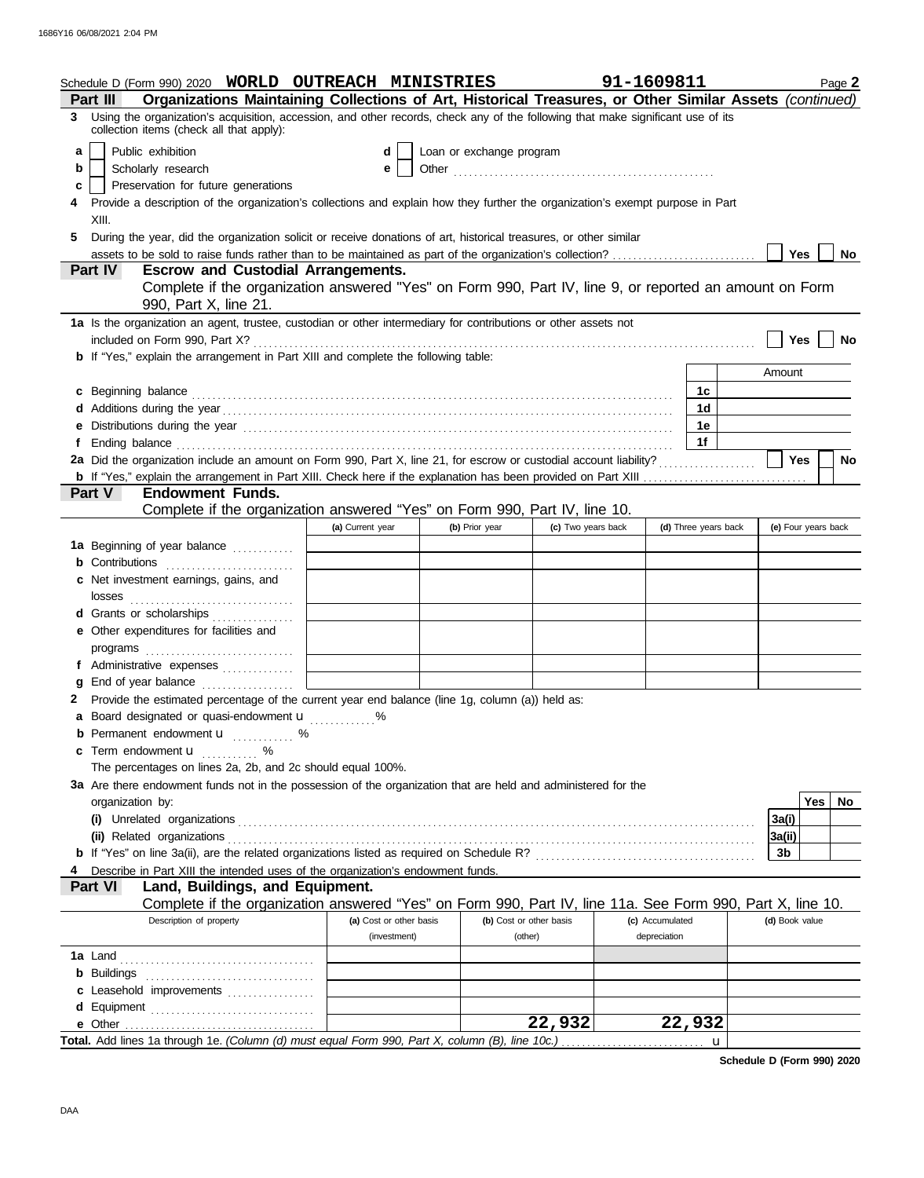Schedule D (Form 990) 2020 **WORLD OUTREACH MINISTRIES** **91-1609811** Page **2**

**Part III** **Organizations Maintaining Collections of Art, Historical Treasures, or Other Similar Assets** *(continued)*

**3** Using the organization's acquisition, accession, and other records, check any of the following that make significant use of its collection items (check all that apply):

- **a** ☐ Public exhibition
- **b** ☐ Scholarly research
- **c** ☐ Preservation for future generations
- **d** ☐ Loan or exchange program
- **e** ☐ Other ...................................................

**4** Provide a description of the organization's collections and explain how they further the organization's exempt purpose in Part XIII.

**5** During the year, did the organization solicit or receive donations of art, historical treasures, or other similar assets to be sold to raise funds rather than to be maintained as part of the organization's collection? ☐ **Yes** ☐ **No**

**Part IV** **Escrow and Custodial Arrangements.**
Complete if the organization answered "Yes" on Form 990, Part IV, line 9, or reported an amount on Form 990, Part X, line 21.

**1a** Is the organization an agent, trustee, custodian or other intermediary for contributions or other assets not included on Form 990, Part X? ☐ **Yes** ☐ **No**

**b** If "Yes," explain the arrangement in Part XIII and complete the following table:

| | | Amount |
|---|---|---|
| **c** Beginning balance | 1c | |
| **d** Additions during the year | 1d | |
| **e** Distributions during the year | 1e | |
| **f** Ending balance | 1f | |

**2a** Did the organization include an amount on Form 990, Part X, line 21, for escrow or custodial account liability? ☐ **Yes** ☐ **No**

**b** If "Yes," explain the arrangement in Part XIII. Check here if the explanation has been provided on Part XIII ☐

**Part V** **Endowment Funds.**
Complete if the organization answered "Yes" on Form 990, Part IV, line 10.

| | (a) Current year | (b) Prior year | (c) Two years back | (d) Three years back | (e) Four years back |
|---|---|---|---|---|---|
| **1a** Beginning of year balance | | | | | |
| **b** Contributions | | | | | |
| **c** Net investment earnings, gains, and losses | | | | | |
| **d** Grants or scholarships | | | | | |
| **e** Other expenditures for facilities and programs | | | | | |
| **f** Administrative expenses | | | | | |
| **g** End of year balance | | | | | |

**2** Provide the estimated percentage of the current year end balance (line 1g, column (a)) held as:

- **a** Board designated or quasi-endowment u ............ %
- **b** Permanent endowment u ............ %
- **c** Term endowment u ............ %

The percentages on lines 2a, 2b, and 2c should equal 100%.

**3a** Are there endowment funds not in the possession of the organization that are held and administered for the organization by:

| | | Yes | No |
|---|---|---|---|
| **(i)** Unrelated organizations | 3a(i) | | |
| **(ii)** Related organizations | 3a(ii) | | |
| **b** If "Yes" on line 3a(ii), are the related organizations listed as required on Schedule R? | 3b | | |

**4** Describe in Part XIII the intended uses of the organization's endowment funds.

**Part VI** **Land, Buildings, and Equipment.**
Complete if the organization answered "Yes" on Form 990, Part IV, line 11a. See Form 990, Part X, line 10.

| Description of property | (a) Cost or other basis (investment) | (b) Cost or other basis (other) | (c) Accumulated depreciation | (d) Book value |
|---|---|---|---|---|
| **1a** Land | | | | |
| **b** Buildings | | | | |
| **c** Leasehold improvements | | | | |
| **d** Equipment | | | | |
| **e** Other | | 22,932 | 22,932 | |
| **Total.** Add lines 1a through 1e. *(Column (d) must equal Form 990, Part X, column (B), line 10c.)* ........ u | | | | |

**Schedule D (Form 990) 2020**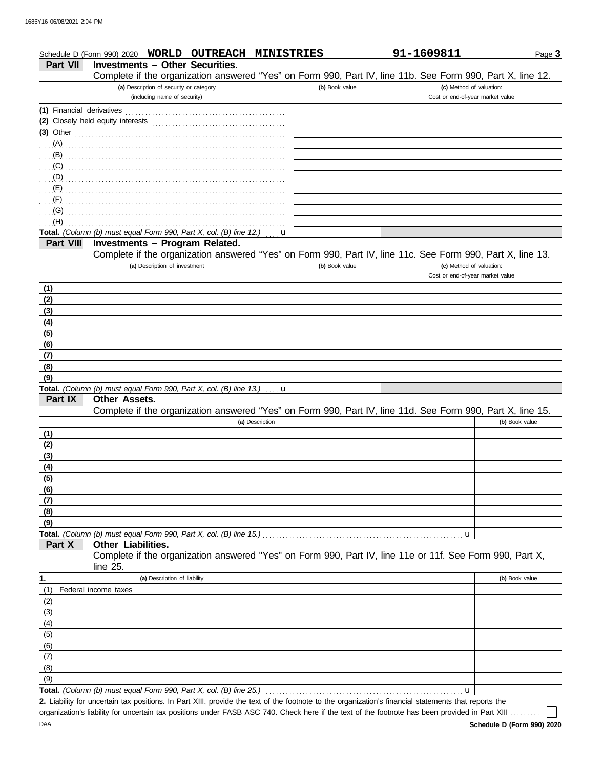Schedule D (Form 990) 2020 **WORLD OUTREACH MINISTRIES** **91-1609811** Page **3**

## Part VII Investments – Other Securities.

Complete if the organization answered "Yes" on Form 990, Part IV, line 11b. See Form 990, Part X, line 12.

| (a) Description of security or category (including name of security) | (b) Book value | (c) Method of valuation: Cost or end-of-year market value |
|---|---|---|
| (1) Financial derivatives | | |
| (2) Closely held equity interests | | |
| (3) Other | | |
| (A) | | |
| (B) | | |
| (C) | | |
| (D) | | |
| (E) | | |
| (F) | | |
| (G) | | |
| (H) | | |
| **Total.** *(Column (b) must equal Form 990, Part X, col. (B) line 12.)* u | | |

## Part VIII Investments – Program Related.

Complete if the organization answered "Yes" on Form 990, Part IV, line 11c. See Form 990, Part X, line 13.

| (a) Description of investment | (b) Book value | (c) Method of valuation: Cost or end-of-year market value |
|---|---|---|
| (1) | | |
| (2) | | |
| (3) | | |
| (4) | | |
| (5) | | |
| (6) | | |
| (7) | | |
| (8) | | |
| (9) | | |
| **Total.** *(Column (b) must equal Form 990, Part X, col. (B) line 13.)* u | | |

## Part IX Other Assets.

Complete if the organization answered "Yes" on Form 990, Part IV, line 11d. See Form 990, Part X, line 15.

| (a) Description | (b) Book value |
|---|---|
| (1) | |
| (2) | |
| (3) | |
| (4) | |
| (5) | |
| (6) | |
| (7) | |
| (8) | |
| (9) | |
| **Total.** *(Column (b) must equal Form 990, Part X, col. (B) line 15.)* u | |

## Part X Other Liabilities.

Complete if the organization answered "Yes" on Form 990, Part IV, line 11e or 11f. See Form 990, Part X, line 25.

| 1. (a) Description of liability | (b) Book value |
|---|---|
| (1) Federal income taxes | |
| (2) | |
| (3) | |
| (4) | |
| (5) | |
| (6) | |
| (7) | |
| (8) | |
| (9) | |
| **Total.** *(Column (b) must equal Form 990, Part X, col. (B) line 25.)* u | |

**2.** Liability for uncertain tax positions. In Part XIII, provide the text of the footnote to the organization's financial statements that reports the organization's liability for uncertain tax positions under FASB ASC 740. Check here if the text of the footnote has been provided in Part XIII ☐

DAA **Schedule D (Form 990) 2020**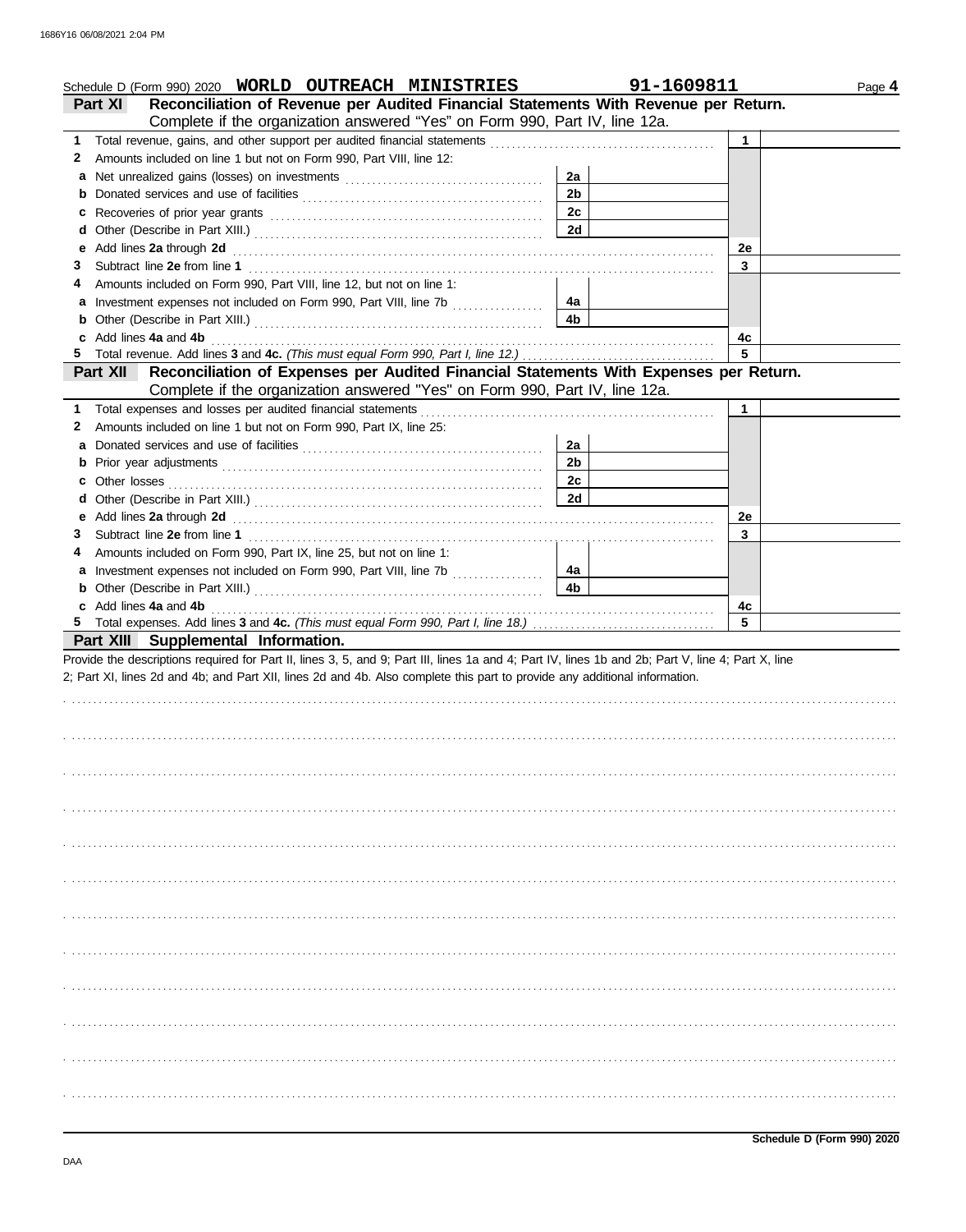Schedule D (Form 990) 2020 **WORLD OUTREACH MINISTRIES** **91-1609811** Page **4**

**Part XI Reconciliation of Revenue per Audited Financial Statements With Revenue per Return.**
Complete if the organization answered "Yes" on Form 990, Part IV, line 12a.

| | | | | | |
|---|---|---|---|---|---|
| **1** | Total revenue, gains, and other support per audited financial statements | | | **1** | |
| **2** | Amounts included on line 1 but not on Form 990, Part VIII, line 12: | | | | |
| **a** | Net unrealized gains (losses) on investments | **2a** | | | |
| **b** | Donated services and use of facilities | **2b** | | | |
| **c** | Recoveries of prior year grants | **2c** | | | |
| **d** | Other (Describe in Part XIII.) | **2d** | | | |
| **e** | Add lines **2a** through **2d** | | | **2e** | |
| **3** | Subtract line **2e** from line **1** | | | **3** | |
| **4** | Amounts included on Form 990, Part VIII, line 12, but not on line 1: | | | | |
| **a** | Investment expenses not included on Form 990, Part VIII, line 7b | **4a** | | | |
| **b** | Other (Describe in Part XIII.) | **4b** | | | |
| **c** | Add lines **4a** and **4b** | | | **4c** | |
| **5** | Total revenue. Add lines **3** and **4c.** *(This must equal Form 990, Part I, line 12.)* | | | **5** | |

**Part XII Reconciliation of Expenses per Audited Financial Statements With Expenses per Return.**
Complete if the organization answered "Yes" on Form 990, Part IV, line 12a.

| | | | | | |
|---|---|---|---|---|---|
| **1** | Total expenses and losses per audited financial statements | | | **1** | |
| **2** | Amounts included on line 1 but not on Form 990, Part IX, line 25: | | | | |
| **a** | Donated services and use of facilities | **2a** | | | |
| **b** | Prior year adjustments | **2b** | | | |
| **c** | Other losses | **2c** | | | |
| **d** | Other (Describe in Part XIII.) | **2d** | | | |
| **e** | Add lines **2a** through **2d** | | | **2e** | |
| **3** | Subtract line **2e** from line **1** | | | **3** | |
| **4** | Amounts included on Form 990, Part IX, line 25, but not on line 1: | | | | |
| **a** | Investment expenses not included on Form 990, Part VIII, line 7b | **4a** | | | |
| **b** | Other (Describe in Part XIII.) | **4b** | | | |
| **c** | Add lines **4a** and **4b** | | | **4c** | |
| **5** | Total expenses. Add lines **3** and **4c.** *(This must equal Form 990, Part I, line 18.)* | | | **5** | |

**Part XIII Supplemental Information.**

Provide the descriptions required for Part II, lines 3, 5, and 9; Part III, lines 1a and 4; Part IV, lines 1b and 2b; Part V, line 4; Part X, line 2; Part XI, lines 2d and 4b; and Part XII, lines 2d and 4b. Also complete this part to provide any additional information.

**Schedule D (Form 990) 2020**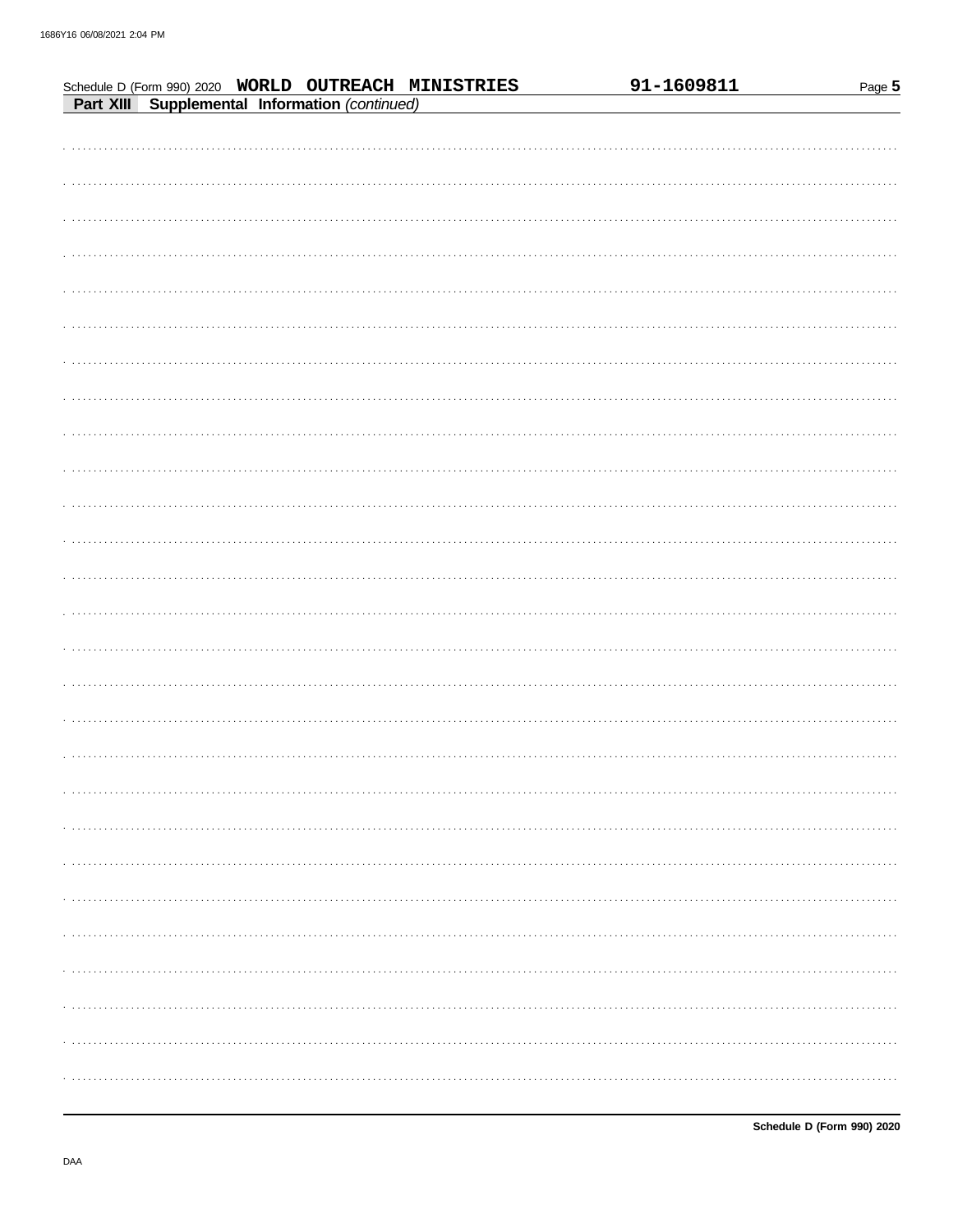Schedule D (Form 990) 2020 **WORLD OUTREACH MINISTRIES** **91-1609811** Page **5**

**Part XIII Supplemental Information** *(continued)*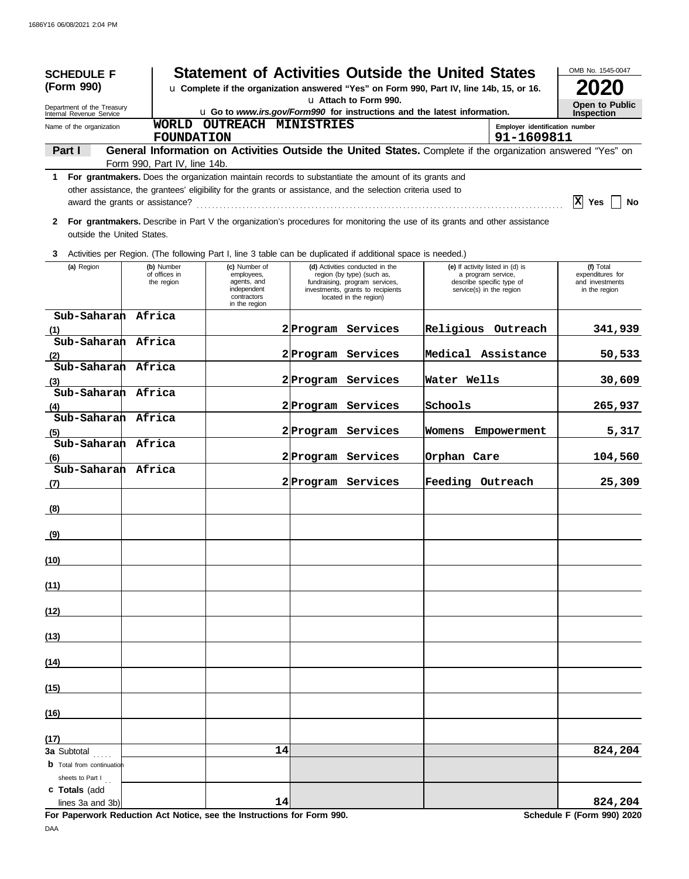1686Y16 06/08/2021 2:04 PM

**SCHEDULE F (Form 990)**

Department of the Treasury
Internal Revenue Service

# Statement of Activities Outside the United States

u Complete if the organization answered "Yes" on Form 990, Part IV, line 14b, 15, or 16.
u Attach to Form 990.
u Go to *www.irs.gov/Form990* for instructions and the latest information.

OMB No. 1545-0047
**2020**
**Open to Public Inspection**

Name of the organization: WORLD OUTREACH MINISTRIES FOUNDATION
Employer identification number: 91-1609811

**Part I — General Information on Activities Outside the United States.** Complete if the organization answered "Yes" on Form 990, Part IV, line 14b.

1 **For grantmakers.** Does the organization maintain records to substantiate the amount of its grants and other assistance, the grantees' eligibility for the grants or assistance, and the selection criteria used to award the grants or assistance? .......... [X] Yes [ ] No

2 **For grantmakers.** Describe in Part V the organization's procedures for monitoring the use of its grants and other assistance outside the United States.

3 Activities per Region. (The following Part I, line 3 table can be duplicated if additional space is needed.)

| | (a) Region | (b) Number of offices in the region | (c) Number of employees, agents, and independent contractors in the region | (d) Activities conducted in the region (by type) (such as, fundraising, program services, investments, grants to recipients located in the region) | (e) If activity listed in (d) is a program service, describe specific type of service(s) in the region | (f) Total expenditures for and investments in the region |
|---|---|---|---|---|---|---|
| (1) | Sub-Saharan Africa | | 2 | Program Services | Religious Outreach | 341,939 |
| (2) | Sub-Saharan Africa | | 2 | Program Services | Medical Assistance | 50,533 |
| (3) | Sub-Saharan Africa | | 2 | Program Services | Water Wells | 30,609 |
| (4) | Sub-Saharan Africa | | 2 | Program Services | Schools | 265,937 |
| (5) | Sub-Saharan Africa | | 2 | Program Services | Womens Empowerment | 5,317 |
| (6) | Sub-Saharan Africa | | 2 | Program Services | Orphan Care | 104,560 |
| (7) | Sub-Saharan Africa | | 2 | Program Services | Feeding Outreach | 25,309 |
| (8) | | | | | | |
| (9) | | | | | | |
| (10) | | | | | | |
| (11) | | | | | | |
| (12) | | | | | | |
| (13) | | | | | | |
| (14) | | | | | | |
| (15) | | | | | | |
| (16) | | | | | | |
| (17) | | | | | | |
| **3a** Subtotal | | | 14 | | | 824,204 |
| **b** Total from continuation sheets to Part I | | | | | | |
| **c Totals** (add lines 3a and 3b) | | | 14 | | | 824,204 |

**For Paperwork Reduction Act Notice, see the Instructions for Form 990.** **Schedule F (Form 990) 2020**

DAA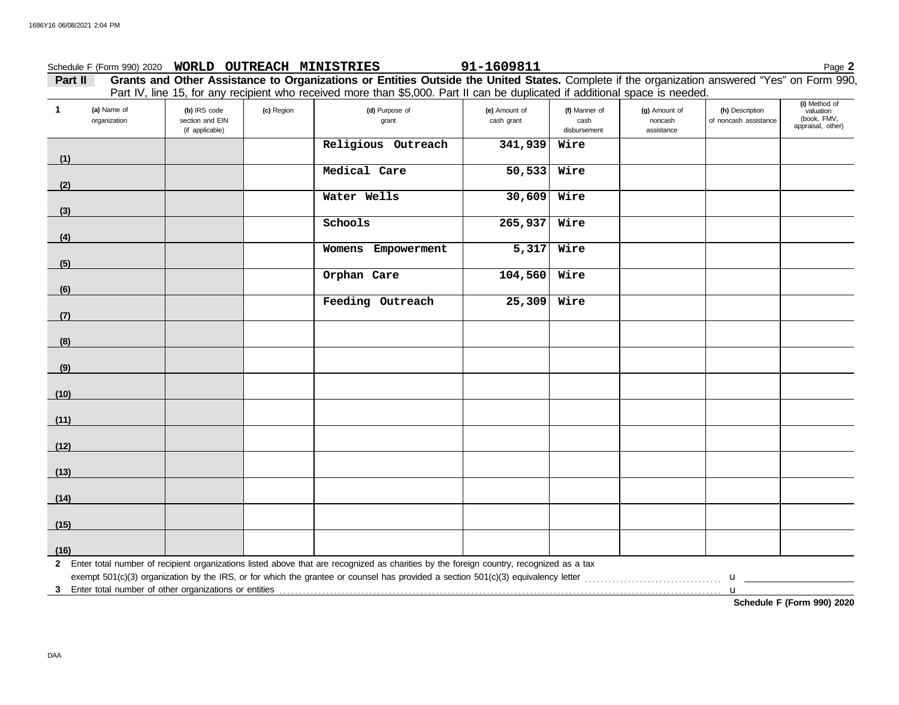Schedule F (Form 990) 2020 **WORLD OUTREACH MINISTRIES** **91-1609811** Page **2**

**Part II** **Grants and Other Assistance to Organizations or Entities Outside the United States.** Complete if the organization answered "Yes" on Form 990, Part IV, line 15, for any recipient who received more than $5,000. Part II can be duplicated if additional space is needed.

| 1 | (a) Name of organization | (b) IRS code section and EIN (if applicable) | (c) Region | (d) Purpose of grant | (e) Amount of cash grant | (f) Manner of cash disbursement | (g) Amount of noncash assistance | (h) Description of noncash assistance | (i) Method of valuation (book, FMV, appraisal, other) |
|---|---|---|---|---|---|---|---|---|---|
| (1) | | | | Religious Outreach | 341,939 | Wire | | | |
| (2) | | | | Medical Care | 50,533 | Wire | | | |
| (3) | | | | Water Wells | 30,609 | Wire | | | |
| (4) | | | | Schools | 265,937 | Wire | | | |
| (5) | | | | Womens Empowerment | 5,317 | Wire | | | |
| (6) | | | | Orphan Care | 104,560 | Wire | | | |
| (7) | | | | Feeding Outreach | 25,309 | Wire | | | |
| (8) | | | | | | | | | |
| (9) | | | | | | | | | |
| (10) | | | | | | | | | |
| (11) | | | | | | | | | |
| (12) | | | | | | | | | |
| (13) | | | | | | | | | |
| (14) | | | | | | | | | |
| (15) | | | | | | | | | |
| (16) | | | | | | | | | |

**2** Enter total number of recipient organizations listed above that are recognized as charities by the foreign country, recognized as a tax exempt 501(c)(3) organization by the IRS, or for which the grantee or counsel has provided a section 501(c)(3) equivalency letter . . . . . . u

**3** Enter total number of other organizations or entities . . . . . . u

**Schedule F (Form 990) 2020**

DAA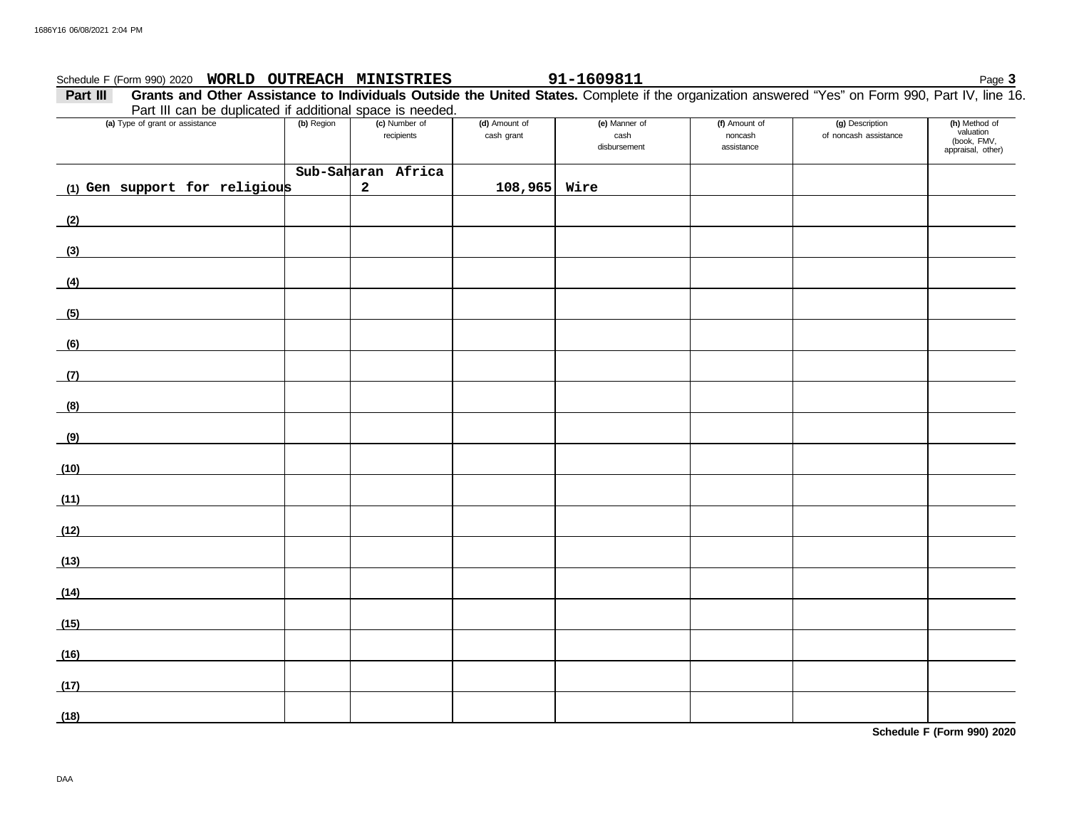Schedule F (Form 990) 2020 **WORLD OUTREACH MINISTRIES** **91-1609811**

**Part III** **Grants and Other Assistance to Individuals Outside the United States.** Complete if the organization answered "Yes" on Form 990, Part IV, line 16. Part III can be duplicated if additional space is needed.

| (a) Type of grant or assistance | (b) Region | (c) Number of recipients | (d) Amount of cash grant | (e) Manner of cash disbursement | (f) Amount of noncash assistance | (g) Description of noncash assistance | (h) Method of valuation (book, FMV, appraisal, other) |
|---|---|---|---|---|---|---|---|
| (1) Gen support for religious | Sub-Saharan Africa | 2 | 108,965 | Wire | | | |
| (2) | | | | | | | |
| (3) | | | | | | | |
| (4) | | | | | | | |
| (5) | | | | | | | |
| (6) | | | | | | | |
| (7) | | | | | | | |
| (8) | | | | | | | |
| (9) | | | | | | | |
| (10) | | | | | | | |
| (11) | | | | | | | |
| (12) | | | | | | | |
| (13) | | | | | | | |
| (14) | | | | | | | |
| (15) | | | | | | | |
| (16) | | | | | | | |
| (17) | | | | | | | |
| (18) | | | | | | | |

**Schedule F (Form 990) 2020**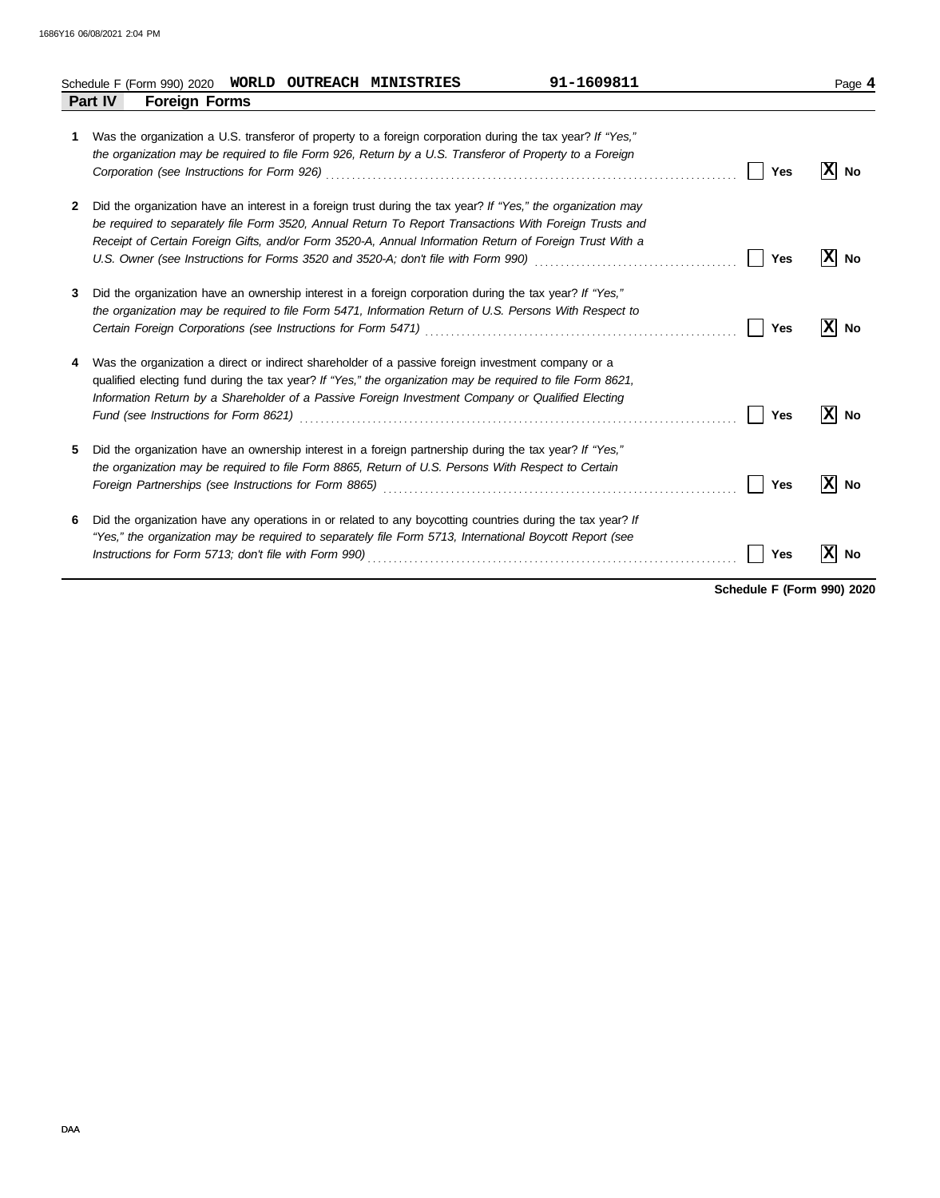Schedule F (Form 990) 2020 **WORLD OUTREACH MINISTRIES** **91-1609811** Page **4**

## Part IV Foreign Forms

**1** Was the organization a U.S. transferor of property to a foreign corporation during the tax year? *If "Yes," the organization may be required to file Form 926, Return by a U.S. Transferor of Property to a Foreign Corporation (see Instructions for Form 926)* ..... [ ] **Yes** [X] **No**

**2** Did the organization have an interest in a foreign trust during the tax year? *If "Yes," the organization may be required to separately file Form 3520, Annual Return To Report Transactions With Foreign Trusts and Receipt of Certain Foreign Gifts, and/or Form 3520-A, Annual Information Return of Foreign Trust With a U.S. Owner (see Instructions for Forms 3520 and 3520-A; don't file with Form 990)* ..... [ ] **Yes** [X] **No**

**3** Did the organization have an ownership interest in a foreign corporation during the tax year? *If "Yes," the organization may be required to file Form 5471, Information Return of U.S. Persons With Respect to Certain Foreign Corporations (see Instructions for Form 5471)* ..... [ ] **Yes** [X] **No**

**4** Was the organization a direct or indirect shareholder of a passive foreign investment company or a qualified electing fund during the tax year? *If "Yes," the organization may be required to file Form 8621, Information Return by a Shareholder of a Passive Foreign Investment Company or Qualified Electing Fund (see Instructions for Form 8621)* ..... [ ] **Yes** [X] **No**

**5** Did the organization have an ownership interest in a foreign partnership during the tax year? *If "Yes," the organization may be required to file Form 8865, Return of U.S. Persons With Respect to Certain Foreign Partnerships (see Instructions for Form 8865)* ..... [ ] **Yes** [X] **No**

**6** Did the organization have any operations in or related to any boycotting countries during the tax year? *If "Yes," the organization may be required to separately file Form 5713, International Boycott Report (see Instructions for Form 5713; don't file with Form 990)* ..... [ ] **Yes** [X] **No**

**Schedule F (Form 990) 2020**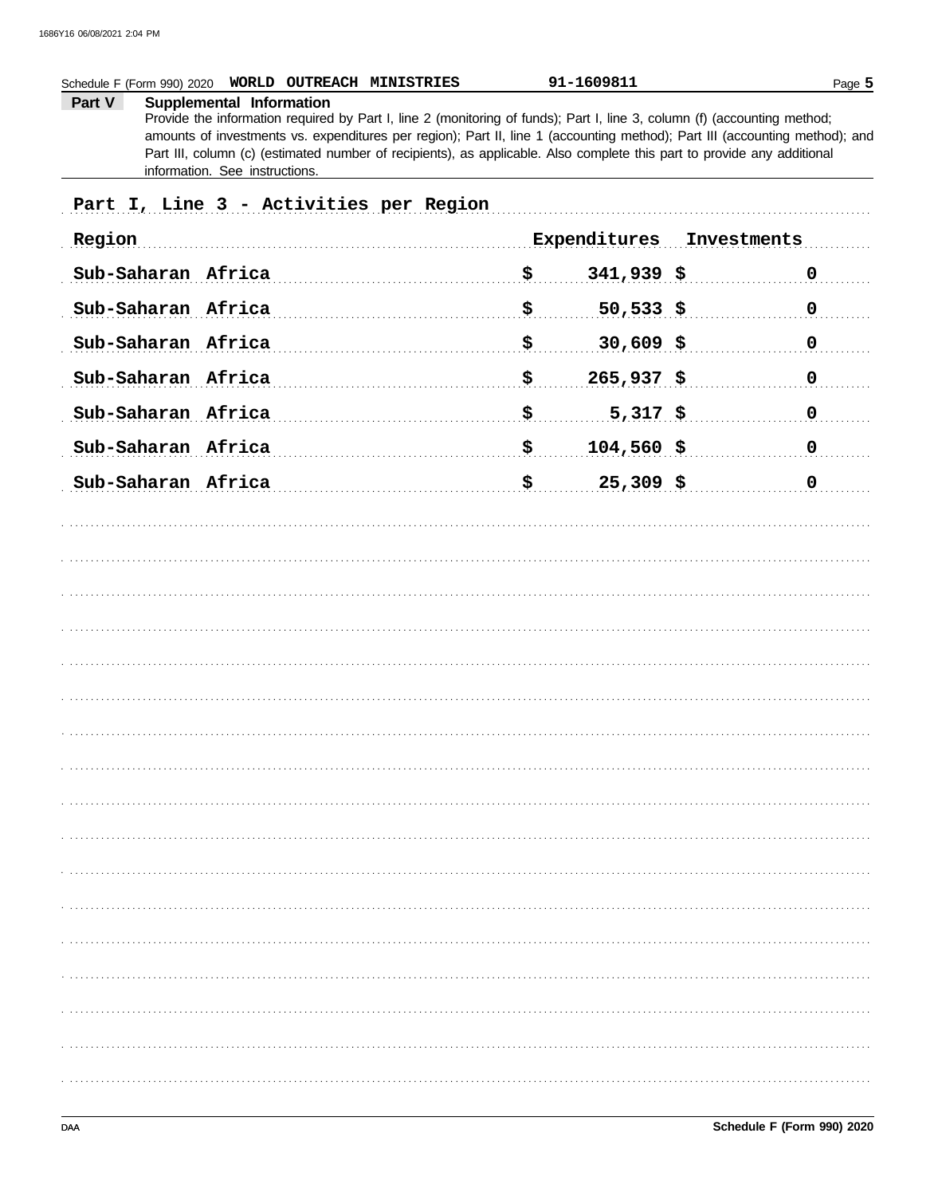Schedule F (Form 990) 2020 **WORLD OUTREACH MINISTRIES** 91-1609811

**Part V** **Supplemental Information**

Provide the information required by Part I, line 2 (monitoring of funds); Part I, line 3, column (f) (accounting method; amounts of investments vs. expenditures per region); Part II, line 1 (accounting method); Part III (accounting method); and Part III, column (c) (estimated number of recipients), as applicable. Also complete this part to provide any additional information. See instructions.

**Part I, Line 3 - Activities per Region**

| Region | Expenditures | Investments |
|---|---|---|
| Sub-Saharan Africa | $ 341,939 | $ 0 |
| Sub-Saharan Africa | $ 50,533 | $ 0 |
| Sub-Saharan Africa | $ 30,609 | $ 0 |
| Sub-Saharan Africa | $ 265,937 | $ 0 |
| Sub-Saharan Africa | $ 5,317 | $ 0 |
| Sub-Saharan Africa | $ 104,560 | $ 0 |
| Sub-Saharan Africa | $ 25,309 | $ 0 |

Schedule F (Form 990) 2020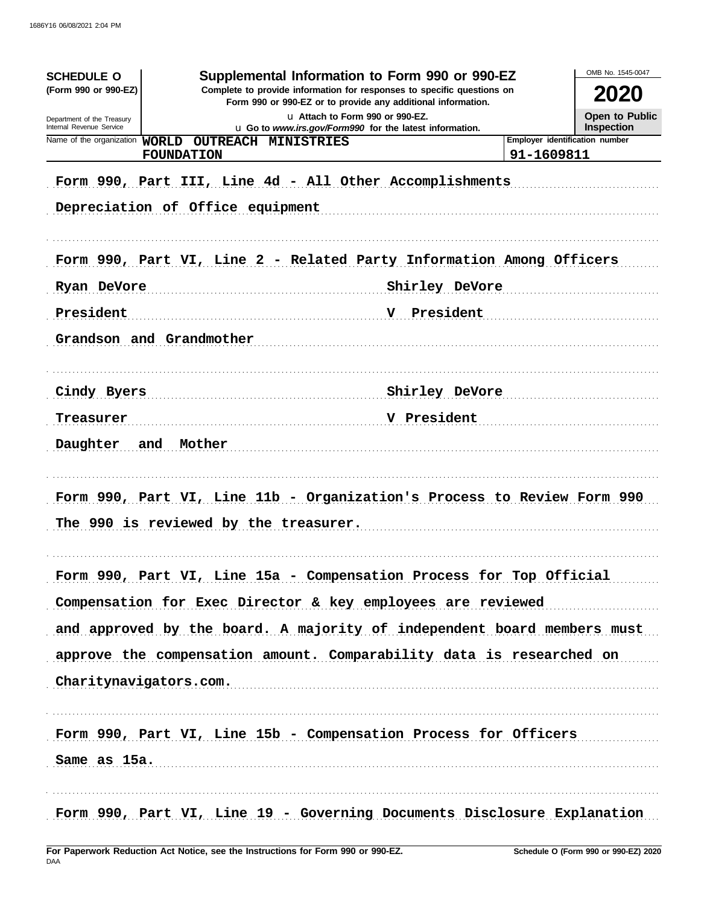**SCHEDULE O**
**(Form 990 or 990-EZ)**

Department of the Treasury
Internal Revenue Service

# Supplemental Information to Form 990 or 990-EZ

**Complete to provide information for responses to specific questions on Form 990 or 990-EZ or to provide any additional information.**

u Attach to Form 990 or 990-EZ.
u Go to *www.irs.gov/Form990* for the latest information.

OMB No. 1545-0047

**2020**

**Open to Public Inspection**

| Name of the organization | Employer identification number |
|---|---|
| WORLD OUTREACH MINISTRIES FOUNDATION | 91-1609811 |

Form 990, Part III, Line 4d - All Other Accomplishments

Depreciation of Office equipment

Form 990, Part VI, Line 2 - Related Party Information Among Officers

| | |
|---|---|
| Ryan DeVore | Shirley DeVore |
| President | V President |

Grandson and Grandmother

| | |
|---|---|
| Cindy Byers | Shirley DeVore |
| Treasurer | V President |

Daughter and Mother

Form 990, Part VI, Line 11b - Organization's Process to Review Form 990

The 990 is reviewed by the treasurer.

Form 990, Part VI, Line 15a - Compensation Process for Top Official

Compensation for Exec Director & key employees are reviewed and approved by the board. A majority of independent board members must approve the compensation amount. Comparability data is researched on Charitynavigators.com.

Form 990, Part VI, Line 15b - Compensation Process for Officers

Same as 15a.

Form 990, Part VI, Line 19 - Governing Documents Disclosure Explanation

**For Paperwork Reduction Act Notice, see the Instructions for Form 990 or 990-EZ.**
DAA

**Schedule O (Form 990 or 990-EZ) 2020**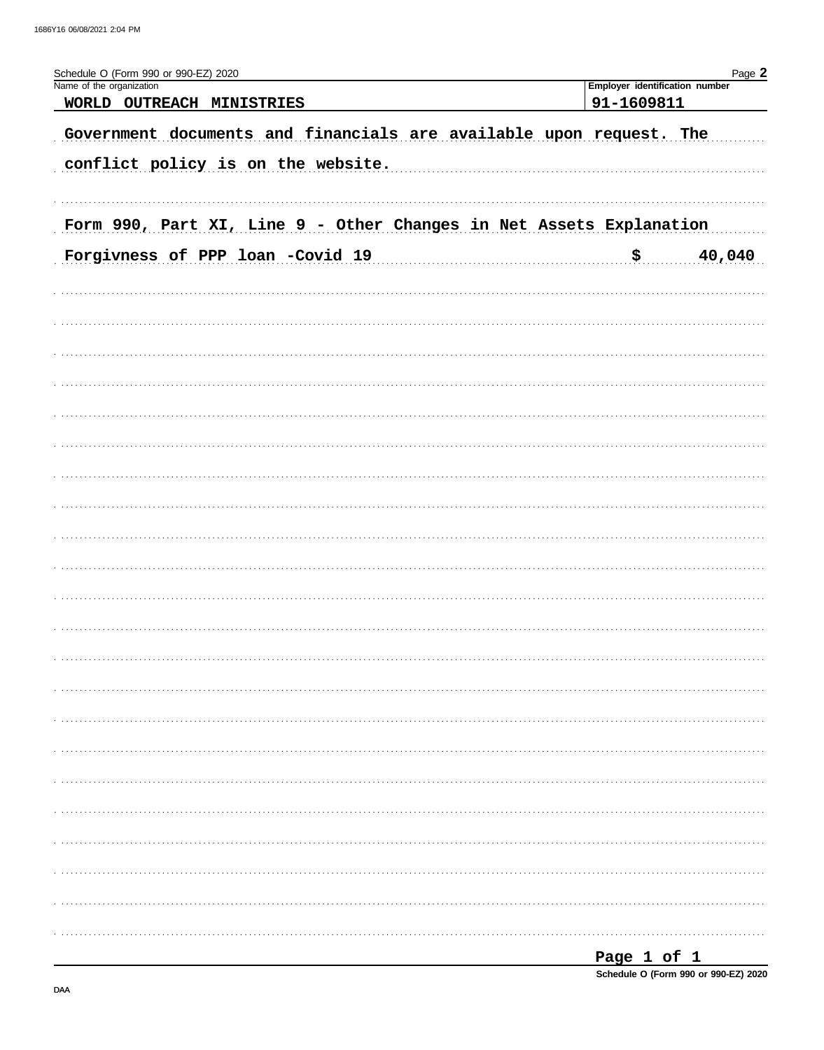Schedule O (Form 990 or 990-EZ) 2020

| Name of the organization | Employer identification number |
|---|---|
| WORLD OUTREACH MINISTRIES | 91-1609811 |

Government documents and financials are available upon request. The conflict policy is on the website.

Form 990, Part XI, Line 9 - Other Changes in Net Assets Explanation

Forgivness of PPP loan -Covid 19 $ 40,040

Schedule O (Form 990 or 990-EZ) 2020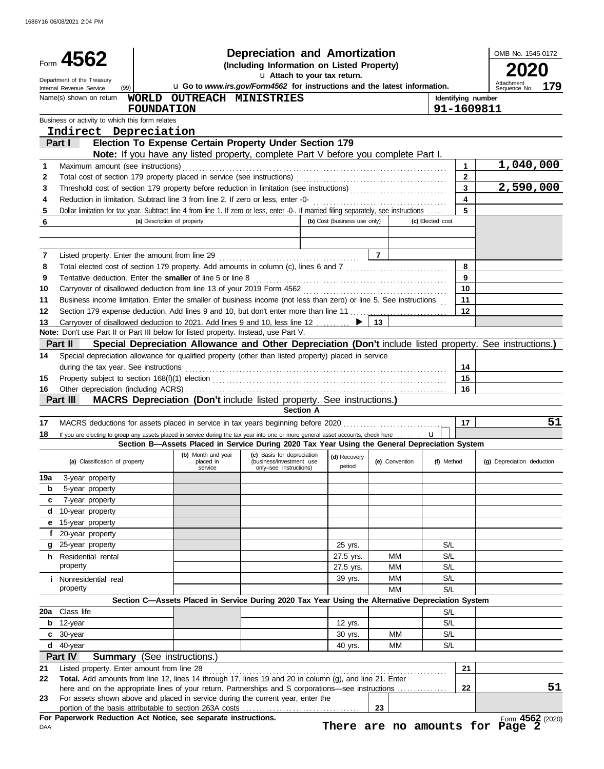1686Y16 06/08/2021 2:04 PM

# Form 4562

## Depreciation and Amortization
**(Including Information on Listed Property)**

u Attach to your tax return.

u Go to *www.irs.gov/Form4562* for instructions and the latest information.

Department of the Treasury
Internal Revenue Service (99)

OMB No. 1545-0172

**2020**

Attachment Sequence No. **179**

Name(s) shown on return: **WORLD OUTREACH MINISTRIES FOUNDATION**

Identifying number: **91-1609811**

Business or activity to which this form relates: **Indirect Depreciation**

### Part I — Election To Expense Certain Property Under Section 179

**Note:** If you have any listed property, complete Part V before you complete Part I.

| Line | Description | Line | Amount |
|---|---|---|---|
| 1 | Maximum amount (see instructions) | 1 | 1,040,000 |
| 2 | Total cost of section 179 property placed in service (see instructions) | 2 | |
| 3 | Threshold cost of section 179 property before reduction in limitation (see instructions) | 3 | 2,590,000 |
| 4 | Reduction in limitation. Subtract line 3 from line 2. If zero or less, enter -0- | 4 | |
| 5 | Dollar limitation for tax year. Subtract line 4 from line 1. If zero or less, enter -0-. If married filing separately, see instructions | 5 | |

| 6 | (a) Description of property | (b) Cost (business use only) | (c) Elected cost |
|---|---|---|---|
| | | | |
| | | | |

| Line | Description | Line | Amount |
|---|---|---|---|
| 7 | Listed property. Enter the amount from line 29 | 7 | |
| 8 | Total elected cost of section 179 property. Add amounts in column (c), lines 6 and 7 | 8 | |
| 9 | Tentative deduction. Enter the **smaller** of line 5 or line 8 | 9 | |
| 10 | Carryover of disallowed deduction from line 13 of your 2019 Form 4562 | 10 | |
| 11 | Business income limitation. Enter the smaller of business income (not less than zero) or line 5. See instructions | 11 | |
| 12 | Section 179 expense deduction. Add lines 9 and 10, but don't enter more than line 11 | 12 | |
| 13 | Carryover of disallowed deduction to 2021. Add lines 9 and 10, less line 12 ▶ | 13 | |

**Note:** Don't use Part II or Part III below for listed property. Instead, use Part V.

### Part II — Special Depreciation Allowance and Other Depreciation (Don't include listed property. See instructions.)

| Line | Description | Line | Amount |
|---|---|---|---|
| 14 | Special depreciation allowance for qualified property (other than listed property) placed in service during the tax year. See instructions | 14 | |
| 15 | Property subject to section 168(f)(1) election | 15 | |
| 16 | Other depreciation (including ACRS) | 16 | |

### Part III — MACRS Depreciation (Don't include listed property. See instructions.)

**Section A**

| Line | Description | Line | Amount |
|---|---|---|---|
| 17 | MACRS deductions for assets placed in service in tax years beginning before 2020 | 17 | 51 |
| 18 | If you are electing to group any assets placed in service during the tax year into one or more general asset accounts, check here u | | |

**Section B—Assets Placed in Service During 2020 Tax Year Using the General Depreciation System**

| (a) Classification of property | (b) Month and year placed in service | (c) Basis for depreciation (business/investment use only–see instructions) | (d) Recovery period | (e) Convention | (f) Method | (g) Depreciation deduction |
|---|---|---|---|---|---|---|
| 19a 3-year property | | | | | | |
| b 5-year property | | | | | | |
| c 7-year property | | | | | | |
| d 10-year property | | | | | | |
| e 15-year property | | | | | | |
| f 20-year property | | | | | | |
| g 25-year property | | | 25 yrs. | | S/L | |
| h Residential rental property | | | 27.5 yrs. | MM | S/L | |
| | | | 27.5 yrs. | MM | S/L | |
| i Nonresidential real property | | | 39 yrs. | MM | S/L | |
| | | | | MM | S/L | |

**Section C—Assets Placed in Service During 2020 Tax Year Using the Alternative Depreciation System**

| (a) Classification of property | (b) Month and year placed in service | (c) Basis for depreciation | (d) Recovery period | (e) Convention | (f) Method | (g) Depreciation deduction |
|---|---|---|---|---|---|---|
| 20a Class life | | | | | S/L | |
| b 12-year | | | 12 yrs. | | S/L | |
| c 30-year | | | 30 yrs. | MM | S/L | |
| d 40-year | | | 40 yrs. | MM | S/L | |

### Part IV — Summary (See instructions.)

| Line | Description | Line | Amount |
|---|---|---|---|
| 21 | Listed property. Enter amount from line 28 | 21 | |
| 22 | **Total.** Add amounts from line 12, lines 14 through 17, lines 19 and 20 in column (g), and line 21. Enter here and on the appropriate lines of your return. Partnerships and S corporations—see instructions | 22 | 51 |
| 23 | For assets shown above and placed in service during the current year, enter the portion of the basis attributable to section 263A costs | 23 | |

**For Paperwork Reduction Act Notice, see separate instructions.**

DAA

**There are no amounts for Page 2**

Form **4562** (2020)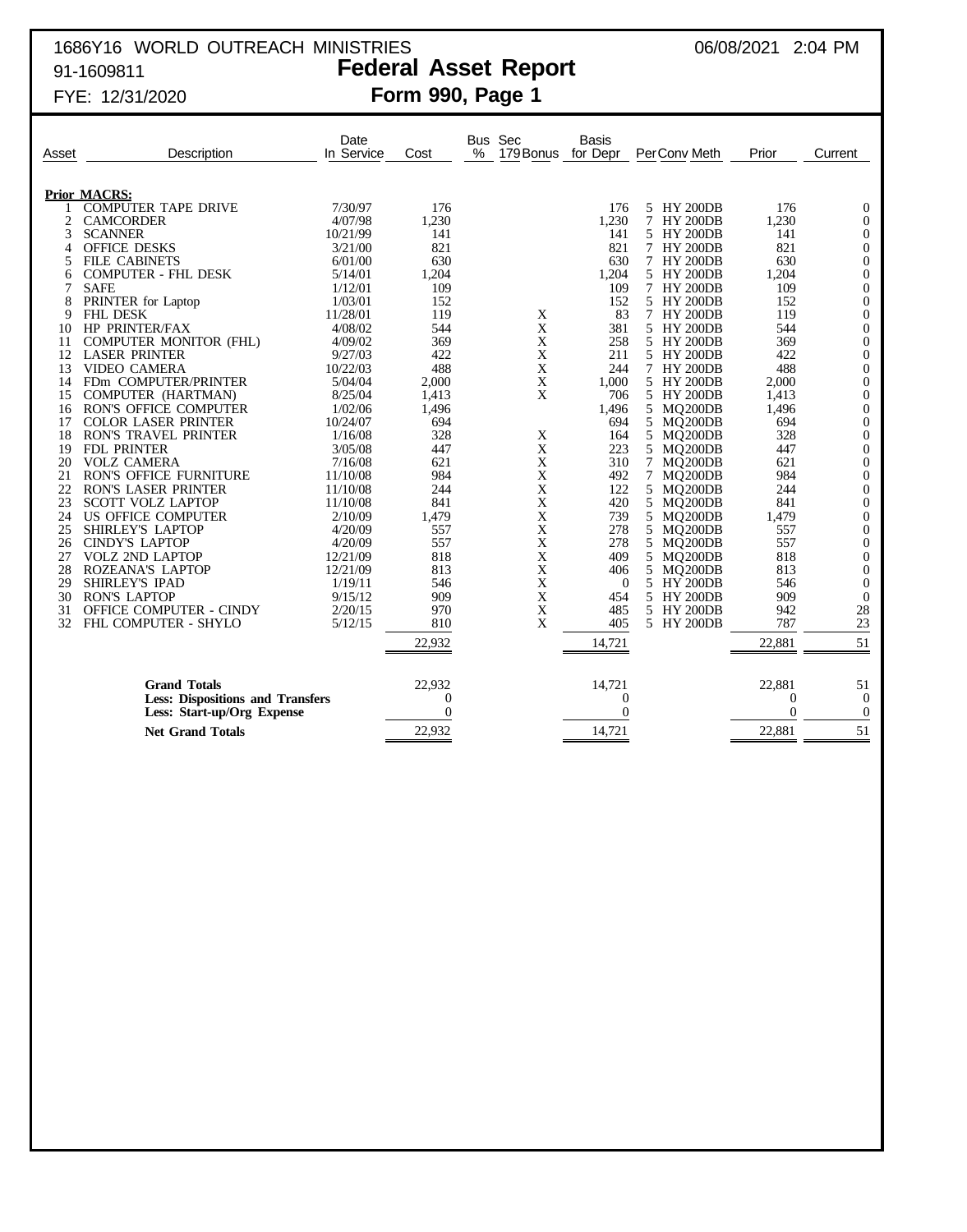1686Y16 WORLD OUTREACH MINISTRIES 06/08/2021 2:04 PM

91-1609811

# Federal Asset Report

FYE: 12/31/2020

## Form 990, Page 1

| Asset | Description | Date In Service | Cost | Bus % | Sec 179 Bonus | Basis for Depr | Per | Conv | Meth | Prior | Current |
|---|---|---|---|---|---|---|---|---|---|---|---|
| | **Prior MACRS:** | | | | | | | | | | |
| 1 | COMPUTER TAPE DRIVE | 7/30/97 | 176 | | | 176 | 5 | HY | 200DB | 176 | 0 |
| 2 | CAMCORDER | 4/07/98 | 1,230 | | | 1,230 | 7 | HY | 200DB | 1,230 | 0 |
| 3 | SCANNER | 10/21/99 | 141 | | | 141 | 5 | HY | 200DB | 141 | 0 |
| 4 | OFFICE DESKS | 3/21/00 | 821 | | | 821 | 7 | HY | 200DB | 821 | 0 |
| 5 | FILE CABINETS | 6/01/00 | 630 | | | 630 | 7 | HY | 200DB | 630 | 0 |
| 6 | COMPUTER - FHL DESK | 5/14/01 | 1,204 | | | 1,204 | 5 | HY | 200DB | 1,204 | 0 |
| 7 | SAFE | 1/12/01 | 109 | | | 109 | 7 | HY | 200DB | 109 | 0 |
| 8 | PRINTER for Laptop | 1/03/01 | 152 | | | 152 | 5 | HY | 200DB | 152 | 0 |
| 9 | FHL DESK | 11/28/01 | 119 | | X | 83 | 7 | HY | 200DB | 119 | 0 |
| 10 | HP PRINTER/FAX | 4/08/02 | 544 | | X | 381 | 5 | HY | 200DB | 544 | 0 |
| 11 | COMPUTER MONITOR (FHL) | 4/09/02 | 369 | | X | 258 | 5 | HY | 200DB | 369 | 0 |
| 12 | LASER PRINTER | 9/27/03 | 422 | | X | 211 | 5 | HY | 200DB | 422 | 0 |
| 13 | VIDEO CAMERA | 10/22/03 | 488 | | X | 244 | 7 | HY | 200DB | 488 | 0 |
| 14 | FDm COMPUTER/PRINTER | 5/04/04 | 2,000 | | X | 1,000 | 5 | HY | 200DB | 2,000 | 0 |
| 15 | COMPUTER (HARTMAN) | 8/25/04 | 1,413 | | X | 706 | 5 | HY | 200DB | 1,413 | 0 |
| 16 | RON'S OFFICE COMPUTER | 1/02/06 | 1,496 | | | 1,496 | 5 | MQ | 200DB | 1,496 | 0 |
| 17 | COLOR LASER PRINTER | 10/24/07 | 694 | | | 694 | 5 | MQ | 200DB | 694 | 0 |
| 18 | RON'S TRAVEL PRINTER | 1/16/08 | 328 | | X | 164 | 5 | MQ | 200DB | 328 | 0 |
| 19 | FDL PRINTER | 3/05/08 | 447 | | X | 223 | 5 | MQ | 200DB | 447 | 0 |
| 20 | VOLZ CAMERA | 7/16/08 | 621 | | X | 310 | 7 | MQ | 200DB | 621 | 0 |
| 21 | RON'S OFFICE FURNITURE | 11/10/08 | 984 | | X | 492 | 7 | MQ | 200DB | 984 | 0 |
| 22 | RON'S LASER PRINTER | 11/10/08 | 244 | | X | 122 | 5 | MQ | 200DB | 244 | 0 |
| 23 | SCOTT VOLZ LAPTOP | 11/10/08 | 841 | | X | 420 | 5 | MQ | 200DB | 841 | 0 |
| 24 | US OFFICE COMPUTER | 2/10/09 | 1,479 | | X | 739 | 5 | MQ | 200DB | 1,479 | 0 |
| 25 | SHIRLEY'S LAPTOP | 4/20/09 | 557 | | X | 278 | 5 | MQ | 200DB | 557 | 0 |
| 26 | CINDY'S LAPTOP | 4/20/09 | 557 | | X | 278 | 5 | MQ | 200DB | 557 | 0 |
| 27 | VOLZ 2ND LAPTOP | 12/21/09 | 818 | | X | 409 | 5 | MQ | 200DB | 818 | 0 |
| 28 | ROZEANA'S LAPTOP | 12/21/09 | 813 | | X | 406 | 5 | MQ | 200DB | 813 | 0 |
| 29 | SHIRLEY'S IPAD | 1/19/11 | 546 | | X | 0 | 5 | HY | 200DB | 546 | 0 |
| 30 | RON'S LAPTOP | 9/15/12 | 909 | | X | 454 | 5 | HY | 200DB | 909 | 0 |
| 31 | OFFICE COMPUTER - CINDY | 2/20/15 | 970 | | X | 485 | 5 | HY | 200DB | 942 | 28 |
| 32 | FHL COMPUTER - SHYLO | 5/12/15 | 810 | | X | 405 | 5 | HY | 200DB | 787 | 23 |
| | | | 22,932 | | | 14,721 | | | | 22,881 | 51 |
| | **Grand Totals** | | 22,932 | | | 14,721 | | | | 22,881 | 51 |
| | **Less: Dispositions and Transfers** | | 0 | | | 0 | | | | 0 | 0 |
| | **Less: Start-up/Org Expense** | | 0 | | | 0 | | | | 0 | 0 |
| | **Net Grand Totals** | | 22,932 | | | 14,721 | | | | 22,881 | 51 |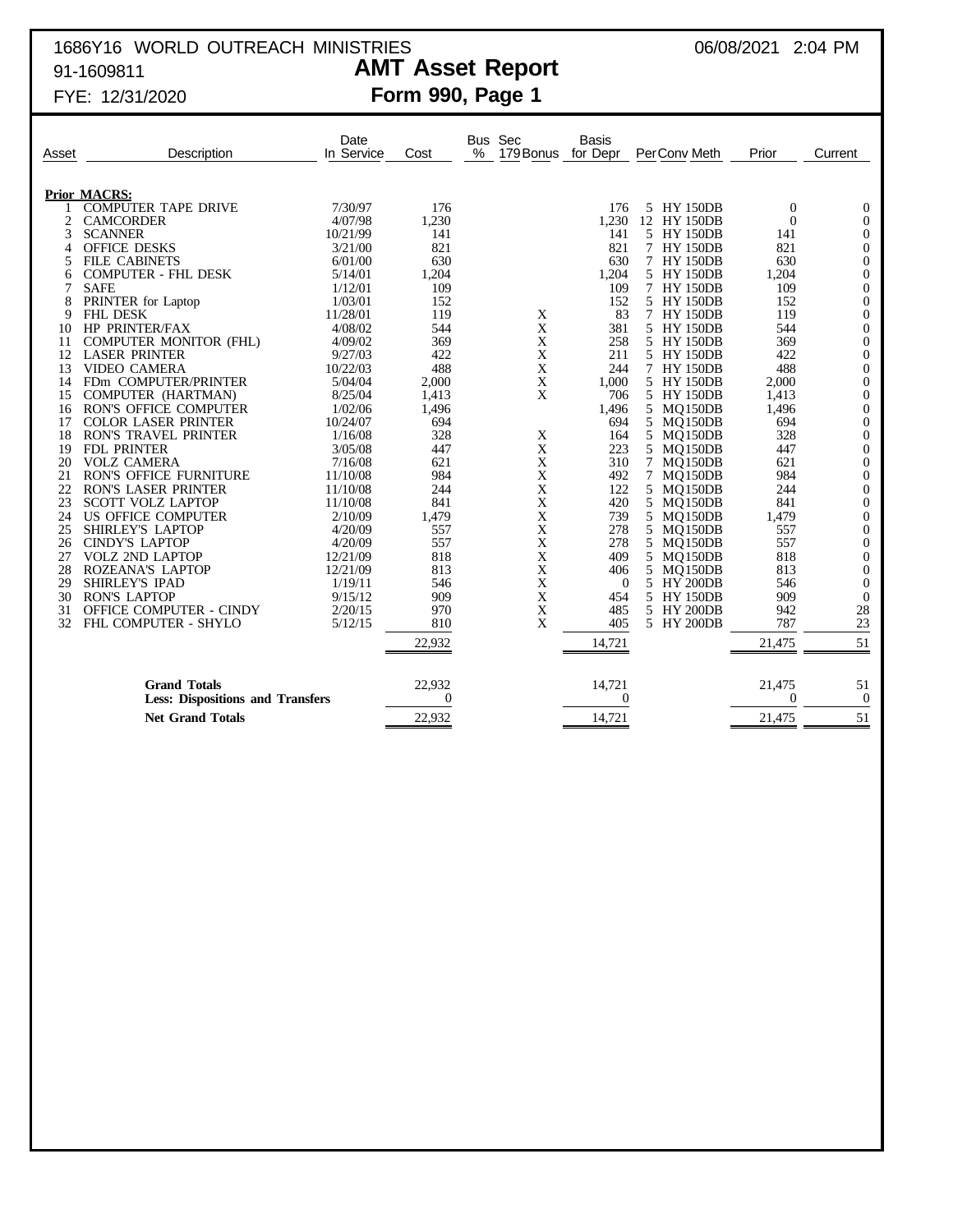1686Y16 WORLD OUTREACH MINISTRIES 06/08/2021 2:04 PM

91-1609811

# AMT Asset Report

FYE: 12/31/2020

## Form 990, Page 1

| Asset | Description | Date In Service | Cost | Bus % | Sec 179 Bonus | Basis for Depr | Per | Conv | Meth | Prior | Current |
|---|---|---|---|---|---|---|---|---|---|---|---|
| | **Prior MACRS:** | | | | | | | | | | |
| 1 | COMPUTER TAPE DRIVE | 7/30/97 | 176 | | | 176 | 5 | HY | 150DB | 0 | 0 |
| 2 | CAMCORDER | 4/07/98 | 1,230 | | | 1,230 | 12 | HY | 150DB | 0 | 0 |
| 3 | SCANNER | 10/21/99 | 141 | | | 141 | 5 | HY | 150DB | 141 | 0 |
| 4 | OFFICE DESKS | 3/21/00 | 821 | | | 821 | 7 | HY | 150DB | 821 | 0 |
| 5 | FILE CABINETS | 6/01/00 | 630 | | | 630 | 7 | HY | 150DB | 630 | 0 |
| 6 | COMPUTER - FHL DESK | 5/14/01 | 1,204 | | | 1,204 | 5 | HY | 150DB | 1,204 | 0 |
| 7 | SAFE | 1/12/01 | 109 | | | 109 | 7 | HY | 150DB | 109 | 0 |
| 8 | PRINTER for Laptop | 1/03/01 | 152 | | | 152 | 5 | HY | 150DB | 152 | 0 |
| 9 | FHL DESK | 11/28/01 | 119 | | X | 83 | 7 | HY | 150DB | 119 | 0 |
| 10 | HP PRINTER/FAX | 4/08/02 | 544 | | X | 381 | 5 | HY | 150DB | 544 | 0 |
| 11 | COMPUTER MONITOR (FHL) | 4/09/02 | 369 | | X | 258 | 5 | HY | 150DB | 369 | 0 |
| 12 | LASER PRINTER | 9/27/03 | 422 | | X | 211 | 5 | HY | 150DB | 422 | 0 |
| 13 | VIDEO CAMERA | 10/22/03 | 488 | | X | 244 | 7 | HY | 150DB | 488 | 0 |
| 14 | FDm COMPUTER/PRINTER | 5/04/04 | 2,000 | | X | 1,000 | 5 | HY | 150DB | 2,000 | 0 |
| 15 | COMPUTER (HARTMAN) | 8/25/04 | 1,413 | | X | 706 | 5 | HY | 150DB | 1,413 | 0 |
| 16 | RON'S OFFICE COMPUTER | 1/02/06 | 1,496 | | | 1,496 | 5 | MQ | 150DB | 1,496 | 0 |
| 17 | COLOR LASER PRINTER | 10/24/07 | 694 | | | 694 | 5 | MQ | 150DB | 694 | 0 |
| 18 | RON'S TRAVEL PRINTER | 1/16/08 | 328 | | X | 164 | 5 | MQ | 150DB | 328 | 0 |
| 19 | FDL PRINTER | 3/05/08 | 447 | | X | 223 | 5 | MQ | 150DB | 447 | 0 |
| 20 | VOLZ CAMERA | 7/16/08 | 621 | | X | 310 | 7 | MQ | 150DB | 621 | 0 |
| 21 | RON'S OFFICE FURNITURE | 11/10/08 | 984 | | X | 492 | 7 | MQ | 150DB | 984 | 0 |
| 22 | RON'S LASER PRINTER | 11/10/08 | 244 | | X | 122 | 5 | MQ | 150DB | 244 | 0 |
| 23 | SCOTT VOLZ LAPTOP | 11/10/08 | 841 | | X | 420 | 5 | MQ | 150DB | 841 | 0 |
| 24 | US OFFICE COMPUTER | 2/10/09 | 1,479 | | X | 739 | 5 | MQ | 150DB | 1,479 | 0 |
| 25 | SHIRLEY'S LAPTOP | 4/20/09 | 557 | | X | 278 | 5 | MQ | 150DB | 557 | 0 |
| 26 | CINDY'S LAPTOP | 4/20/09 | 557 | | X | 278 | 5 | MQ | 150DB | 557 | 0 |
| 27 | VOLZ 2ND LAPTOP | 12/21/09 | 818 | | X | 409 | 5 | MQ | 150DB | 818 | 0 |
| 28 | ROZEANA'S LAPTOP | 12/21/09 | 813 | | X | 406 | 5 | MQ | 150DB | 813 | 0 |
| 29 | SHIRLEY'S IPAD | 1/19/11 | 546 | | X | 0 | 5 | HY | 200DB | 546 | 0 |
| 30 | RON'S LAPTOP | 9/15/12 | 909 | | X | 454 | 5 | HY | 150DB | 909 | 0 |
| 31 | OFFICE COMPUTER - CINDY | 2/20/15 | 970 | | X | 485 | 5 | HY | 200DB | 942 | 28 |
| 32 | FHL COMPUTER - SHYLO | 5/12/15 | 810 | | X | 405 | 5 | HY | 200DB | 787 | 23 |
| | | | 22,932 | | | 14,721 | | | | 21,475 | 51 |
| | **Grand Totals** | | 22,932 | | | 14,721 | | | | 21,475 | 51 |
| | **Less: Dispositions and Transfers** | | 0 | | | 0 | | | | 0 | 0 |
| | **Net Grand Totals** | | 22,932 | | | 14,721 | | | | 21,475 | 51 |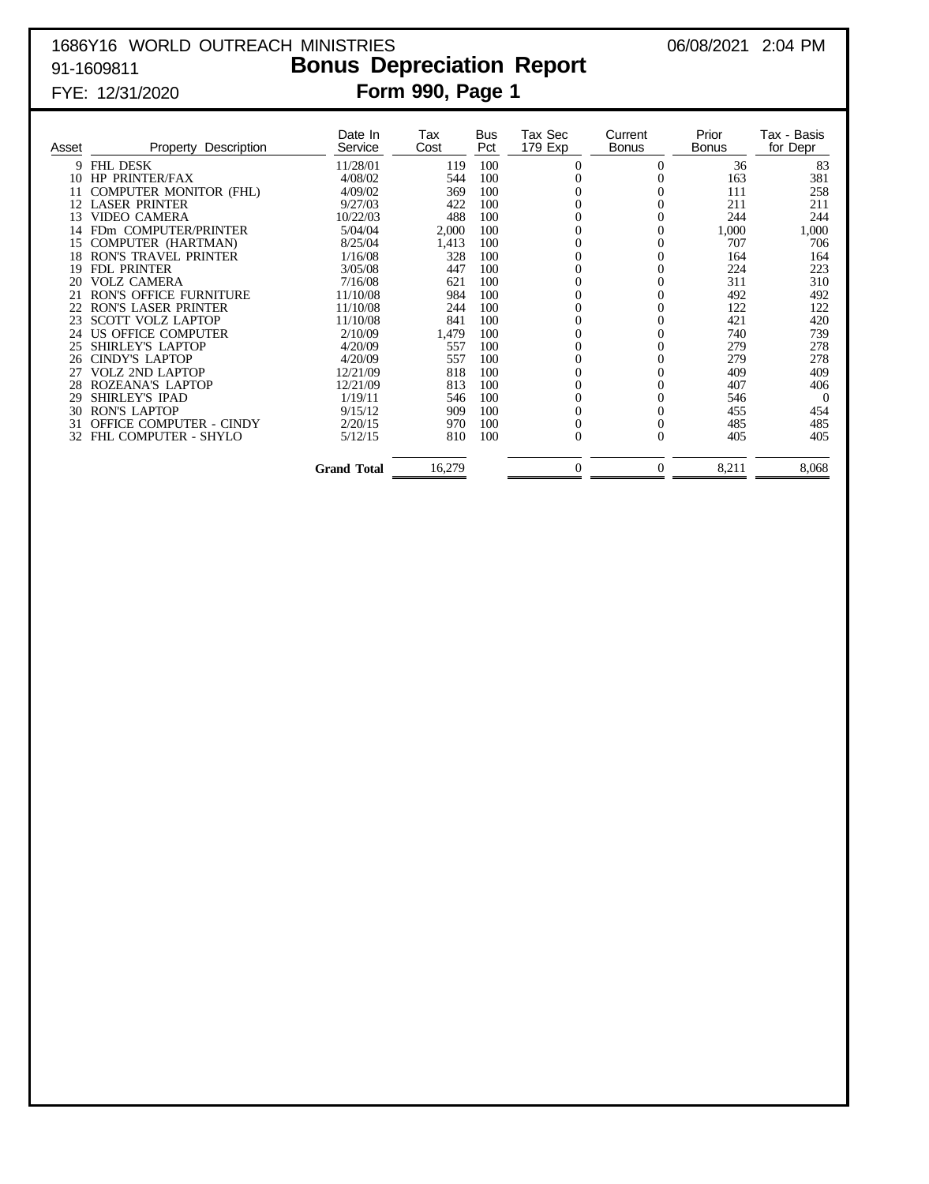1686Y16 WORLD OUTREACH MINISTRIES 06/08/2021 2:04 PM

91-1609811

# Bonus Depreciation Report

FYE: 12/31/2020

## Form 990, Page 1

| Asset | Property Description | Date In Service | Tax Cost | Bus Pct | Tax Sec 179 Exp | Current Bonus | Prior Bonus | Tax - Basis for Depr |
|---|---|---|---|---|---|---|---|---|
| 9 | FHL DESK | 11/28/01 | 119 | 100 | 0 | 0 | 36 | 83 |
| 10 | HP PRINTER/FAX | 4/08/02 | 544 | 100 | 0 | 0 | 163 | 381 |
| 11 | COMPUTER MONITOR (FHL) | 4/09/02 | 369 | 100 | 0 | 0 | 111 | 258 |
| 12 | LASER PRINTER | 9/27/03 | 422 | 100 | 0 | 0 | 211 | 211 |
| 13 | VIDEO CAMERA | 10/22/03 | 488 | 100 | 0 | 0 | 244 | 244 |
| 14 | FDm COMPUTER/PRINTER | 5/04/04 | 2,000 | 100 | 0 | 0 | 1,000 | 1,000 |
| 15 | COMPUTER (HARTMAN) | 8/25/04 | 1,413 | 100 | 0 | 0 | 707 | 706 |
| 18 | RON'S TRAVEL PRINTER | 1/16/08 | 328 | 100 | 0 | 0 | 164 | 164 |
| 19 | FDL PRINTER | 3/05/08 | 447 | 100 | 0 | 0 | 224 | 223 |
| 20 | VOLZ CAMERA | 7/16/08 | 621 | 100 | 0 | 0 | 311 | 310 |
| 21 | RON'S OFFICE FURNITURE | 11/10/08 | 984 | 100 | 0 | 0 | 492 | 492 |
| 22 | RON'S LASER PRINTER | 11/10/08 | 244 | 100 | 0 | 0 | 122 | 122 |
| 23 | SCOTT VOLZ LAPTOP | 11/10/08 | 841 | 100 | 0 | 0 | 421 | 420 |
| 24 | US OFFICE COMPUTER | 2/10/09 | 1,479 | 100 | 0 | 0 | 740 | 739 |
| 25 | SHIRLEY'S LAPTOP | 4/20/09 | 557 | 100 | 0 | 0 | 279 | 278 |
| 26 | CINDY'S LAPTOP | 4/20/09 | 557 | 100 | 0 | 0 | 279 | 278 |
| 27 | VOLZ 2ND LAPTOP | 12/21/09 | 818 | 100 | 0 | 0 | 409 | 409 |
| 28 | ROZEANA'S LAPTOP | 12/21/09 | 813 | 100 | 0 | 0 | 407 | 406 |
| 29 | SHIRLEY'S IPAD | 1/19/11 | 546 | 100 | 0 | 0 | 546 | 0 |
| 30 | RON'S LAPTOP | 9/15/12 | 909 | 100 | 0 | 0 | 455 | 454 |
| 31 | OFFICE COMPUTER - CINDY | 2/20/15 | 970 | 100 | 0 | 0 | 485 | 485 |
| 32 | FHL COMPUTER - SHYLO | 5/12/15 | 810 | 100 | 0 | 0 | 405 | 405 |
| | | **Grand Total** | 16,279 | | 0 | 0 | 8,211 | 8,068 |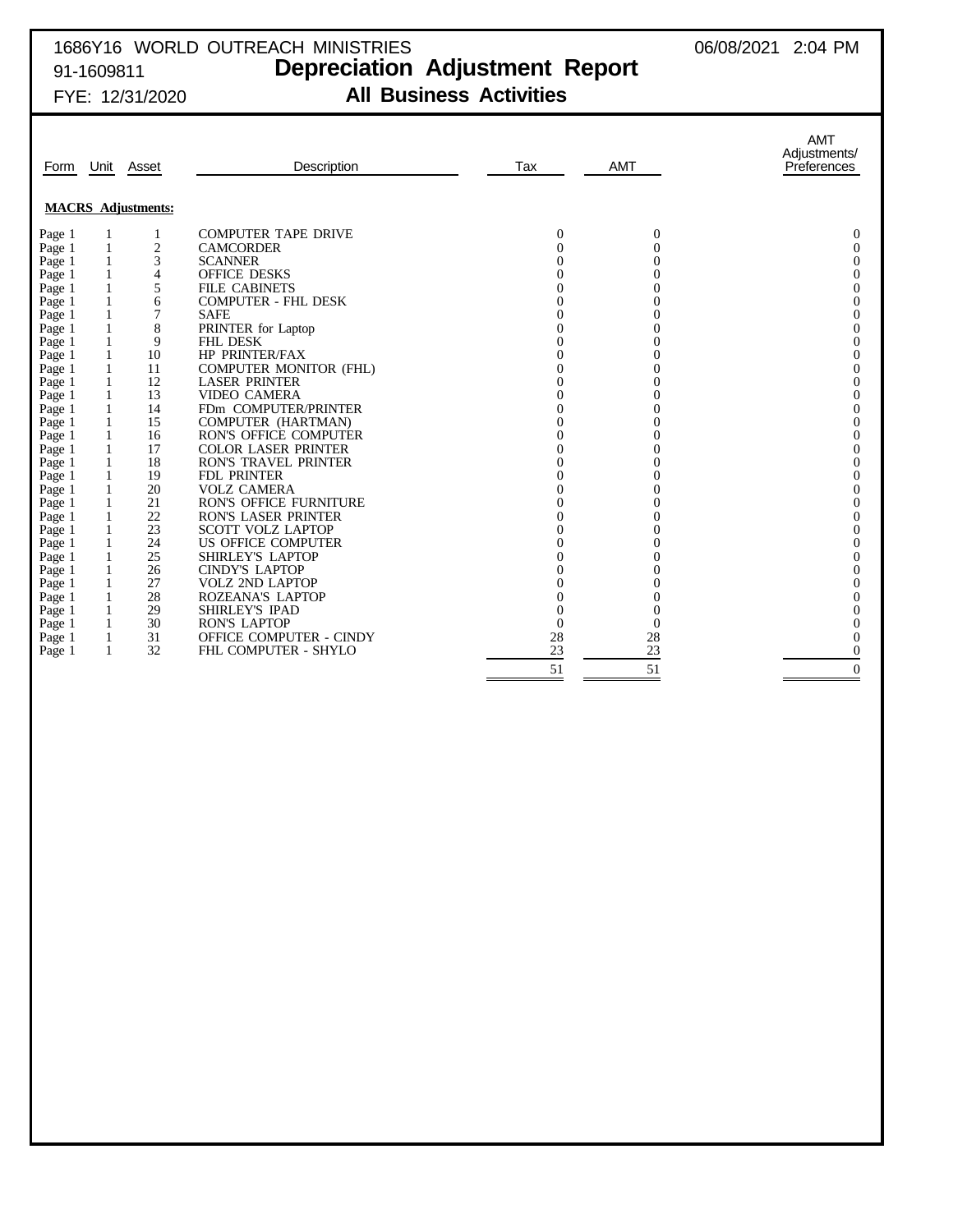1686Y16 WORLD OUTREACH MINISTRIES — 06/08/2021 2:04 PM

91-1609811

# Depreciation Adjustment Report

FYE: 12/31/2020

## All Business Activities

**MACRS Adjustments:**

| Form | Unit | Asset | Description | Tax | AMT | AMT Adjustments/ Preferences |
|---|---|---|---|---|---|---|
| Page 1 | 1 | 1 | COMPUTER TAPE DRIVE | 0 | 0 | 0 |
| Page 1 | 1 | 2 | CAMCORDER | 0 | 0 | 0 |
| Page 1 | 1 | 3 | SCANNER | 0 | 0 | 0 |
| Page 1 | 1 | 4 | OFFICE DESKS | 0 | 0 | 0 |
| Page 1 | 1 | 5 | FILE CABINETS | 0 | 0 | 0 |
| Page 1 | 1 | 6 | COMPUTER - FHL DESK | 0 | 0 | 0 |
| Page 1 | 1 | 7 | SAFE | 0 | 0 | 0 |
| Page 1 | 1 | 8 | PRINTER for Laptop | 0 | 0 | 0 |
| Page 1 | 1 | 9 | FHL DESK | 0 | 0 | 0 |
| Page 1 | 1 | 10 | HP PRINTER/FAX | 0 | 0 | 0 |
| Page 1 | 1 | 11 | COMPUTER MONITOR (FHL) | 0 | 0 | 0 |
| Page 1 | 1 | 12 | LASER PRINTER | 0 | 0 | 0 |
| Page 1 | 1 | 13 | VIDEO CAMERA | 0 | 0 | 0 |
| Page 1 | 1 | 14 | FDm COMPUTER/PRINTER | 0 | 0 | 0 |
| Page 1 | 1 | 15 | COMPUTER (HARTMAN) | 0 | 0 | 0 |
| Page 1 | 1 | 16 | RON'S OFFICE COMPUTER | 0 | 0 | 0 |
| Page 1 | 1 | 17 | COLOR LASER PRINTER | 0 | 0 | 0 |
| Page 1 | 1 | 18 | RON'S TRAVEL PRINTER | 0 | 0 | 0 |
| Page 1 | 1 | 19 | FDL PRINTER | 0 | 0 | 0 |
| Page 1 | 1 | 20 | VOLZ CAMERA | 0 | 0 | 0 |
| Page 1 | 1 | 21 | RON'S OFFICE FURNITURE | 0 | 0 | 0 |
| Page 1 | 1 | 22 | RON'S LASER PRINTER | 0 | 0 | 0 |
| Page 1 | 1 | 23 | SCOTT VOLZ LAPTOP | 0 | 0 | 0 |
| Page 1 | 1 | 24 | US OFFICE COMPUTER | 0 | 0 | 0 |
| Page 1 | 1 | 25 | SHIRLEY'S LAPTOP | 0 | 0 | 0 |
| Page 1 | 1 | 26 | CINDY'S LAPTOP | 0 | 0 | 0 |
| Page 1 | 1 | 27 | VOLZ 2ND LAPTOP | 0 | 0 | 0 |
| Page 1 | 1 | 28 | ROZEANA'S LAPTOP | 0 | 0 | 0 |
| Page 1 | 1 | 29 | SHIRLEY'S IPAD | 0 | 0 | 0 |
| Page 1 | 1 | 30 | RON'S LAPTOP | 0 | 0 | 0 |
| Page 1 | 1 | 31 | OFFICE COMPUTER - CINDY | 28 | 28 | 0 |
| Page 1 | 1 | 32 | FHL COMPUTER - SHYLO | 23 | 23 | 0 |
| | | | | 51 | 51 | 0 |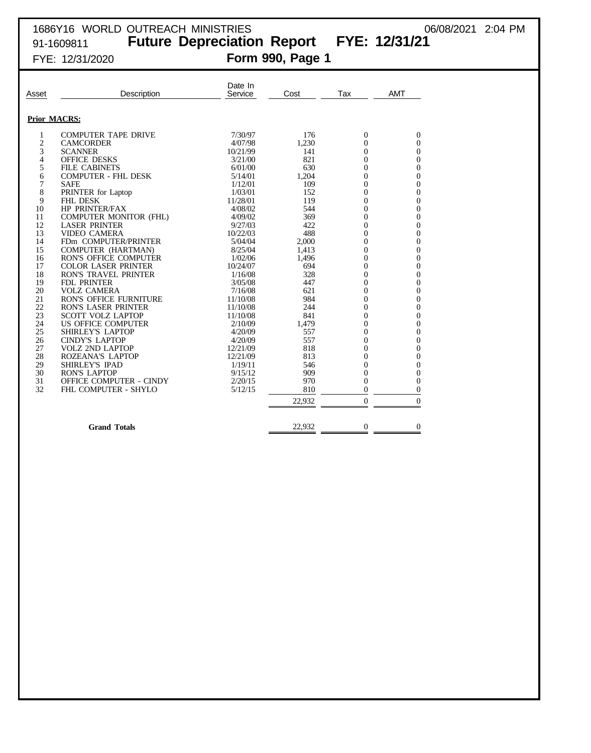1686Y16 WORLD OUTREACH MINISTRIES
91-1609811
FYE: 12/31/2020

06/08/2021 2:04 PM

# Future Depreciation Report FYE: 12/31/21

## Form 990, Page 1

| Asset | Description | Date In Service | Cost | Tax | AMT |
|---|---|---|---|---|---|
| **Prior MACRS:** | | | | | |
| 1 | COMPUTER TAPE DRIVE | 7/30/97 | 176 | 0 | 0 |
| 2 | CAMCORDER | 4/07/98 | 1,230 | 0 | 0 |
| 3 | SCANNER | 10/21/99 | 141 | 0 | 0 |
| 4 | OFFICE DESKS | 3/21/00 | 821 | 0 | 0 |
| 5 | FILE CABINETS | 6/01/00 | 630 | 0 | 0 |
| 6 | COMPUTER - FHL DESK | 5/14/01 | 1,204 | 0 | 0 |
| 7 | SAFE | 1/12/01 | 109 | 0 | 0 |
| 8 | PRINTER for Laptop | 1/03/01 | 152 | 0 | 0 |
| 9 | FHL DESK | 11/28/01 | 119 | 0 | 0 |
| 10 | HP PRINTER/FAX | 4/08/02 | 544 | 0 | 0 |
| 11 | COMPUTER MONITOR (FHL) | 4/09/02 | 369 | 0 | 0 |
| 12 | LASER PRINTER | 9/27/03 | 422 | 0 | 0 |
| 13 | VIDEO CAMERA | 10/22/03 | 488 | 0 | 0 |
| 14 | FDm COMPUTER/PRINTER | 5/04/04 | 2,000 | 0 | 0 |
| 15 | COMPUTER (HARTMAN) | 8/25/04 | 1,413 | 0 | 0 |
| 16 | RON'S OFFICE COMPUTER | 1/02/06 | 1,496 | 0 | 0 |
| 17 | COLOR LASER PRINTER | 10/24/07 | 694 | 0 | 0 |
| 18 | RON'S TRAVEL PRINTER | 1/16/08 | 328 | 0 | 0 |
| 19 | FDL PRINTER | 3/05/08 | 447 | 0 | 0 |
| 20 | VOLZ CAMERA | 7/16/08 | 621 | 0 | 0 |
| 21 | RON'S OFFICE FURNITURE | 11/10/08 | 984 | 0 | 0 |
| 22 | RON'S LASER PRINTER | 11/10/08 | 244 | 0 | 0 |
| 23 | SCOTT VOLZ LAPTOP | 11/10/08 | 841 | 0 | 0 |
| 24 | US OFFICE COMPUTER | 2/10/09 | 1,479 | 0 | 0 |
| 25 | SHIRLEY'S LAPTOP | 4/20/09 | 557 | 0 | 0 |
| 26 | CINDY'S LAPTOP | 4/20/09 | 557 | 0 | 0 |
| 27 | VOLZ 2ND LAPTOP | 12/21/09 | 818 | 0 | 0 |
| 28 | ROZEANA'S LAPTOP | 12/21/09 | 813 | 0 | 0 |
| 29 | SHIRLEY'S IPAD | 1/19/11 | 546 | 0 | 0 |
| 30 | RON'S LAPTOP | 9/15/12 | 909 | 0 | 0 |
| 31 | OFFICE COMPUTER - CINDY | 2/20/15 | 970 | 0 | 0 |
| 32 | FHL COMPUTER - SHYLO | 5/12/15 | 810 | 0 | 0 |
| | | | 22,932 | 0 | 0 |
| | **Grand Totals** | | 22,932 | 0 | 0 |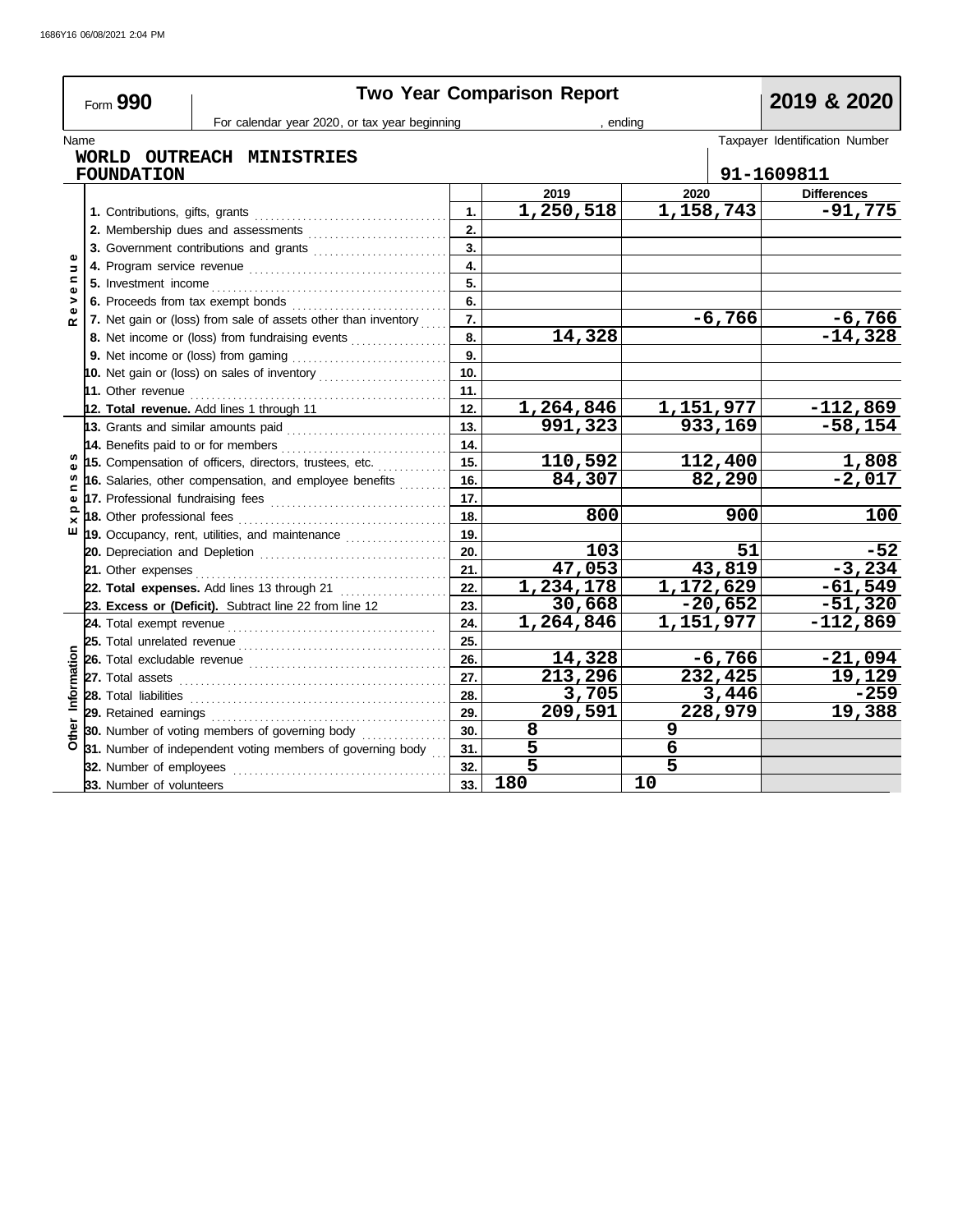Form **990** — **Two Year Comparison Report** — **2019 & 2020**

For calendar year 2020, or tax year beginning , ending

Name: **WORLD OUTREACH MINISTRIES FOUNDATION**

Taxpayer Identification Number: **91-1609811**

| Section | Line | No. | 2019 | 2020 | Differences |
|---|---|---|---|---|---|
| Revenue | 1. Contributions, gifts, grants | 1. | 1,250,518 | 1,158,743 | -91,775 |
| | 2. Membership dues and assessments | 2. | | | |
| | 3. Government contributions and grants | 3. | | | |
| | 4. Program service revenue | 4. | | | |
| | 5. Investment income | 5. | | | |
| | 6. Proceeds from tax exempt bonds | 6. | | | |
| | 7. Net gain or (loss) from sale of assets other than inventory | 7. | | -6,766 | -6,766 |
| | 8. Net income or (loss) from fundraising events | 8. | 14,328 | | -14,328 |
| | 9. Net income or (loss) from gaming | 9. | | | |
| | 10. Net gain or (loss) on sales of inventory | 10. | | | |
| | 11. Other revenue | 11. | | | |
| | **12. Total revenue.** Add lines 1 through 11 | 12. | 1,264,846 | 1,151,977 | -112,869 |
| Expenses | 13. Grants and similar amounts paid | 13. | 991,323 | 933,169 | -58,154 |
| | 14. Benefits paid to or for members | 14. | | | |
| | 15. Compensation of officers, directors, trustees, etc. | 15. | 110,592 | 112,400 | 1,808 |
| | 16. Salaries, other compensation, and employee benefits | 16. | 84,307 | 82,290 | -2,017 |
| | 17. Professional fundraising fees | 17. | | | |
| | 18. Other professional fees | 18. | 800 | 900 | 100 |
| | 19. Occupancy, rent, utilities, and maintenance | 19. | | | |
| | 20. Depreciation and Depletion | 20. | 103 | 51 | -52 |
| | 21. Other expenses | 21. | 47,053 | 43,819 | -3,234 |
| | **22. Total expenses.** Add lines 13 through 21 | 22. | 1,234,178 | 1,172,629 | -61,549 |
| | **23. Excess or (Deficit).** Subtract line 22 from line 12 | 23. | 30,668 | -20,652 | -51,320 |
| Other Information | 24. Total exempt revenue | 24. | 1,264,846 | 1,151,977 | -112,869 |
| | 25. Total unrelated revenue | 25. | | | |
| | 26. Total excludable revenue | 26. | 14,328 | -6,766 | -21,094 |
| | 27. Total assets | 27. | 213,296 | 232,425 | 19,129 |
| | 28. Total liabilities | 28. | 3,705 | 3,446 | -259 |
| | 29. Retained earnings | 29. | 209,591 | 228,979 | 19,388 |
| | 30. Number of voting members of governing body | 30. | 8 | 9 | |
| | 31. Number of independent voting members of governing body | 31. | 5 | 6 | |
| | 32. Number of employees | 32. | 5 | 5 | |
| | 33. Number of volunteers | 33. | 180 | 10 | |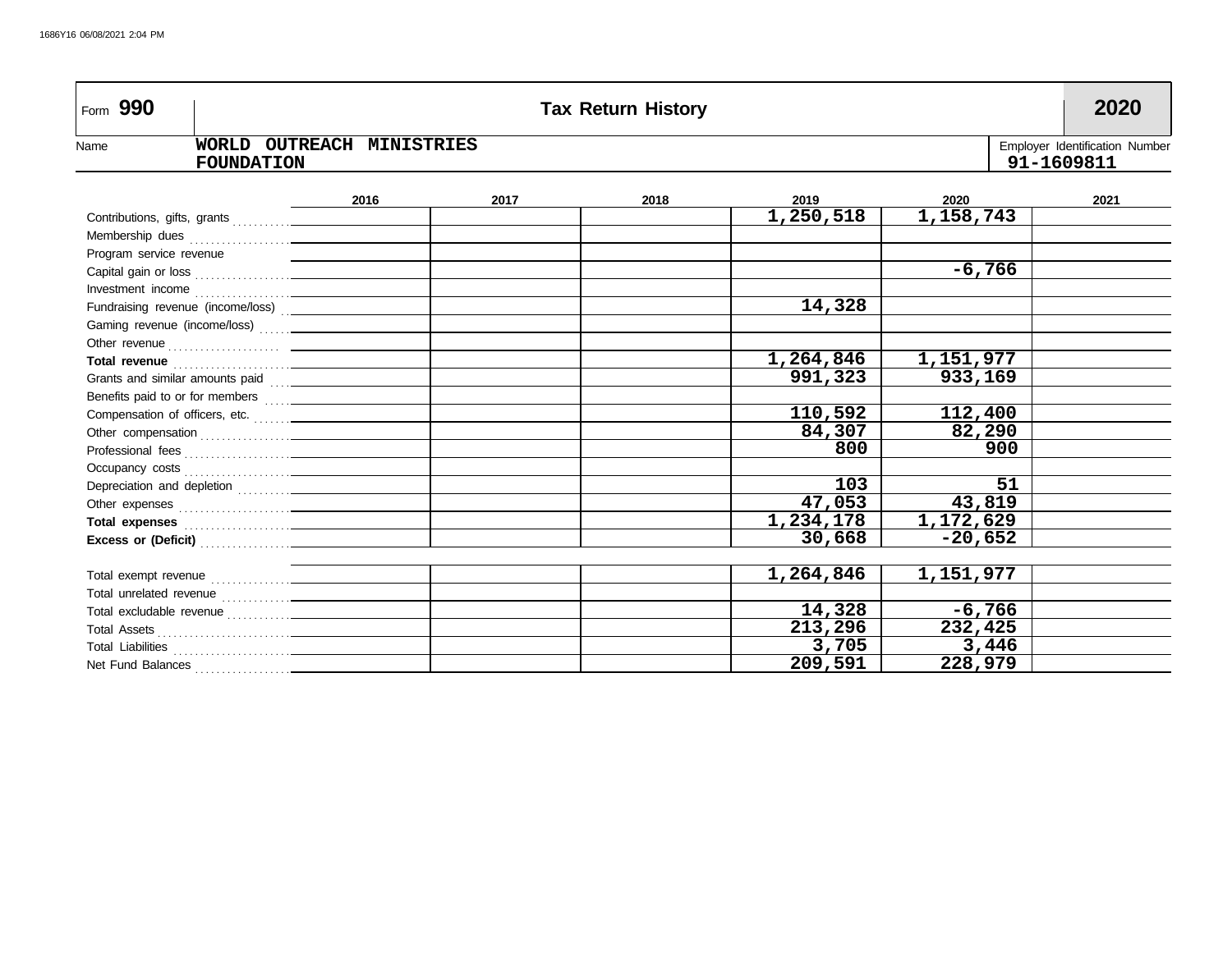Form **990**

# Tax Return History

**2020**

Name: **WORLD OUTREACH MINISTRIES FOUNDATION**

Employer Identification Number: **91-1609811**

| | 2016 | 2017 | 2018 | 2019 | 2020 | 2021 |
|---|---|---|---|---|---|---|
| Contributions, gifts, grants | | | | 1,250,518 | 1,158,743 | |
| Membership dues | | | | | | |
| Program service revenue | | | | | | |
| Capital gain or loss | | | | | -6,766 | |
| Investment income | | | | | | |
| Fundraising revenue (income/loss) | | | | 14,328 | | |
| Gaming revenue (income/loss) | | | | | | |
| Other revenue | | | | | | |
| **Total revenue** | | | | 1,264,846 | 1,151,977 | |
| Grants and similar amounts paid | | | | 991,323 | 933,169 | |
| Benefits paid to or for members | | | | | | |
| Compensation of officers, etc. | | | | 110,592 | 112,400 | |
| Other compensation | | | | 84,307 | 82,290 | |
| Professional fees | | | | 800 | 900 | |
| Occupancy costs | | | | | | |
| Depreciation and depletion | | | | 103 | 51 | |
| Other expenses | | | | 47,053 | 43,819 | |
| **Total expenses** | | | | 1,234,178 | 1,172,629 | |
| **Excess or (Deficit)** | | | | 30,668 | -20,652 | |
| | | | | | | |
| Total exempt revenue | | | | 1,264,846 | 1,151,977 | |
| Total unrelated revenue | | | | | | |
| Total excludable revenue | | | | 14,328 | -6,766 | |
| Total Assets | | | | 213,296 | 232,425 | |
| Total Liabilities | | | | 3,705 | 3,446 | |
| Net Fund Balances | | | | 209,591 | 228,979 | |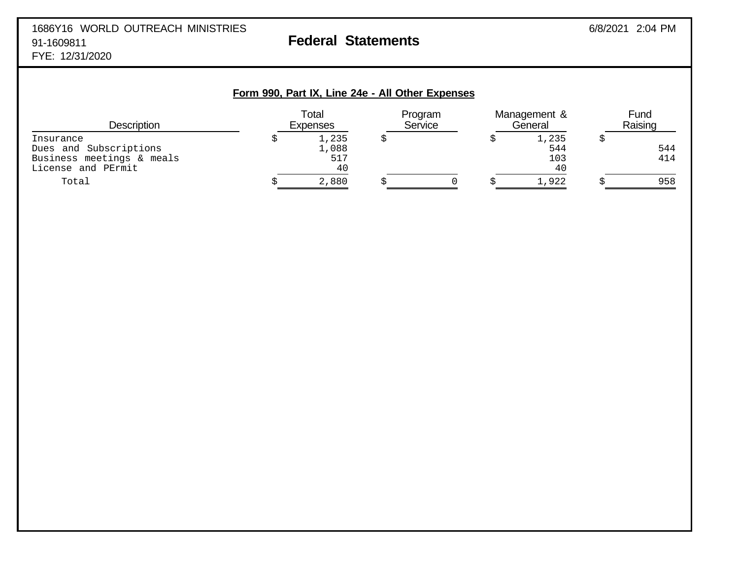1686Y16 WORLD OUTREACH MINISTRIES
91-1609811
FYE: 12/31/2020

# Federal Statements

6/8/2021 2:04 PM

## Form 990, Part IX, Line 24e - All Other Expenses

| Description | Total Expenses | Program Service | Management & General | Fund Raising |
|---|---|---|---|---|
| Insurance | $ 1,235 | $ | $ 1,235 | $ |
| Dues and Subscriptions | 1,088 | | 544 | 544 |
| Business meetings & meals | 517 | | 103 | 414 |
| License and PErmit | 40 | | 40 | |
| Total | $ 2,880 | $ 0 | $ 1,922 | $ 958 |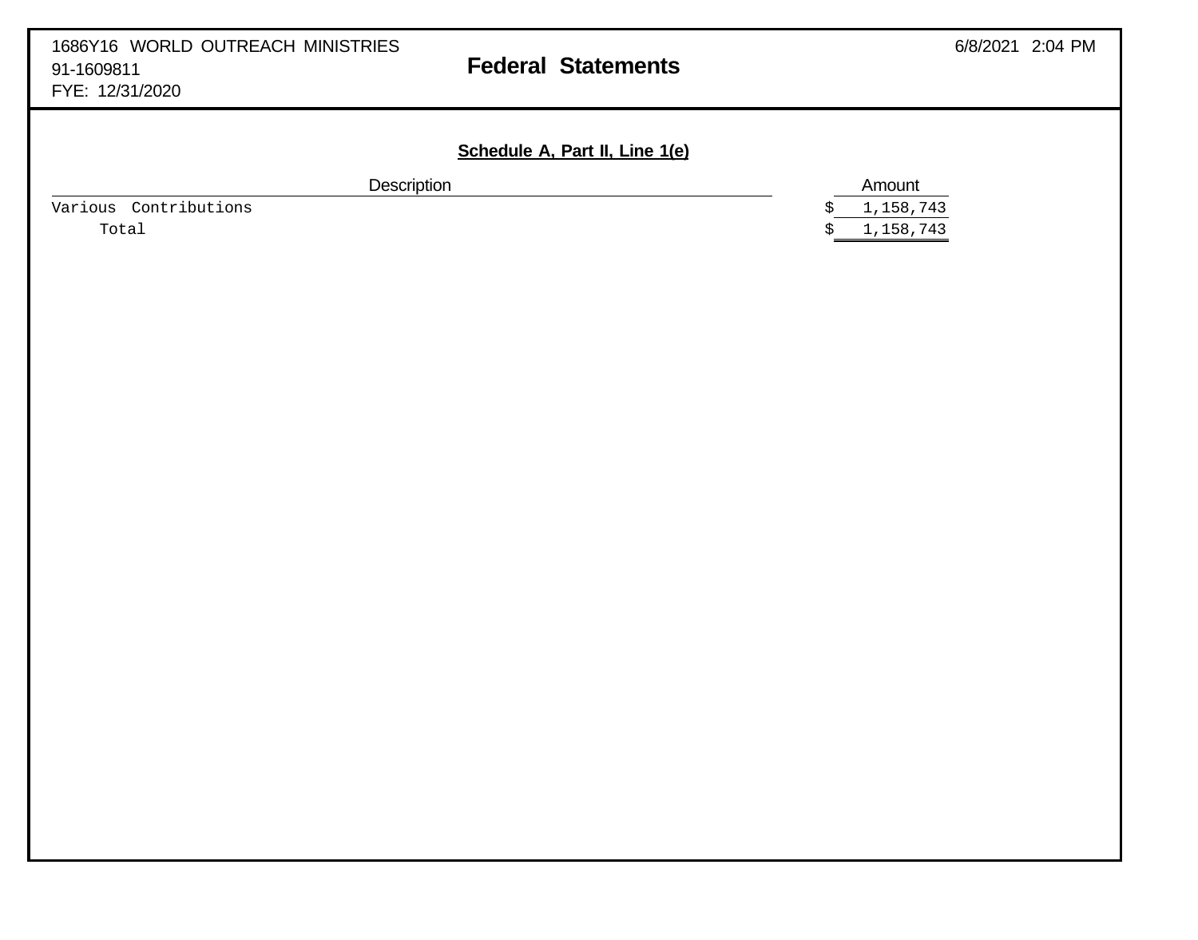1686Y16 WORLD OUTREACH MINISTRIES
91-1609811
FYE: 12/31/2020

# Federal Statements

6/8/2021 2:04 PM

## Schedule A, Part II, Line 1(e)

| Description | Amount |
|---|---|
| Various Contributions | $ 1,158,743 |
| Total | $ 1,158,743 |